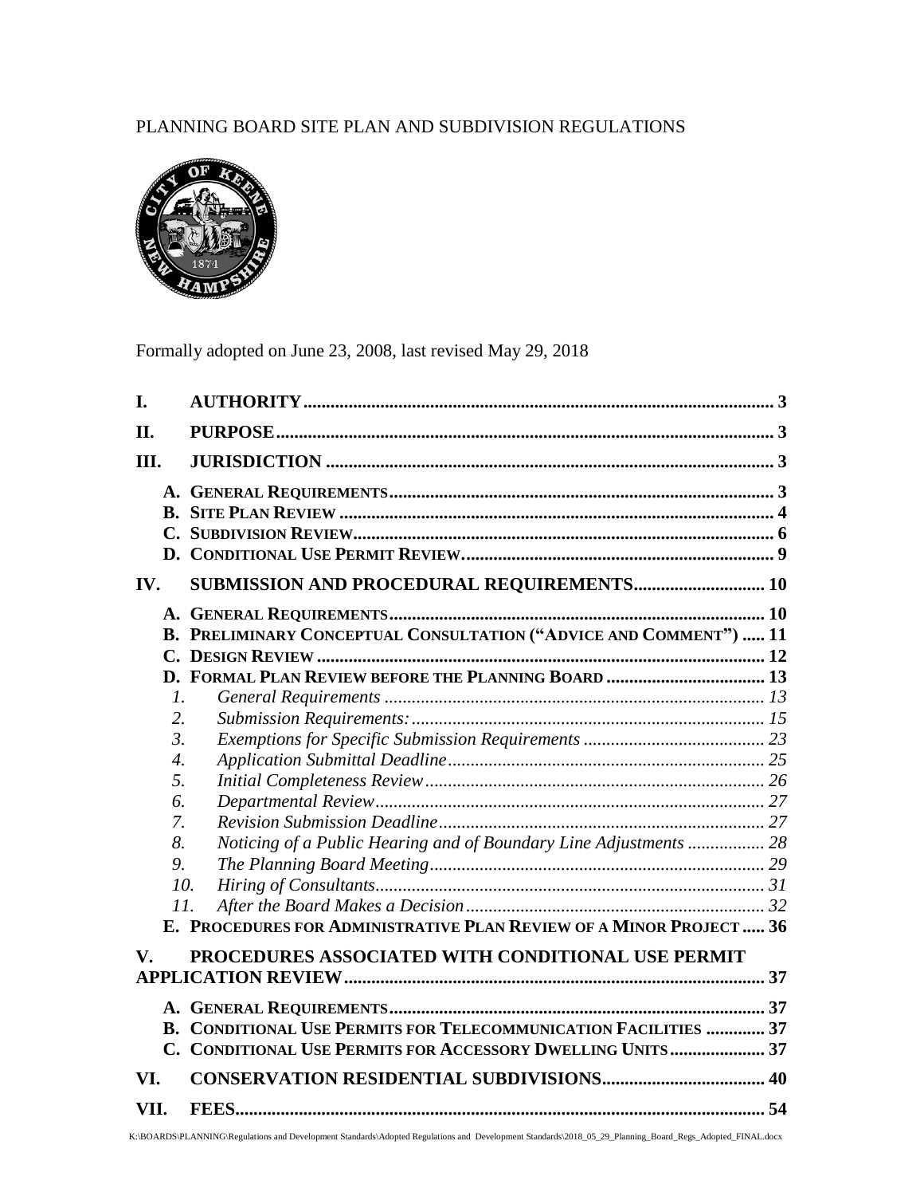PLANNING BOARD SITE PLAN AND SUBDIVISION REGULATIONS

Formally adopted on June 23, 2008, last revised May 29, 2018

**I. AUTHORITY** ..... 3

**II. PURPOSE** ..... 3

**III. JURISDICTION** ..... 3

- **A. GENERAL REQUIREMENTS** ..... 3
- **B. SITE PLAN REVIEW** ..... 4
- **C. SUBDIVISION REVIEW** ..... 6
- **D. CONDITIONAL USE PERMIT REVIEW** ..... 9

**IV. SUBMISSION AND PROCEDURAL REQUIREMENTS** ..... 10

- **A. GENERAL REQUIREMENTS** ..... 10
- **B. PRELIMINARY CONCEPTUAL CONSULTATION ("ADVICE AND COMMENT")** ..... 11
- **C. DESIGN REVIEW** ..... 12
- **D. FORMAL PLAN REVIEW BEFORE THE PLANNING BOARD** ..... 13
  1. *General Requirements* ..... 13
  2. *Submission Requirements:* ..... 15
  3. *Exemptions for Specific Submission Requirements* ..... 23
  4. *Application Submittal Deadline* ..... 25
  5. *Initial Completeness Review* ..... 26
  6. *Departmental Review* ..... 27
  7. *Revision Submission Deadline* ..... 27
  8. *Noticing of a Public Hearing and of Boundary Line Adjustments* ..... 28
  9. *The Planning Board Meeting* ..... 29
  10. *Hiring of Consultants* ..... 31
  11. *After the Board Makes a Decision* ..... 32
- **E. PROCEDURES FOR ADMINISTRATIVE PLAN REVIEW OF A MINOR PROJECT** ..... 36

**V. PROCEDURES ASSOCIATED WITH CONDITIONAL USE PERMIT APPLICATION REVIEW** ..... 37

- **A. GENERAL REQUIREMENTS** ..... 37
- **B. CONDITIONAL USE PERMITS FOR TELECOMMUNICATION FACILITIES** ..... 37
- **C. CONDITIONAL USE PERMITS FOR ACCESSORY DWELLING UNITS** ..... 37

**VI. CONSERVATION RESIDENTIAL SUBDIVISIONS** ..... 40

**VII. FEES** ..... 54

K:\BOARDS\PLANNING\Regulations and Development Standards\Adopted Regulations and Development Standards\2018_05_29_Planning_Board_Regs_Adopted_FINAL.docx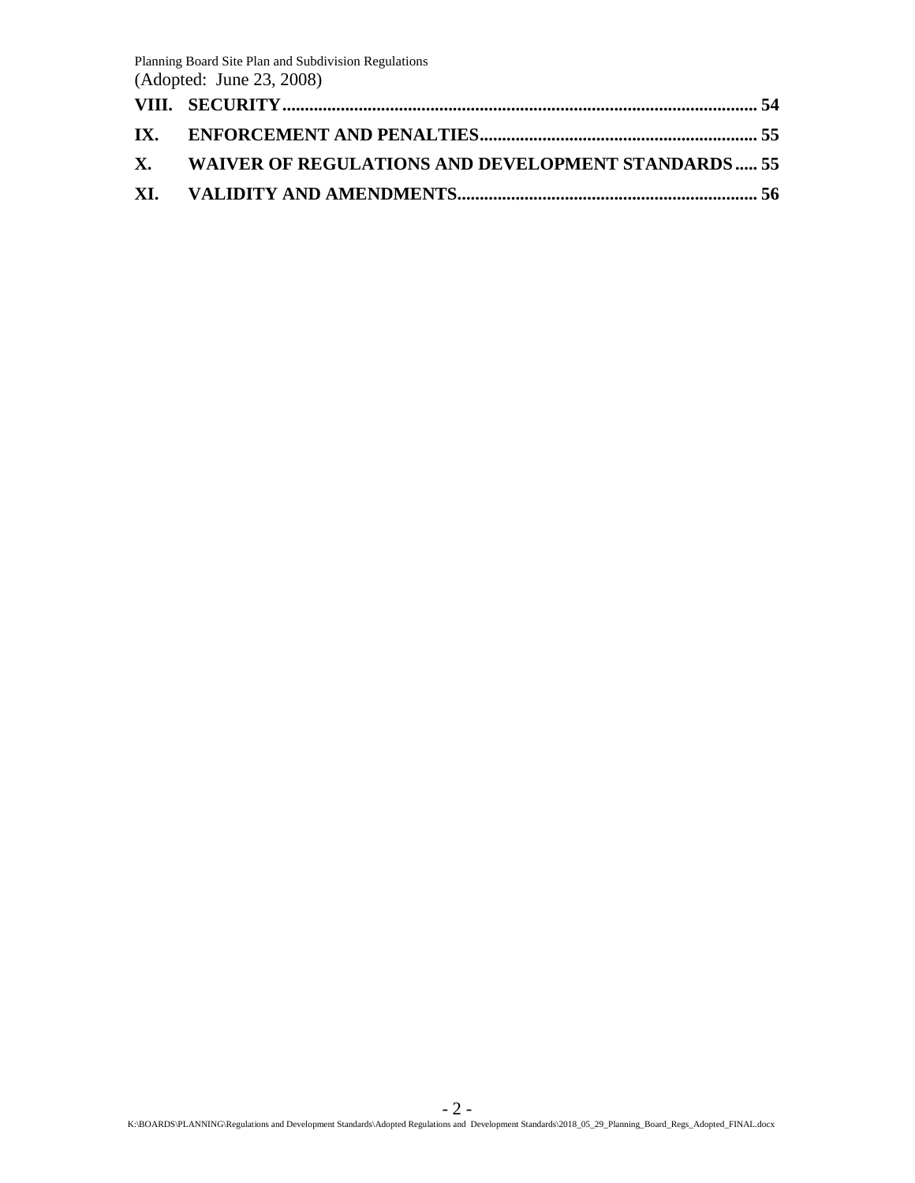**VIII. SECURITY ........................................................................................................ 54**

**IX. ENFORCEMENT AND PENALTIES ............................................................. 55**

**X. WAIVER OF REGULATIONS AND DEVELOPMENT STANDARDS ..... 55**

**XI. VALIDITY AND AMENDMENTS .................................................................. 56**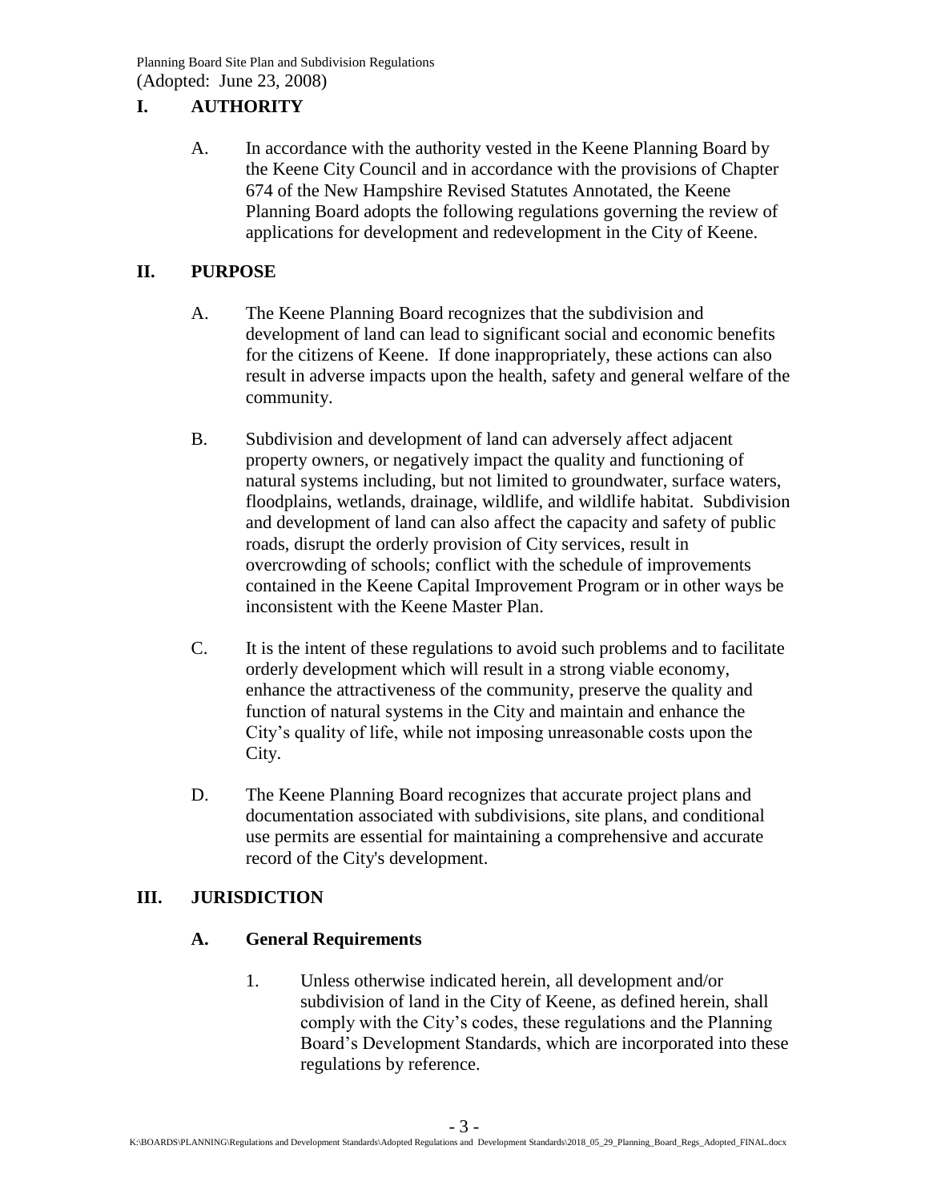## I. AUTHORITY

A. In accordance with the authority vested in the Keene Planning Board by the Keene City Council and in accordance with the provisions of Chapter 674 of the New Hampshire Revised Statutes Annotated, the Keene Planning Board adopts the following regulations governing the review of applications for development and redevelopment in the City of Keene.

## II. PURPOSE

A. The Keene Planning Board recognizes that the subdivision and development of land can lead to significant social and economic benefits for the citizens of Keene. If done inappropriately, these actions can also result in adverse impacts upon the health, safety and general welfare of the community.

B. Subdivision and development of land can adversely affect adjacent property owners, or negatively impact the quality and functioning of natural systems including, but not limited to groundwater, surface waters, floodplains, wetlands, drainage, wildlife, and wildlife habitat. Subdivision and development of land can also affect the capacity and safety of public roads, disrupt the orderly provision of City services, result in overcrowding of schools; conflict with the schedule of improvements contained in the Keene Capital Improvement Program or in other ways be inconsistent with the Keene Master Plan.

C. It is the intent of these regulations to avoid such problems and to facilitate orderly development which will result in a strong viable economy, enhance the attractiveness of the community, preserve the quality and function of natural systems in the City and maintain and enhance the City's quality of life, while not imposing unreasonable costs upon the City.

D. The Keene Planning Board recognizes that accurate project plans and documentation associated with subdivisions, site plans, and conditional use permits are essential for maintaining a comprehensive and accurate record of the City's development.

## III. JURISDICTION

### A. General Requirements

1. Unless otherwise indicated herein, all development and/or subdivision of land in the City of Keene, as defined herein, shall comply with the City's codes, these regulations and the Planning Board's Development Standards, which are incorporated into these regulations by reference.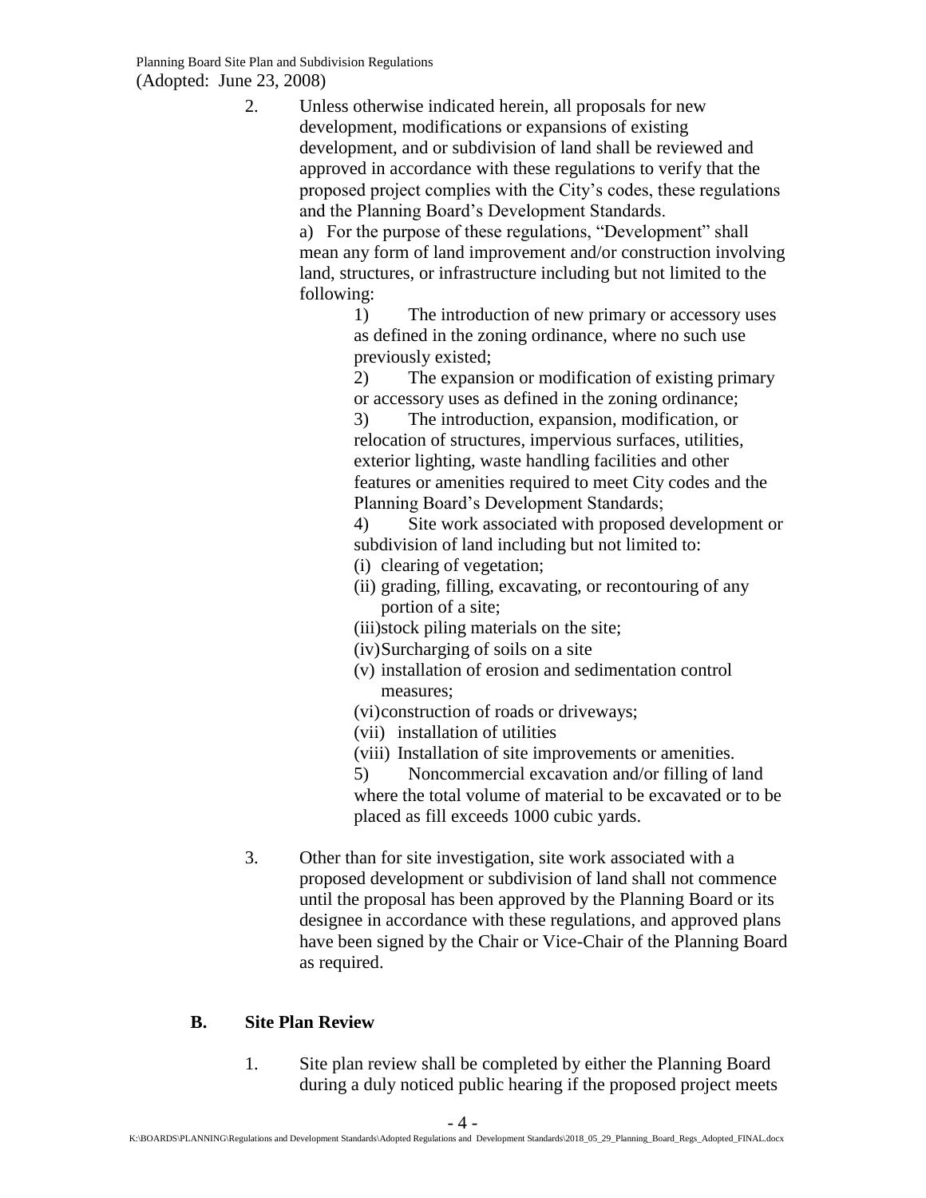2. Unless otherwise indicated herein, all proposals for new development, modifications or expansions of existing development, and or subdivision of land shall be reviewed and approved in accordance with these regulations to verify that the proposed project complies with the City's codes, these regulations and the Planning Board's Development Standards.

   a) For the purpose of these regulations, "Development" shall mean any form of land improvement and/or construction involving land, structures, or infrastructure including but not limited to the following:

   1) The introduction of new primary or accessory uses as defined in the zoning ordinance, where no such use previously existed;

   2) The expansion or modification of existing primary or accessory uses as defined in the zoning ordinance;

   3) The introduction, expansion, modification, or relocation of structures, impervious surfaces, utilities, exterior lighting, waste handling facilities and other features or amenities required to meet City codes and the Planning Board's Development Standards;

   4) Site work associated with proposed development or subdivision of land including but not limited to:

   (i) clearing of vegetation;
   (ii) grading, filling, excavating, or recontouring of any portion of a site;
   (iii) stock piling materials on the site;
   (iv) Surcharging of soils on a site
   (v) installation of erosion and sedimentation control measures;
   (vi) construction of roads or driveways;
   (vii) installation of utilities
   (viii) Installation of site improvements or amenities.

   5) Noncommercial excavation and/or filling of land where the total volume of material to be excavated or to be placed as fill exceeds 1000 cubic yards.

3. Other than for site investigation, site work associated with a proposed development or subdivision of land shall not commence until the proposal has been approved by the Planning Board or its designee in accordance with these regulations, and approved plans have been signed by the Chair or Vice-Chair of the Planning Board as required.

## B. Site Plan Review

1. Site plan review shall be completed by either the Planning Board during a duly noticed public hearing if the proposed project meets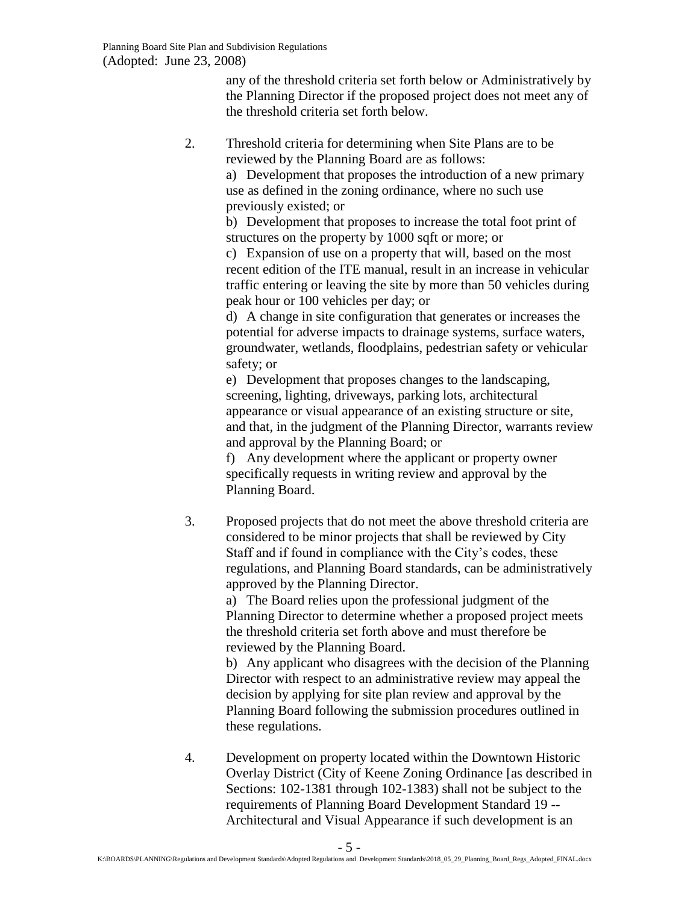any of the threshold criteria set forth below or Administratively by the Planning Director if the proposed project does not meet any of the threshold criteria set forth below.

2. Threshold criteria for determining when Site Plans are to be reviewed by the Planning Board are as follows:

   a) Development that proposes the introduction of a new primary use as defined in the zoning ordinance, where no such use previously existed; or

   b) Development that proposes to increase the total foot print of structures on the property by 1000 sqft or more; or

   c) Expansion of use on a property that will, based on the most recent edition of the ITE manual, result in an increase in vehicular traffic entering or leaving the site by more than 50 vehicles during peak hour or 100 vehicles per day; or

   d) A change in site configuration that generates or increases the potential for adverse impacts to drainage systems, surface waters, groundwater, wetlands, floodplains, pedestrian safety or vehicular safety; or

   e) Development that proposes changes to the landscaping, screening, lighting, driveways, parking lots, architectural appearance or visual appearance of an existing structure or site, and that, in the judgment of the Planning Director, warrants review and approval by the Planning Board; or

   f) Any development where the applicant or property owner specifically requests in writing review and approval by the Planning Board.

3. Proposed projects that do not meet the above threshold criteria are considered to be minor projects that shall be reviewed by City Staff and if found in compliance with the City's codes, these regulations, and Planning Board standards, can be administratively approved by the Planning Director.

   a) The Board relies upon the professional judgment of the Planning Director to determine whether a proposed project meets the threshold criteria set forth above and must therefore be reviewed by the Planning Board.

   b) Any applicant who disagrees with the decision of the Planning Director with respect to an administrative review may appeal the decision by applying for site plan review and approval by the Planning Board following the submission procedures outlined in these regulations.

4. Development on property located within the Downtown Historic Overlay District (City of Keene Zoning Ordinance [as described in Sections: 102-1381 through 102-1383) shall not be subject to the requirements of Planning Board Development Standard 19 -- Architectural and Visual Appearance if such development is an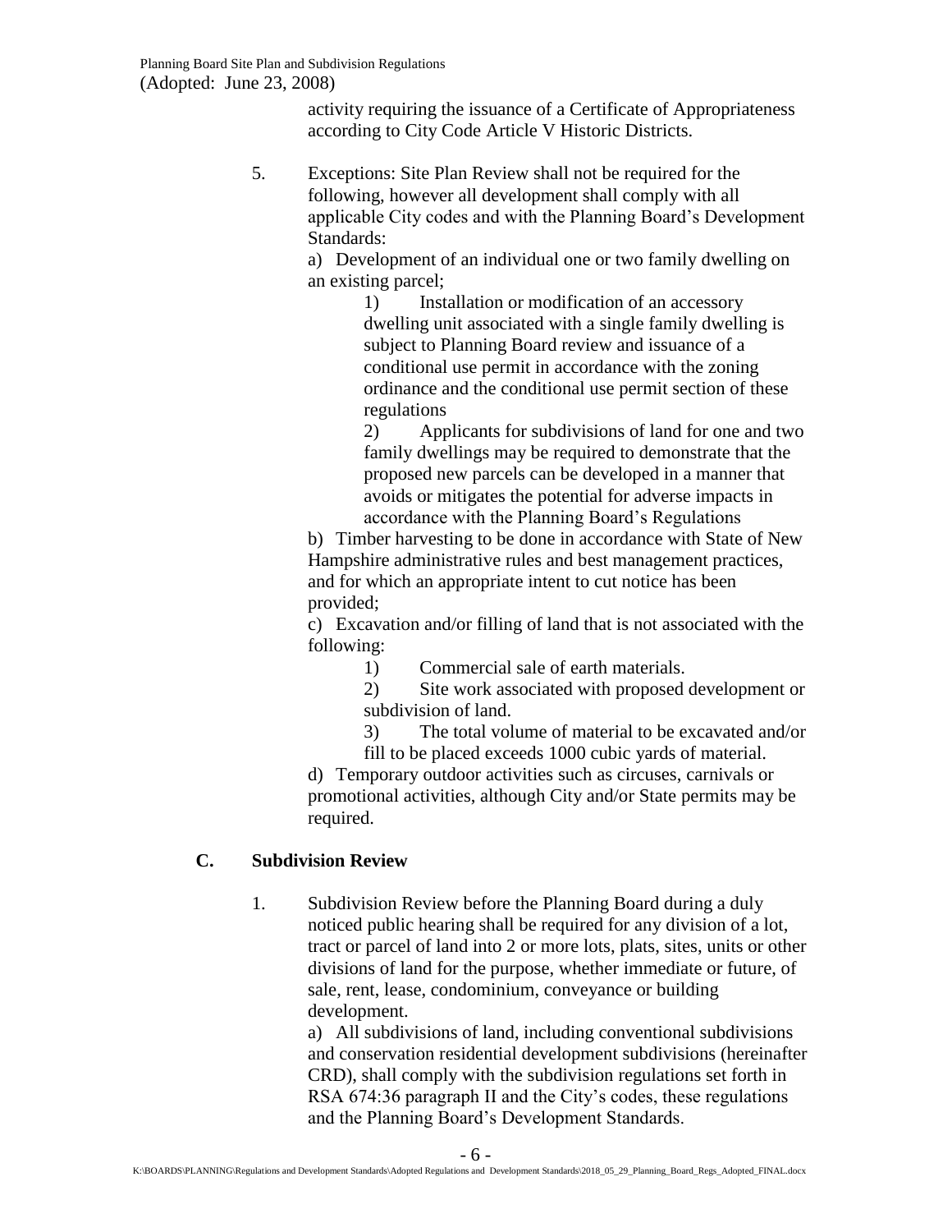activity requiring the issuance of a Certificate of Appropriateness according to City Code Article V Historic Districts.

5. Exceptions: Site Plan Review shall not be required for the following, however all development shall comply with all applicable City codes and with the Planning Board's Development Standards:

   a) Development of an individual one or two family dwelling on an existing parcel;

      1) Installation or modification of an accessory dwelling unit associated with a single family dwelling is subject to Planning Board review and issuance of a conditional use permit in accordance with the zoning ordinance and the conditional use permit section of these regulations

      2) Applicants for subdivisions of land for one and two family dwellings may be required to demonstrate that the proposed new parcels can be developed in a manner that avoids or mitigates the potential for adverse impacts in accordance with the Planning Board's Regulations

   b) Timber harvesting to be done in accordance with State of New Hampshire administrative rules and best management practices, and for which an appropriate intent to cut notice has been provided;

   c) Excavation and/or filling of land that is not associated with the following:

      1) Commercial sale of earth materials.

      2) Site work associated with proposed development or subdivision of land.

      3) The total volume of material to be excavated and/or fill to be placed exceeds 1000 cubic yards of material.

   d) Temporary outdoor activities such as circuses, carnivals or promotional activities, although City and/or State permits may be required.

## C. Subdivision Review

1. Subdivision Review before the Planning Board during a duly noticed public hearing shall be required for any division of a lot, tract or parcel of land into 2 or more lots, plats, sites, units or other divisions of land for the purpose, whether immediate or future, of sale, rent, lease, condominium, conveyance or building development.

   a) All subdivisions of land, including conventional subdivisions and conservation residential development subdivisions (hereinafter CRD), shall comply with the subdivision regulations set forth in RSA 674:36 paragraph II and the City's codes, these regulations and the Planning Board's Development Standards.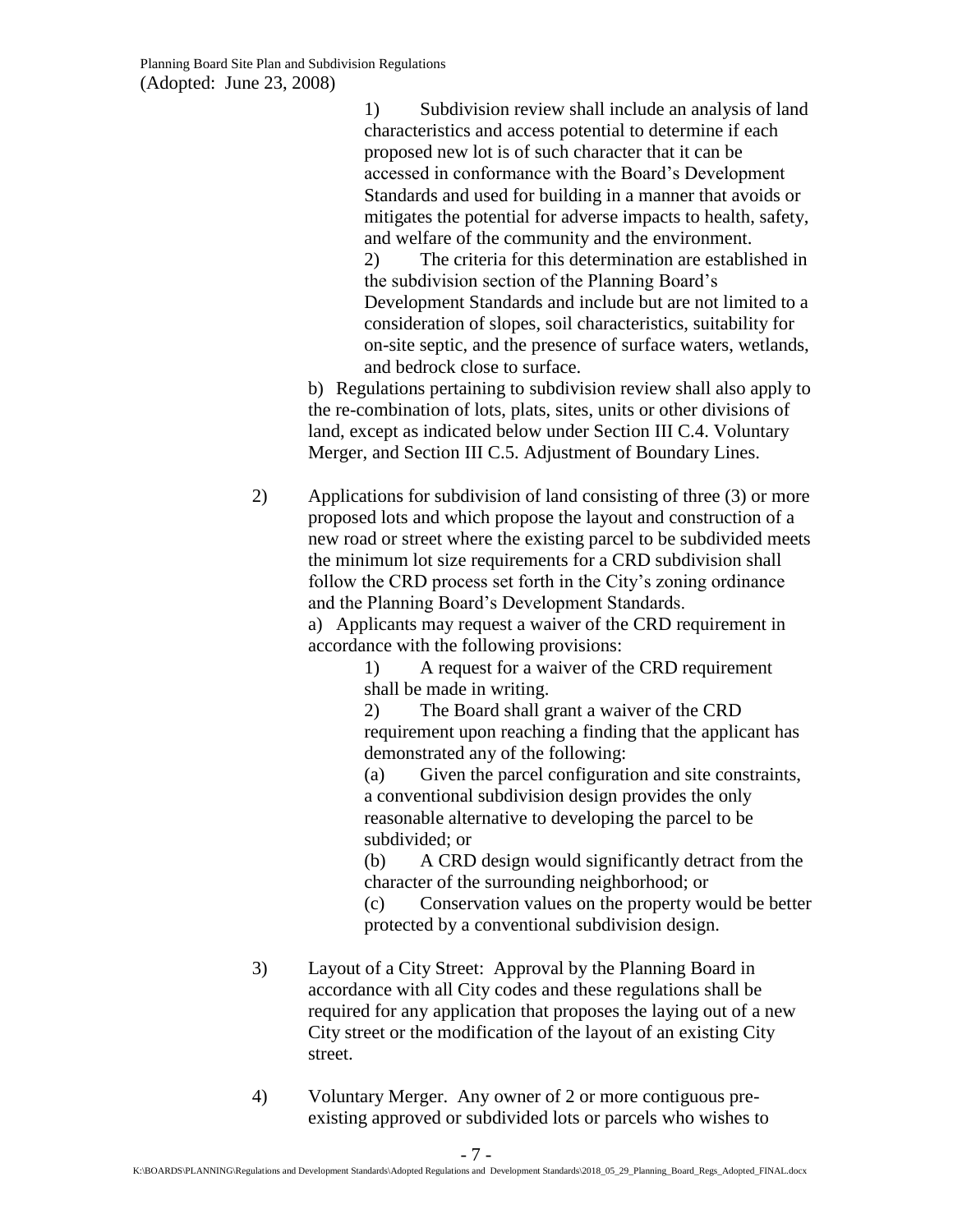1) Subdivision review shall include an analysis of land characteristics and access potential to determine if each proposed new lot is of such character that it can be accessed in conformance with the Board's Development Standards and used for building in a manner that avoids or mitigates the potential for adverse impacts to health, safety, and welfare of the community and the environment.

2) The criteria for this determination are established in the subdivision section of the Planning Board's Development Standards and include but are not limited to a consideration of slopes, soil characteristics, suitability for on-site septic, and the presence of surface waters, wetlands, and bedrock close to surface.

b) Regulations pertaining to subdivision review shall also apply to the re-combination of lots, plats, sites, units or other divisions of land, except as indicated below under Section III C.4. Voluntary Merger, and Section III C.5. Adjustment of Boundary Lines.

2) Applications for subdivision of land consisting of three (3) or more proposed lots and which propose the layout and construction of a new road or street where the existing parcel to be subdivided meets the minimum lot size requirements for a CRD subdivision shall follow the CRD process set forth in the City's zoning ordinance and the Planning Board's Development Standards.

a) Applicants may request a waiver of the CRD requirement in accordance with the following provisions:

1) A request for a waiver of the CRD requirement shall be made in writing.

2) The Board shall grant a waiver of the CRD requirement upon reaching a finding that the applicant has demonstrated any of the following:

(a) Given the parcel configuration and site constraints, a conventional subdivision design provides the only reasonable alternative to developing the parcel to be subdivided; or

(b) A CRD design would significantly detract from the character of the surrounding neighborhood; or

(c) Conservation values on the property would be better protected by a conventional subdivision design.

3) Layout of a City Street: Approval by the Planning Board in accordance with all City codes and these regulations shall be required for any application that proposes the laying out of a new City street or the modification of the layout of an existing City street.

4) Voluntary Merger. Any owner of 2 or more contiguous pre-existing approved or subdivided lots or parcels who wishes to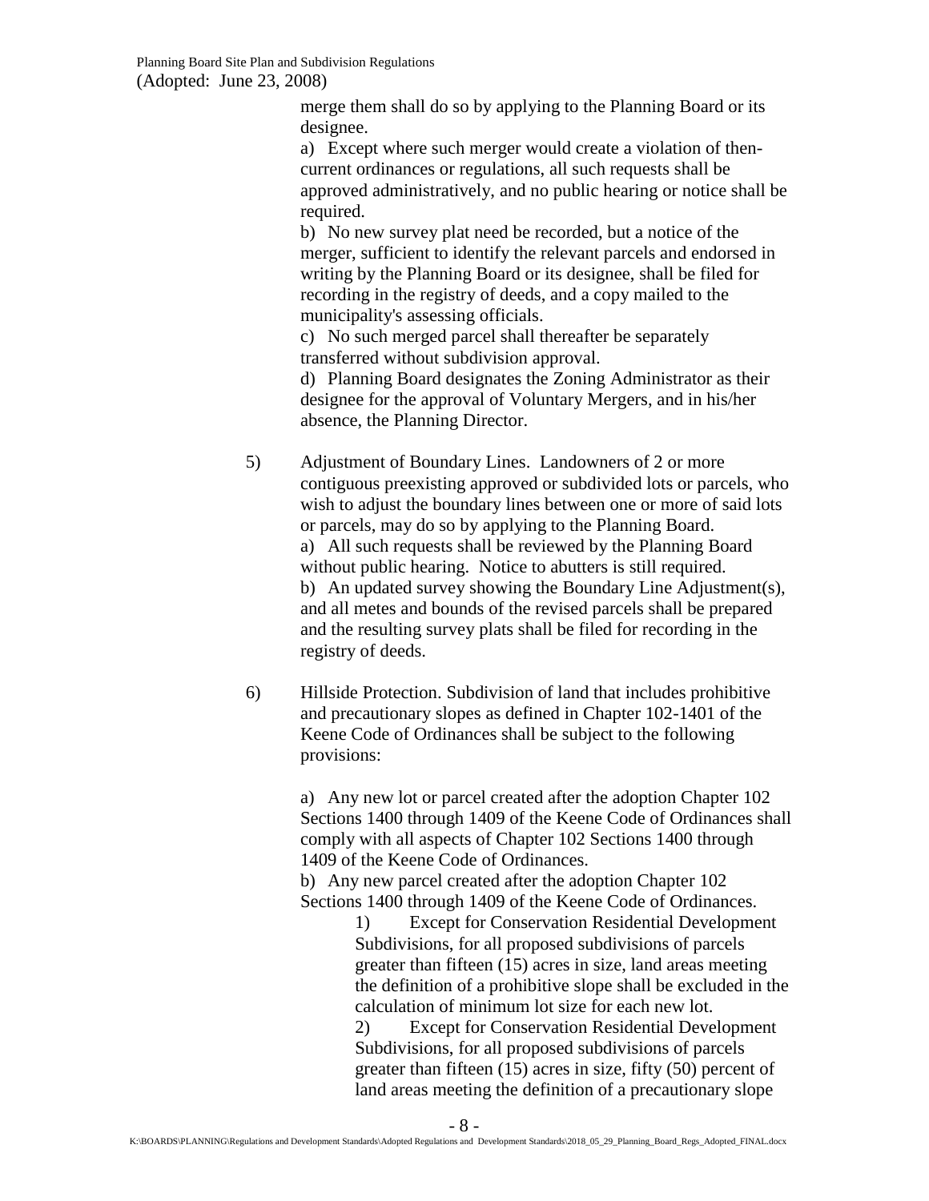merge them shall do so by applying to the Planning Board or its designee.

a) Except where such merger would create a violation of then-current ordinances or regulations, all such requests shall be approved administratively, and no public hearing or notice shall be required.

b) No new survey plat need be recorded, but a notice of the merger, sufficient to identify the relevant parcels and endorsed in writing by the Planning Board or its designee, shall be filed for recording in the registry of deeds, and a copy mailed to the municipality's assessing officials.

c) No such merged parcel shall thereafter be separately transferred without subdivision approval.

d) Planning Board designates the Zoning Administrator as their designee for the approval of Voluntary Mergers, and in his/her absence, the Planning Director.

5) Adjustment of Boundary Lines. Landowners of 2 or more contiguous preexisting approved or subdivided lots or parcels, who wish to adjust the boundary lines between one or more of said lots or parcels, may do so by applying to the Planning Board.

a) All such requests shall be reviewed by the Planning Board without public hearing. Notice to abutters is still required.

b) An updated survey showing the Boundary Line Adjustment(s), and all metes and bounds of the revised parcels shall be prepared and the resulting survey plats shall be filed for recording in the registry of deeds.

6) Hillside Protection. Subdivision of land that includes prohibitive and precautionary slopes as defined in Chapter 102-1401 of the Keene Code of Ordinances shall be subject to the following provisions:

a) Any new lot or parcel created after the adoption Chapter 102 Sections 1400 through 1409 of the Keene Code of Ordinances shall comply with all aspects of Chapter 102 Sections 1400 through 1409 of the Keene Code of Ordinances.

b) Any new parcel created after the adoption Chapter 102 Sections 1400 through 1409 of the Keene Code of Ordinances.

1) Except for Conservation Residential Development Subdivisions, for all proposed subdivisions of parcels greater than fifteen (15) acres in size, land areas meeting the definition of a prohibitive slope shall be excluded in the calculation of minimum lot size for each new lot.

2) Except for Conservation Residential Development Subdivisions, for all proposed subdivisions of parcels greater than fifteen (15) acres in size, fifty (50) percent of land areas meeting the definition of a precautionary slope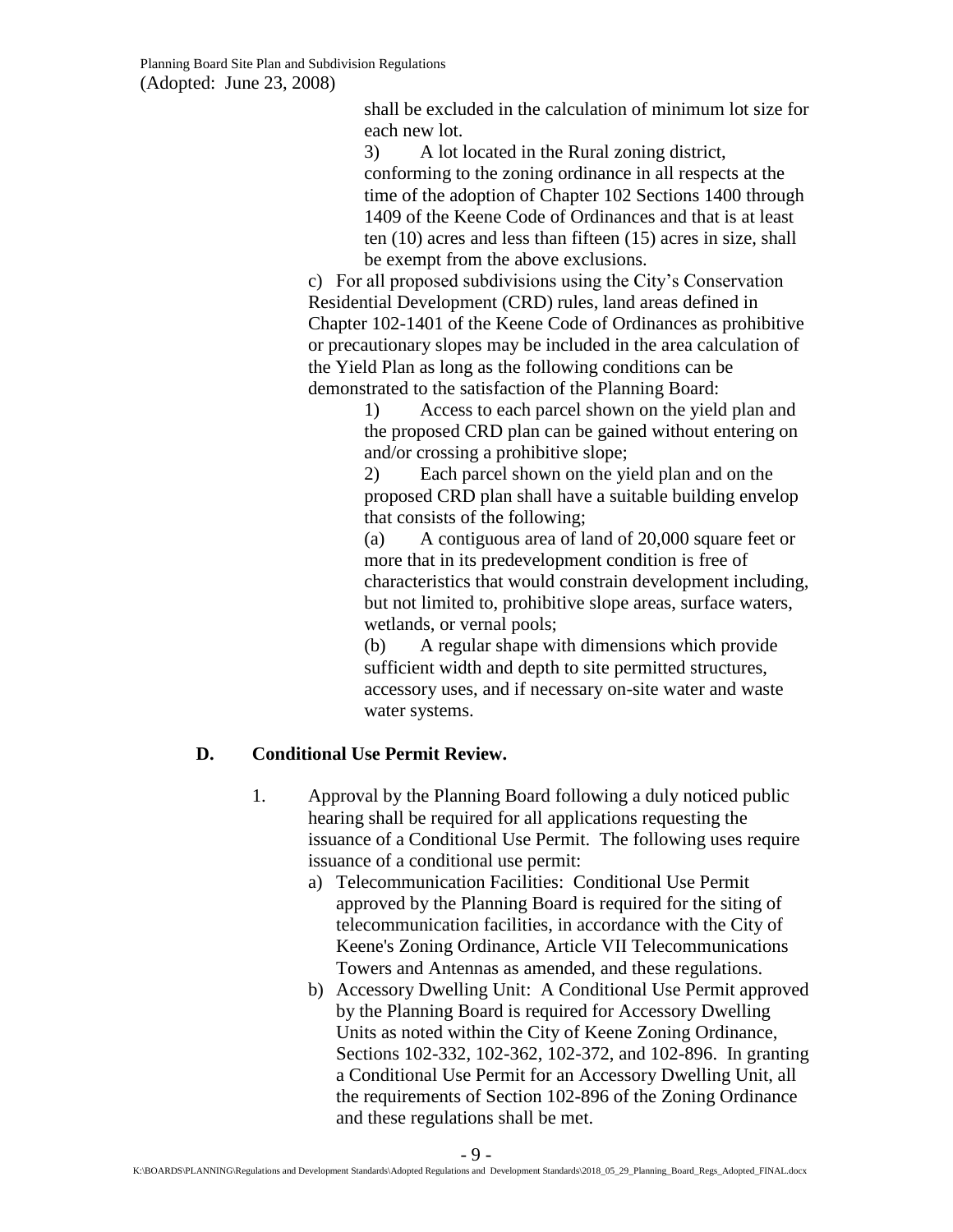shall be excluded in the calculation of minimum lot size for each new lot.

3) A lot located in the Rural zoning district, conforming to the zoning ordinance in all respects at the time of the adoption of Chapter 102 Sections 1400 through 1409 of the Keene Code of Ordinances and that is at least ten (10) acres and less than fifteen (15) acres in size, shall be exempt from the above exclusions.

c) For all proposed subdivisions using the City's Conservation Residential Development (CRD) rules, land areas defined in Chapter 102-1401 of the Keene Code of Ordinances as prohibitive or precautionary slopes may be included in the area calculation of the Yield Plan as long as the following conditions can be demonstrated to the satisfaction of the Planning Board:

1) Access to each parcel shown on the yield plan and the proposed CRD plan can be gained without entering on and/or crossing a prohibitive slope;

2) Each parcel shown on the yield plan and on the proposed CRD plan shall have a suitable building envelop that consists of the following;

(a) A contiguous area of land of 20,000 square feet or more that in its predevelopment condition is free of characteristics that would constrain development including, but not limited to, prohibitive slope areas, surface waters, wetlands, or vernal pools;

(b) A regular shape with dimensions which provide sufficient width and depth to site permitted structures, accessory uses, and if necessary on-site water and waste water systems.

## D. Conditional Use Permit Review.

1. Approval by the Planning Board following a duly noticed public hearing shall be required for all applications requesting the issuance of a Conditional Use Permit. The following uses require issuance of a conditional use permit:
   a) Telecommunication Facilities: Conditional Use Permit approved by the Planning Board is required for the siting of telecommunication facilities, in accordance with the City of Keene's Zoning Ordinance, Article VII Telecommunications Towers and Antennas as amended, and these regulations.
   b) Accessory Dwelling Unit: A Conditional Use Permit approved by the Planning Board is required for Accessory Dwelling Units as noted within the City of Keene Zoning Ordinance, Sections 102-332, 102-362, 102-372, and 102-896. In granting a Conditional Use Permit for an Accessory Dwelling Unit, all the requirements of Section 102-896 of the Zoning Ordinance and these regulations shall be met.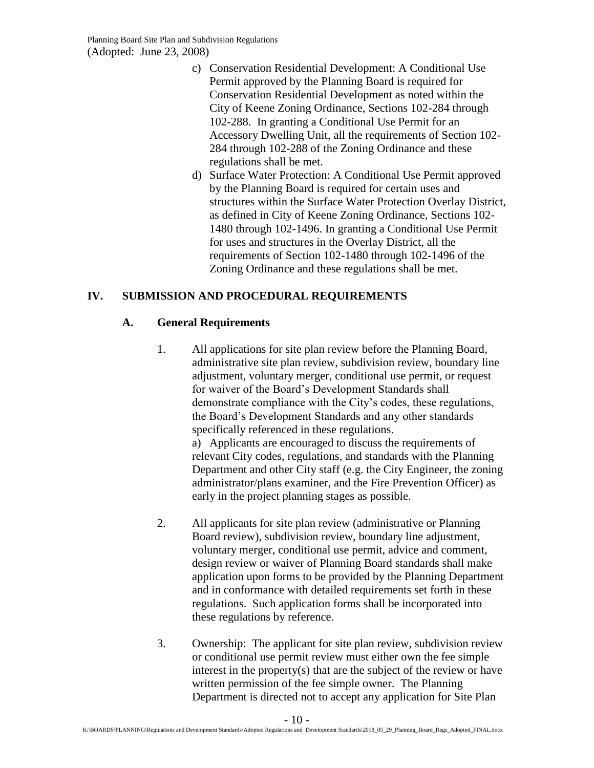c) Conservation Residential Development: A Conditional Use Permit approved by the Planning Board is required for Conservation Residential Development as noted within the City of Keene Zoning Ordinance, Sections 102-284 through 102-288. In granting a Conditional Use Permit for an Accessory Dwelling Unit, all the requirements of Section 102-284 through 102-288 of the Zoning Ordinance and these regulations shall be met.

d) Surface Water Protection: A Conditional Use Permit approved by the Planning Board is required for certain uses and structures within the Surface Water Protection Overlay District, as defined in City of Keene Zoning Ordinance, Sections 102-1480 through 102-1496. In granting a Conditional Use Permit for uses and structures in the Overlay District, all the requirements of Section 102-1480 through 102-1496 of the Zoning Ordinance and these regulations shall be met.

## IV. SUBMISSION AND PROCEDURAL REQUIREMENTS

### A. General Requirements

1. All applications for site plan review before the Planning Board, administrative site plan review, subdivision review, boundary line adjustment, voluntary merger, conditional use permit, or request for waiver of the Board's Development Standards shall demonstrate compliance with the City's codes, these regulations, the Board's Development Standards and any other standards specifically referenced in these regulations.

   a) Applicants are encouraged to discuss the requirements of relevant City codes, regulations, and standards with the Planning Department and other City staff (e.g. the City Engineer, the zoning administrator/plans examiner, and the Fire Prevention Officer) as early in the project planning stages as possible.

2. All applicants for site plan review (administrative or Planning Board review), subdivision review, boundary line adjustment, voluntary merger, conditional use permit, advice and comment, design review or waiver of Planning Board standards shall make application upon forms to be provided by the Planning Department and in conformance with detailed requirements set forth in these regulations. Such application forms shall be incorporated into these regulations by reference.

3. Ownership: The applicant for site plan review, subdivision review or conditional use permit review must either own the fee simple interest in the property(s) that are the subject of the review or have written permission of the fee simple owner. The Planning Department is directed not to accept any application for Site Plan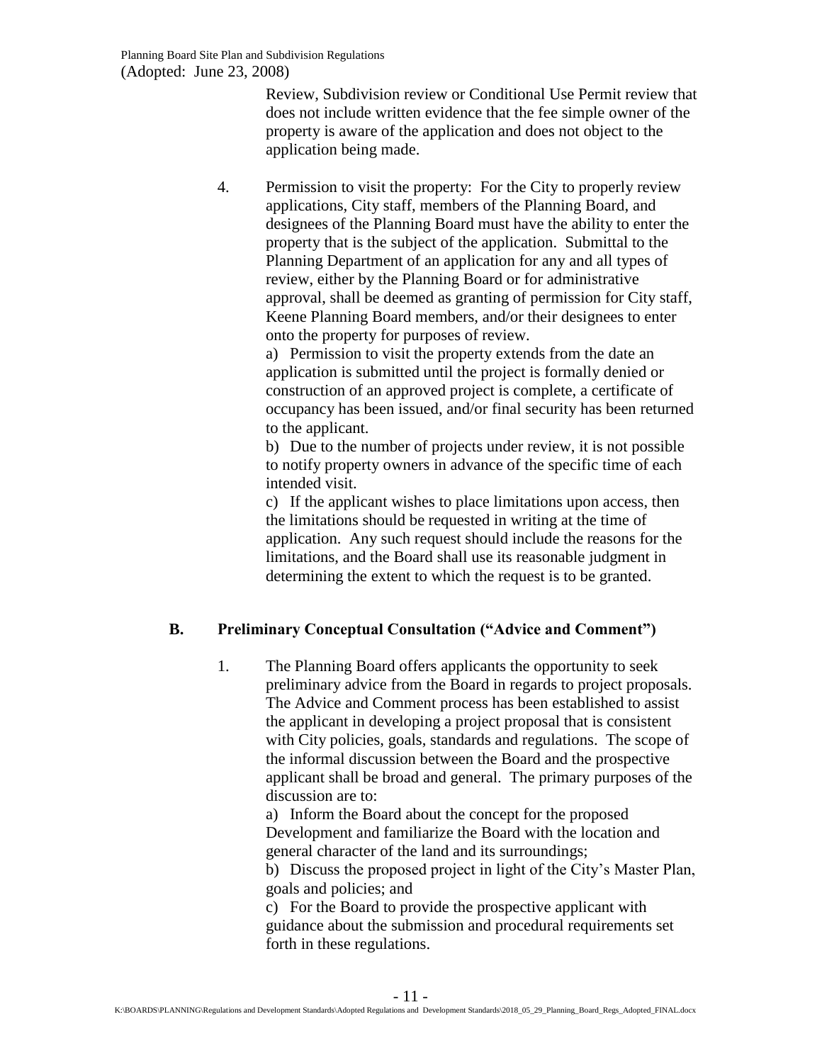Review, Subdivision review or Conditional Use Permit review that does not include written evidence that the fee simple owner of the property is aware of the application and does not object to the application being made.

4. Permission to visit the property: For the City to properly review applications, City staff, members of the Planning Board, and designees of the Planning Board must have the ability to enter the property that is the subject of the application. Submittal to the Planning Department of an application for any and all types of review, either by the Planning Board or for administrative approval, shall be deemed as granting of permission for City staff, Keene Planning Board members, and/or their designees to enter onto the property for purposes of review.
   a) Permission to visit the property extends from the date an application is submitted until the project is formally denied or construction of an approved project is complete, a certificate of occupancy has been issued, and/or final security has been returned to the applicant.
   b) Due to the number of projects under review, it is not possible to notify property owners in advance of the specific time of each intended visit.
   c) If the applicant wishes to place limitations upon access, then the limitations should be requested in writing at the time of application. Any such request should include the reasons for the limitations, and the Board shall use its reasonable judgment in determining the extent to which the request is to be granted.

## B. Preliminary Conceptual Consultation ("Advice and Comment")

1. The Planning Board offers applicants the opportunity to seek preliminary advice from the Board in regards to project proposals. The Advice and Comment process has been established to assist the applicant in developing a project proposal that is consistent with City policies, goals, standards and regulations. The scope of the informal discussion between the Board and the prospective applicant shall be broad and general. The primary purposes of the discussion are to:
   a) Inform the Board about the concept for the proposed Development and familiarize the Board with the location and general character of the land and its surroundings;
   b) Discuss the proposed project in light of the City's Master Plan, goals and policies; and
   c) For the Board to provide the prospective applicant with guidance about the submission and procedural requirements set forth in these regulations.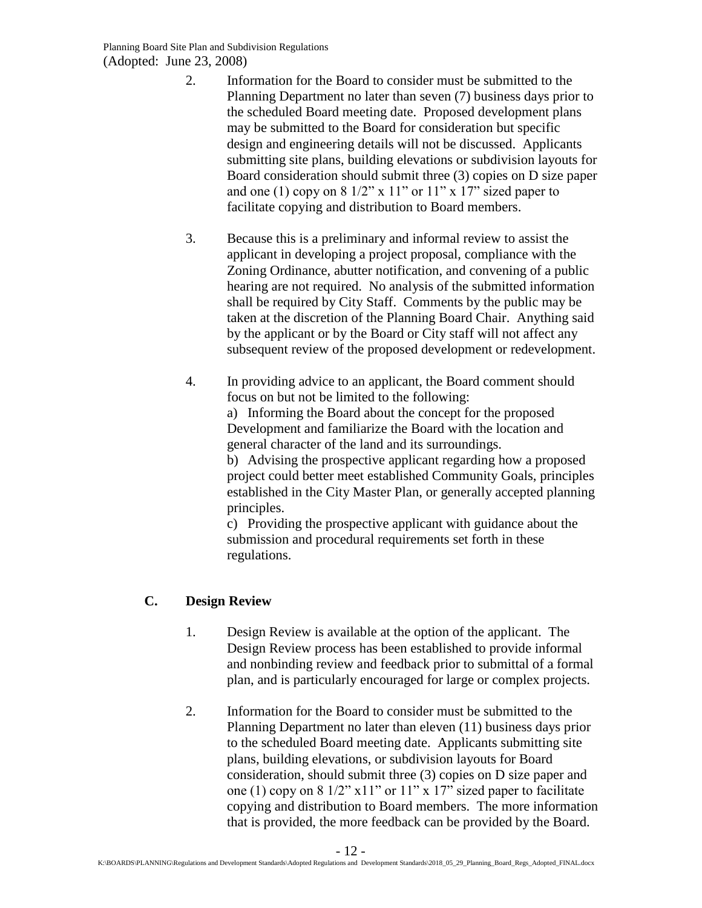2. Information for the Board to consider must be submitted to the Planning Department no later than seven (7) business days prior to the scheduled Board meeting date. Proposed development plans may be submitted to the Board for consideration but specific design and engineering details will not be discussed. Applicants submitting site plans, building elevations or subdivision layouts for Board consideration should submit three (3) copies on D size paper and one (1) copy on 8 1/2" x 11" or 11" x 17" sized paper to facilitate copying and distribution to Board members.

3. Because this is a preliminary and informal review to assist the applicant in developing a project proposal, compliance with the Zoning Ordinance, abutter notification, and convening of a public hearing are not required. No analysis of the submitted information shall be required by City Staff. Comments by the public may be taken at the discretion of the Planning Board Chair. Anything said by the applicant or by the Board or City staff will not affect any subsequent review of the proposed development or redevelopment.

4. In providing advice to an applicant, the Board comment should focus on but not be limited to the following:
   a) Informing the Board about the concept for the proposed Development and familiarize the Board with the location and general character of the land and its surroundings.
   b) Advising the prospective applicant regarding how a proposed project could better meet established Community Goals, principles established in the City Master Plan, or generally accepted planning principles.
   c) Providing the prospective applicant with guidance about the submission and procedural requirements set forth in these regulations.

## C. Design Review

1. Design Review is available at the option of the applicant. The Design Review process has been established to provide informal and nonbinding review and feedback prior to submittal of a formal plan, and is particularly encouraged for large or complex projects.

2. Information for the Board to consider must be submitted to the Planning Department no later than eleven (11) business days prior to the scheduled Board meeting date. Applicants submitting site plans, building elevations, or subdivision layouts for Board consideration, should submit three (3) copies on D size paper and one (1) copy on 8 1/2" x11" or 11" x 17" sized paper to facilitate copying and distribution to Board members. The more information that is provided, the more feedback can be provided by the Board.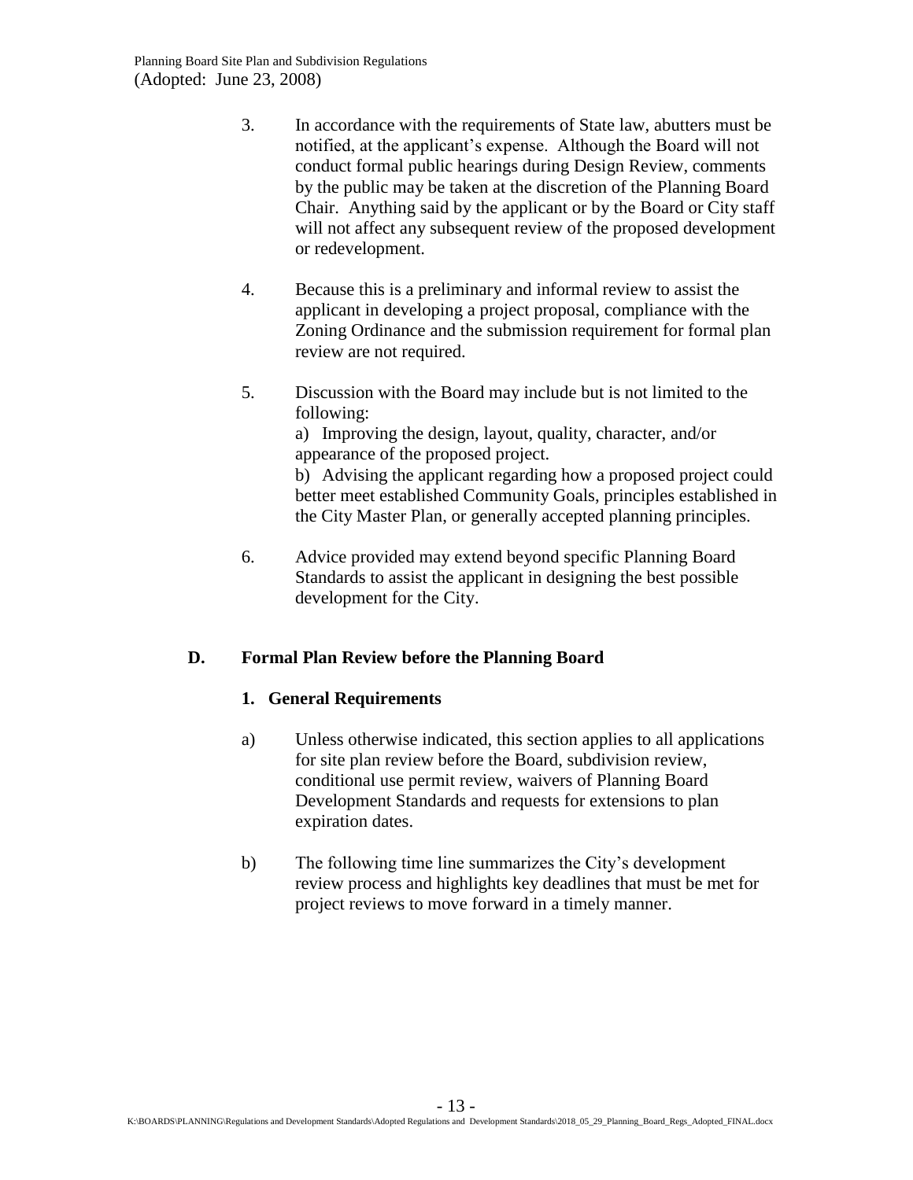3. In accordance with the requirements of State law, abutters must be notified, at the applicant's expense. Although the Board will not conduct formal public hearings during Design Review, comments by the public may be taken at the discretion of the Planning Board Chair. Anything said by the applicant or by the Board or City staff will not affect any subsequent review of the proposed development or redevelopment.

4. Because this is a preliminary and informal review to assist the applicant in developing a project proposal, compliance with the Zoning Ordinance and the submission requirement for formal plan review are not required.

5. Discussion with the Board may include but is not limited to the following:

   a) Improving the design, layout, quality, character, and/or appearance of the proposed project.

   b) Advising the applicant regarding how a proposed project could better meet established Community Goals, principles established in the City Master Plan, or generally accepted planning principles.

6. Advice provided may extend beyond specific Planning Board Standards to assist the applicant in designing the best possible development for the City.

## D. Formal Plan Review before the Planning Board

### 1. General Requirements

a) Unless otherwise indicated, this section applies to all applications for site plan review before the Board, subdivision review, conditional use permit review, waivers of Planning Board Development Standards and requests for extensions to plan expiration dates.

b) The following time line summarizes the City's development review process and highlights key deadlines that must be met for project reviews to move forward in a timely manner.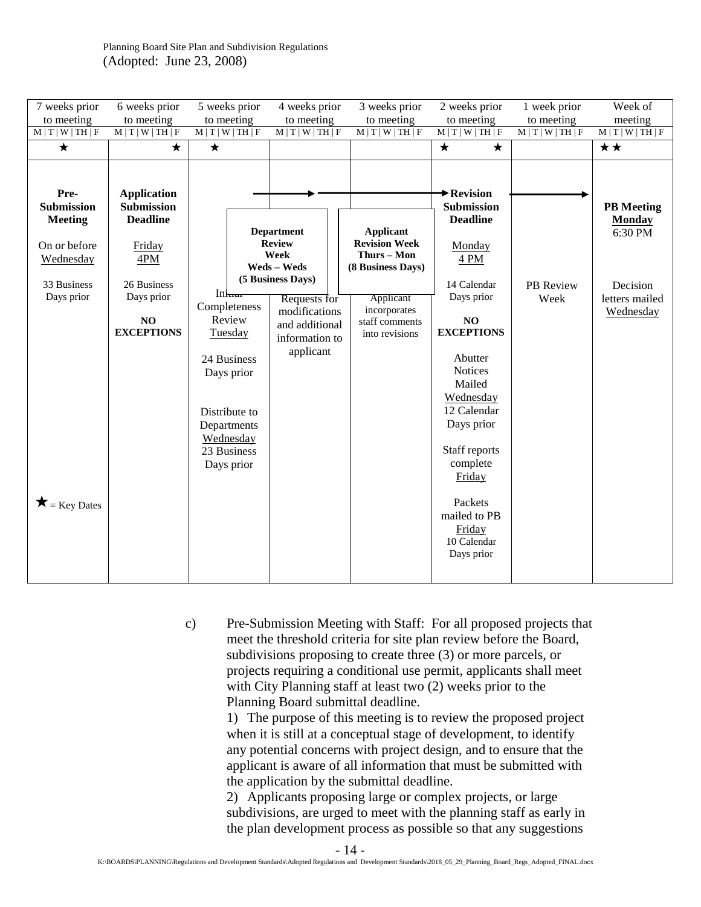| 7 weeks prior to meeting<br>M \| T \| W \| TH \| F | 6 weeks prior to meeting<br>M \| T \| W \| TH \| F | 5 weeks prior to meeting<br>M \| T \| W \| TH \| F | 4 weeks prior to meeting<br>M \| T \| W \| TH \| F | 3 weeks prior to meeting<br>M \| T \| W \| TH \| F | 2 weeks prior to meeting<br>M \| T \| W \| TH \| F | 1 week prior to meeting<br>M \| T \| W \| TH \| F | Week of meeting<br>M \| T \| W \| TH \| F |
|---|---|---|---|---|---|---|---|
| ★ | ★ | ★ | | | ★ ★ | | ★★ |
| **Pre-Submission Meeting**<br><br>On or before Wednesday<br><br>33 Business Days prior<br><br>★ = Key Dates | **Application Submission Deadline**<br><br>Friday 4PM<br><br>26 Business Days prior<br><br>**NO EXCEPTIONS** | Initial Completeness Review Tuesday<br><br>24 Business Days prior<br><br>Distribute to Departments Wednesday 23 Business Days prior | **Department Review Week Weds – Weds (5 Business Days)**<br><br>Requests for modifications and additional information to applicant | **Applicant Revision Week Thurs – Mon (8 Business Days)**<br><br>Applicant incorporates staff comments into revisions | **Revision Submission Deadline**<br><br>Monday 4 PM<br><br>14 Calendar Days prior<br><br>**NO EXCEPTIONS**<br><br>Abutter Notices Mailed Wednesday 12 Calendar Days prior<br><br>Staff reports complete Friday<br><br>Packets mailed to PB Friday 10 Calendar Days prior | PB Review Week | **PB Meeting Monday** 6:30 PM<br><br>Decision letters mailed Wednesday |

c) Pre-Submission Meeting with Staff: For all proposed projects that meet the threshold criteria for site plan review before the Board, subdivisions proposing to create three (3) or more parcels, or projects requiring a conditional use permit, applicants shall meet with City Planning staff at least two (2) weeks prior to the Planning Board submittal deadline.

1) The purpose of this meeting is to review the proposed project when it is still at a conceptual stage of development, to identify any potential concerns with project design, and to ensure that the applicant is aware of all information that must be submitted with the application by the submittal deadline.

2) Applicants proposing large or complex projects, or large subdivisions, are urged to meet with the planning staff as early in the plan development process as possible so that any suggestions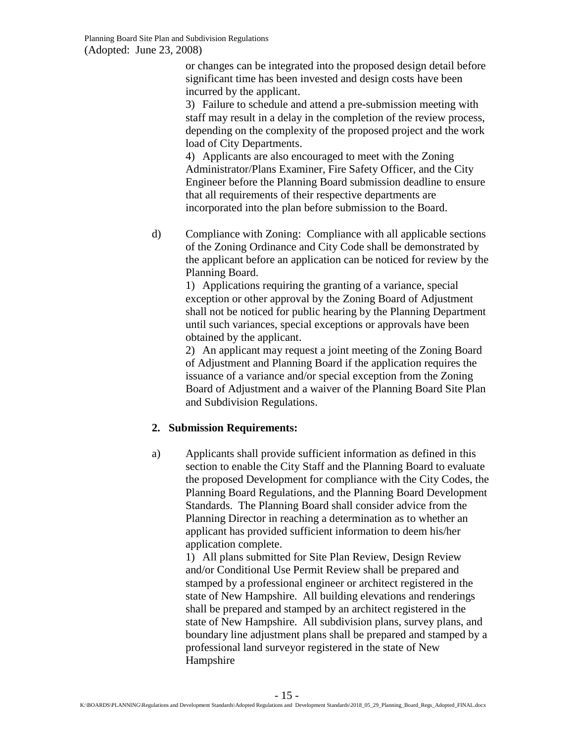or changes can be integrated into the proposed design detail before significant time has been invested and design costs have been incurred by the applicant.

3) Failure to schedule and attend a pre-submission meeting with staff may result in a delay in the completion of the review process, depending on the complexity of the proposed project and the work load of City Departments.

4) Applicants are also encouraged to meet with the Zoning Administrator/Plans Examiner, Fire Safety Officer, and the City Engineer before the Planning Board submission deadline to ensure that all requirements of their respective departments are incorporated into the plan before submission to the Board.

d) Compliance with Zoning: Compliance with all applicable sections of the Zoning Ordinance and City Code shall be demonstrated by the applicant before an application can be noticed for review by the Planning Board.

1) Applications requiring the granting of a variance, special exception or other approval by the Zoning Board of Adjustment shall not be noticed for public hearing by the Planning Department until such variances, special exceptions or approvals have been obtained by the applicant.

2) An applicant may request a joint meeting of the Zoning Board of Adjustment and Planning Board if the application requires the issuance of a variance and/or special exception from the Zoning Board of Adjustment and a waiver of the Planning Board Site Plan and Subdivision Regulations.

**2. Submission Requirements:**

a) Applicants shall provide sufficient information as defined in this section to enable the City Staff and the Planning Board to evaluate the proposed Development for compliance with the City Codes, the Planning Board Regulations, and the Planning Board Development Standards. The Planning Board shall consider advice from the Planning Director in reaching a determination as to whether an applicant has provided sufficient information to deem his/her application complete.

1) All plans submitted for Site Plan Review, Design Review and/or Conditional Use Permit Review shall be prepared and stamped by a professional engineer or architect registered in the state of New Hampshire. All building elevations and renderings shall be prepared and stamped by an architect registered in the state of New Hampshire. All subdivision plans, survey plans, and boundary line adjustment plans shall be prepared and stamped by a professional land surveyor registered in the state of New Hampshire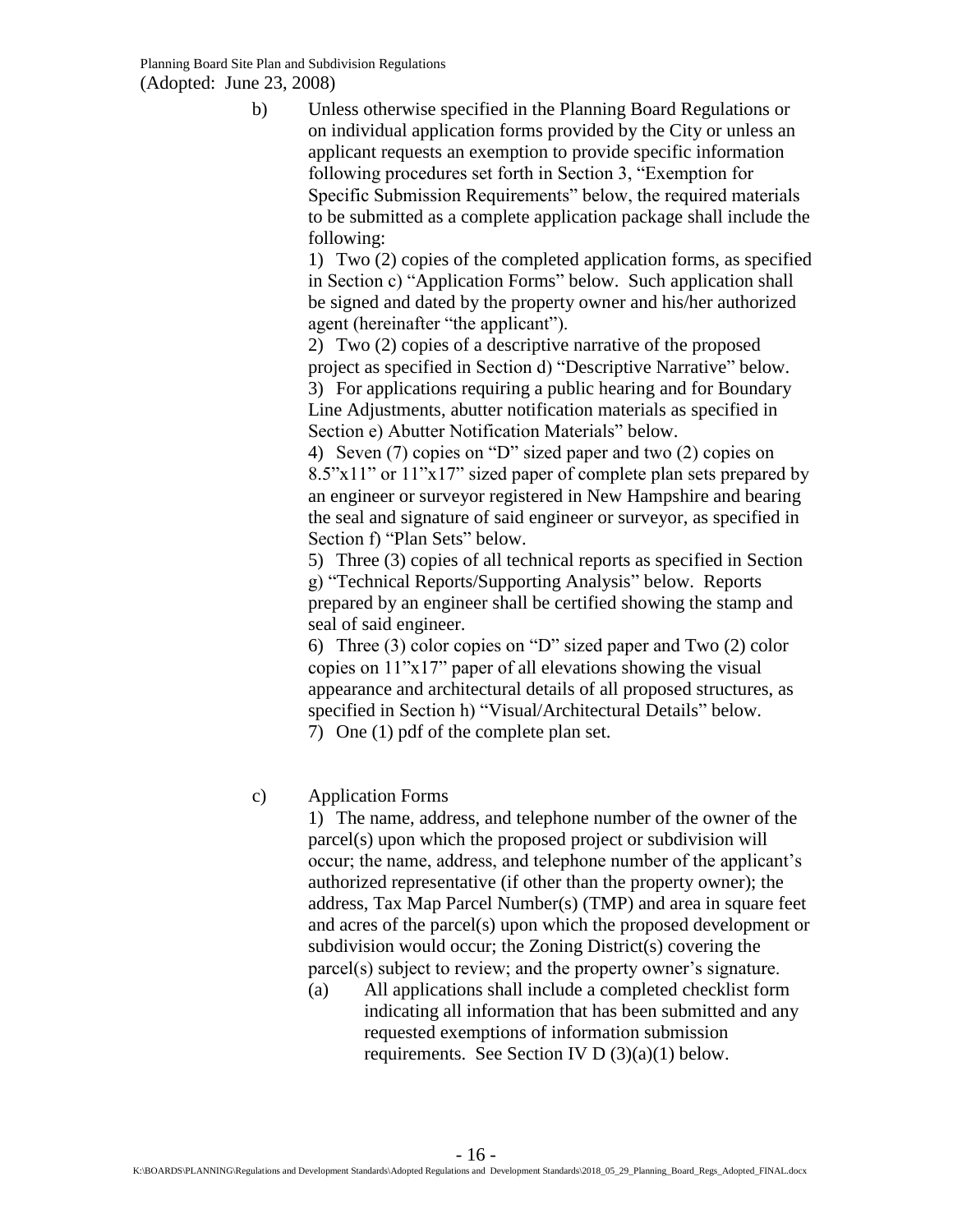b) Unless otherwise specified in the Planning Board Regulations or on individual application forms provided by the City or unless an applicant requests an exemption to provide specific information following procedures set forth in Section 3, "Exemption for Specific Submission Requirements" below, the required materials to be submitted as a complete application package shall include the following:

1) Two (2) copies of the completed application forms, as specified in Section c) "Application Forms" below. Such application shall be signed and dated by the property owner and his/her authorized agent (hereinafter "the applicant").

2) Two (2) copies of a descriptive narrative of the proposed project as specified in Section d) "Descriptive Narrative" below.

3) For applications requiring a public hearing and for Boundary Line Adjustments, abutter notification materials as specified in Section e) Abutter Notification Materials" below.

4) Seven (7) copies on "D" sized paper and two (2) copies on 8.5"x11" or 11"x17" sized paper of complete plan sets prepared by an engineer or surveyor registered in New Hampshire and bearing the seal and signature of said engineer or surveyor, as specified in Section f) "Plan Sets" below.

5) Three (3) copies of all technical reports as specified in Section g) "Technical Reports/Supporting Analysis" below. Reports prepared by an engineer shall be certified showing the stamp and seal of said engineer.

6) Three (3) color copies on "D" sized paper and Two (2) color copies on 11"x17" paper of all elevations showing the visual appearance and architectural details of all proposed structures, as specified in Section h) "Visual/Architectural Details" below.

7) One (1) pdf of the complete plan set.

c) Application Forms

1) The name, address, and telephone number of the owner of the parcel(s) upon which the proposed project or subdivision will occur; the name, address, and telephone number of the applicant's authorized representative (if other than the property owner); the address, Tax Map Parcel Number(s) (TMP) and area in square feet and acres of the parcel(s) upon which the proposed development or subdivision would occur; the Zoning District(s) covering the parcel(s) subject to review; and the property owner's signature.

(a) All applications shall include a completed checklist form indicating all information that has been submitted and any requested exemptions of information submission requirements. See Section IV D (3)(a)(1) below.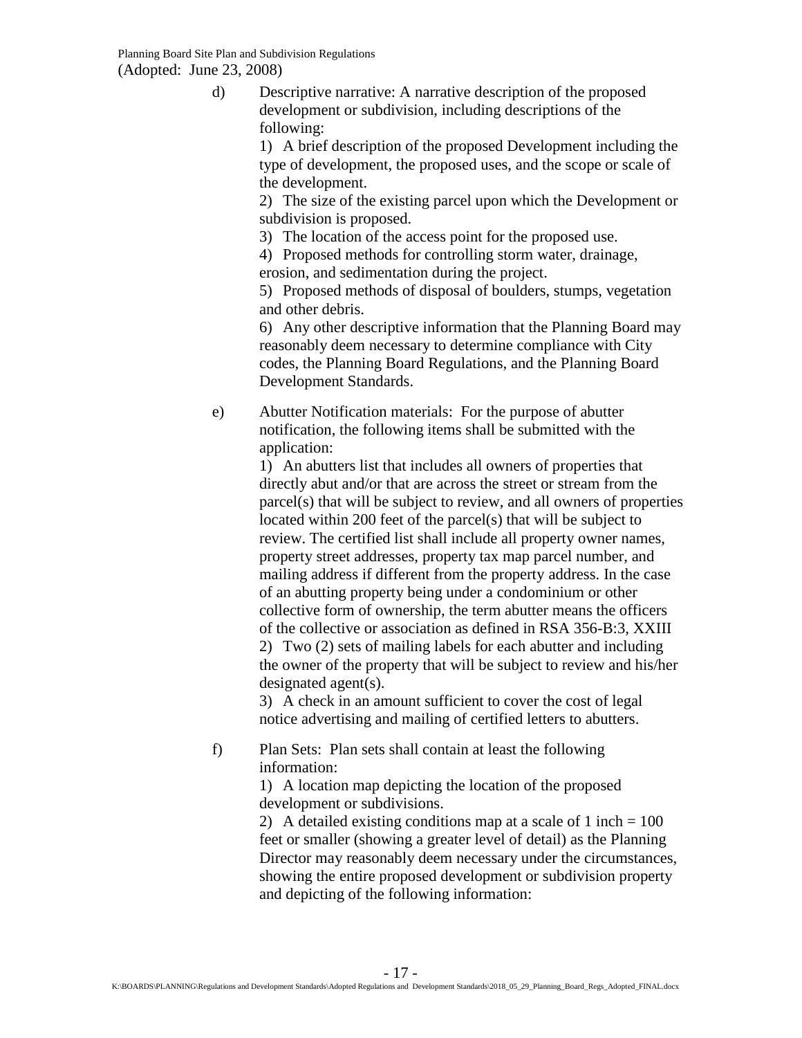d) Descriptive narrative: A narrative description of the proposed development or subdivision, including descriptions of the following:

1) A brief description of the proposed Development including the type of development, the proposed uses, and the scope or scale of the development.
2) The size of the existing parcel upon which the Development or subdivision is proposed.
3) The location of the access point for the proposed use.
4) Proposed methods for controlling storm water, drainage, erosion, and sedimentation during the project.
5) Proposed methods of disposal of boulders, stumps, vegetation and other debris.
6) Any other descriptive information that the Planning Board may reasonably deem necessary to determine compliance with City codes, the Planning Board Regulations, and the Planning Board Development Standards.

e) Abutter Notification materials: For the purpose of abutter notification, the following items shall be submitted with the application:

1) An abutters list that includes all owners of properties that directly abut and/or that are across the street or stream from the parcel(s) that will be subject to review, and all owners of properties located within 200 feet of the parcel(s) that will be subject to review. The certified list shall include all property owner names, property street addresses, property tax map parcel number, and mailing address if different from the property address. In the case of an abutting property being under a condominium or other collective form of ownership, the term abutter means the officers of the collective or association as defined in RSA 356-B:3, XXIII
2) Two (2) sets of mailing labels for each abutter and including the owner of the property that will be subject to review and his/her designated agent(s).
3) A check in an amount sufficient to cover the cost of legal notice advertising and mailing of certified letters to abutters.

f) Plan Sets: Plan sets shall contain at least the following information:

1) A location map depicting the location of the proposed development or subdivisions.
2) A detailed existing conditions map at a scale of 1 inch = 100 feet or smaller (showing a greater level of detail) as the Planning Director may reasonably deem necessary under the circumstances, showing the entire proposed development or subdivision property and depicting of the following information: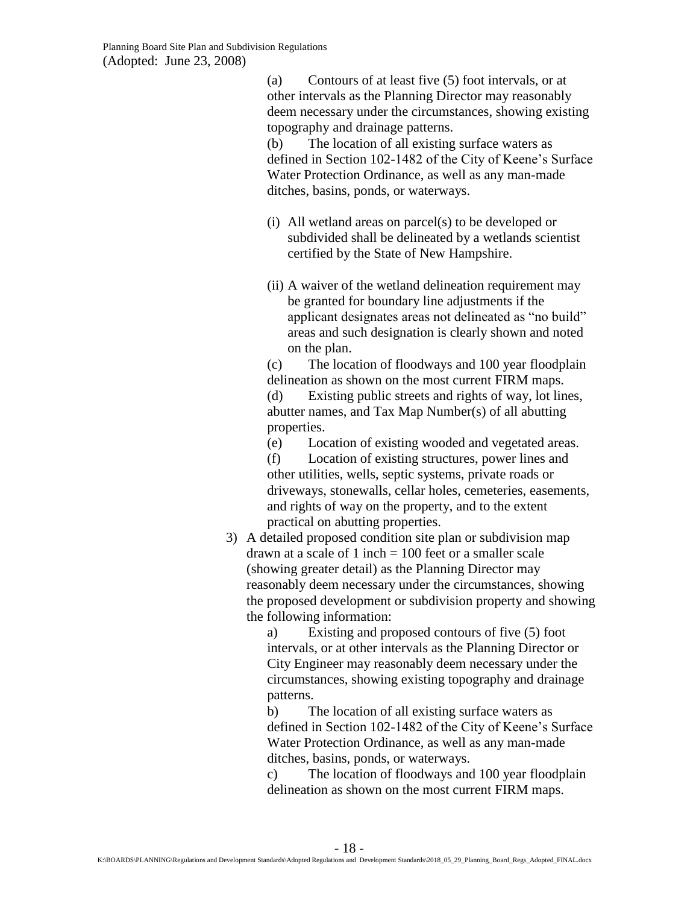(a) Contours of at least five (5) foot intervals, or at other intervals as the Planning Director may reasonably deem necessary under the circumstances, showing existing topography and drainage patterns.

(b) The location of all existing surface waters as defined in Section 102-1482 of the City of Keene's Surface Water Protection Ordinance, as well as any man-made ditches, basins, ponds, or waterways.

(i) All wetland areas on parcel(s) to be developed or subdivided shall be delineated by a wetlands scientist certified by the State of New Hampshire.

(ii) A waiver of the wetland delineation requirement may be granted for boundary line adjustments if the applicant designates areas not delineated as "no build" areas and such designation is clearly shown and noted on the plan.

(c) The location of floodways and 100 year floodplain delineation as shown on the most current FIRM maps.

(d) Existing public streets and rights of way, lot lines, abutter names, and Tax Map Number(s) of all abutting properties.

(e) Location of existing wooded and vegetated areas.

(f) Location of existing structures, power lines and other utilities, wells, septic systems, private roads or driveways, stonewalls, cellar holes, cemeteries, easements, and rights of way on the property, and to the extent practical on abutting properties.

3) A detailed proposed condition site plan or subdivision map drawn at a scale of 1 inch = 100 feet or a smaller scale (showing greater detail) as the Planning Director may reasonably deem necessary under the circumstances, showing the proposed development or subdivision property and showing the following information:

a) Existing and proposed contours of five (5) foot intervals, or at other intervals as the Planning Director or City Engineer may reasonably deem necessary under the circumstances, showing existing topography and drainage patterns.

b) The location of all existing surface waters as defined in Section 102-1482 of the City of Keene's Surface Water Protection Ordinance, as well as any man-made ditches, basins, ponds, or waterways.

c) The location of floodways and 100 year floodplain delineation as shown on the most current FIRM maps.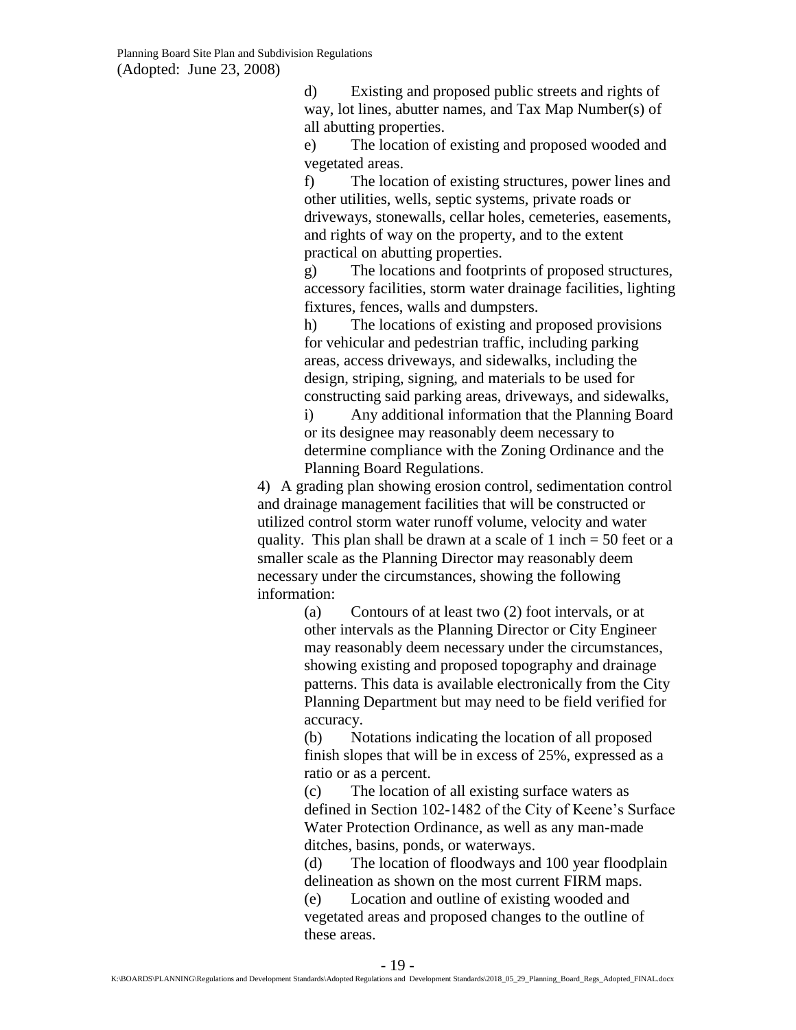d) Existing and proposed public streets and rights of way, lot lines, abutter names, and Tax Map Number(s) of all abutting properties.

e) The location of existing and proposed wooded and vegetated areas.

f) The location of existing structures, power lines and other utilities, wells, septic systems, private roads or driveways, stonewalls, cellar holes, cemeteries, easements, and rights of way on the property, and to the extent practical on abutting properties.

g) The locations and footprints of proposed structures, accessory facilities, storm water drainage facilities, lighting fixtures, fences, walls and dumpsters.

h) The locations of existing and proposed provisions for vehicular and pedestrian traffic, including parking areas, access driveways, and sidewalks, including the design, striping, signing, and materials to be used for constructing said parking areas, driveways, and sidewalks,

i) Any additional information that the Planning Board or its designee may reasonably deem necessary to determine compliance with the Zoning Ordinance and the Planning Board Regulations.

4) A grading plan showing erosion control, sedimentation control and drainage management facilities that will be constructed or utilized control storm water runoff volume, velocity and water quality. This plan shall be drawn at a scale of 1 inch = 50 feet or a smaller scale as the Planning Director may reasonably deem necessary under the circumstances, showing the following information:

(a) Contours of at least two (2) foot intervals, or at other intervals as the Planning Director or City Engineer may reasonably deem necessary under the circumstances, showing existing and proposed topography and drainage patterns. This data is available electronically from the City Planning Department but may need to be field verified for accuracy.

(b) Notations indicating the location of all proposed finish slopes that will be in excess of 25%, expressed as a ratio or as a percent.

(c) The location of all existing surface waters as defined in Section 102-1482 of the City of Keene's Surface Water Protection Ordinance, as well as any man-made ditches, basins, ponds, or waterways.

(d) The location of floodways and 100 year floodplain delineation as shown on the most current FIRM maps.

(e) Location and outline of existing wooded and vegetated areas and proposed changes to the outline of these areas.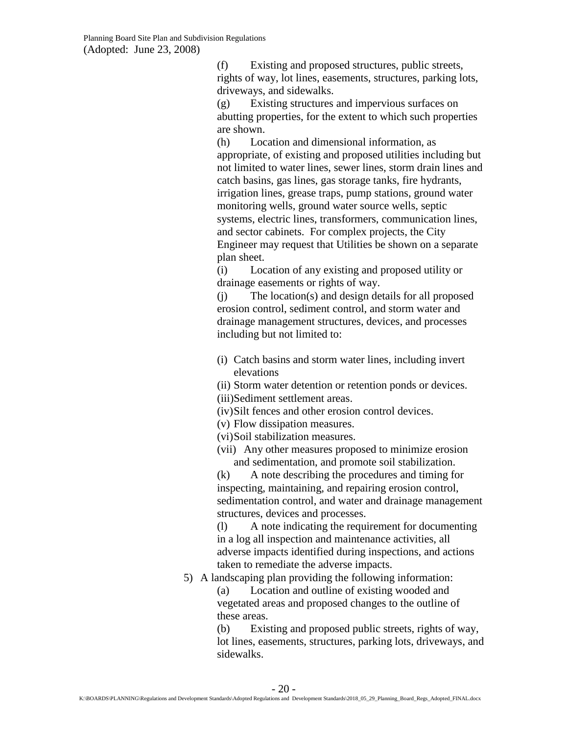(f) Existing and proposed structures, public streets, rights of way, lot lines, easements, structures, parking lots, driveways, and sidewalks.

(g) Existing structures and impervious surfaces on abutting properties, for the extent to which such properties are shown.

(h) Location and dimensional information, as appropriate, of existing and proposed utilities including but not limited to water lines, sewer lines, storm drain lines and catch basins, gas lines, gas storage tanks, fire hydrants, irrigation lines, grease traps, pump stations, ground water monitoring wells, ground water source wells, septic systems, electric lines, transformers, communication lines, and sector cabinets. For complex projects, the City Engineer may request that Utilities be shown on a separate plan sheet.

(i) Location of any existing and proposed utility or drainage easements or rights of way.

(j) The location(s) and design details for all proposed erosion control, sediment control, and storm water and drainage management structures, devices, and processes including but not limited to:

- (i) Catch basins and storm water lines, including invert elevations
- (ii) Storm water detention or retention ponds or devices.
- (iii) Sediment settlement areas.
- (iv) Silt fences and other erosion control devices.
- (v) Flow dissipation measures.
- (vi) Soil stabilization measures.
- (vii) Any other measures proposed to minimize erosion and sedimentation, and promote soil stabilization.

(k) A note describing the procedures and timing for inspecting, maintaining, and repairing erosion control, sedimentation control, and water and drainage management structures, devices and processes.

(l) A note indicating the requirement for documenting in a log all inspection and maintenance activities, all adverse impacts identified during inspections, and actions taken to remediate the adverse impacts.

5) A landscaping plan providing the following information:

(a) Location and outline of existing wooded and vegetated areas and proposed changes to the outline of these areas.

(b) Existing and proposed public streets, rights of way, lot lines, easements, structures, parking lots, driveways, and sidewalks.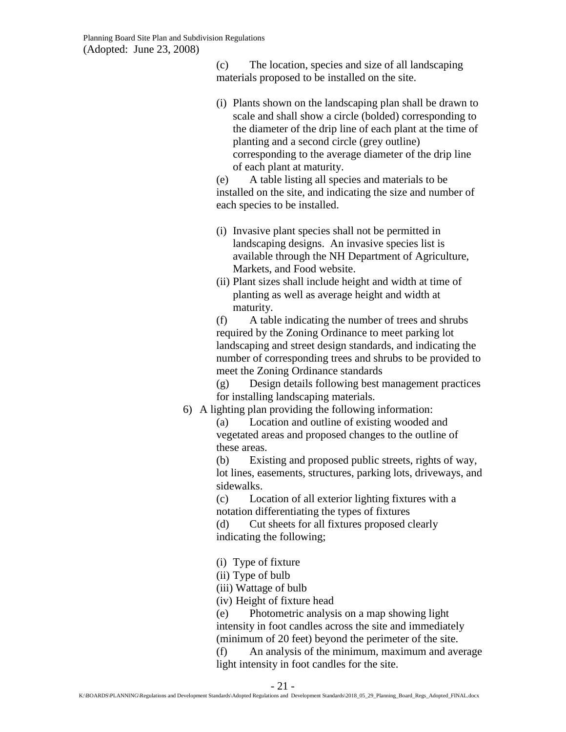(c) The location, species and size of all landscaping materials proposed to be installed on the site.

(i) Plants shown on the landscaping plan shall be drawn to scale and shall show a circle (bolded) corresponding to the diameter of the drip line of each plant at the time of planting and a second circle (grey outline) corresponding to the average diameter of the drip line of each plant at maturity.

(e) A table listing all species and materials to be installed on the site, and indicating the size and number of each species to be installed.

(i) Invasive plant species shall not be permitted in landscaping designs. An invasive species list is available through the NH Department of Agriculture, Markets, and Food website.
(ii) Plant sizes shall include height and width at time of planting as well as average height and width at maturity.

(f) A table indicating the number of trees and shrubs required by the Zoning Ordinance to meet parking lot landscaping and street design standards, and indicating the number of corresponding trees and shrubs to be provided to meet the Zoning Ordinance standards

(g) Design details following best management practices for installing landscaping materials.

6) A lighting plan providing the following information:

(a) Location and outline of existing wooded and vegetated areas and proposed changes to the outline of these areas.

(b) Existing and proposed public streets, rights of way, lot lines, easements, structures, parking lots, driveways, and sidewalks.

(c) Location of all exterior lighting fixtures with a notation differentiating the types of fixtures

(d) Cut sheets for all fixtures proposed clearly indicating the following;

(i) Type of fixture
(ii) Type of bulb
(iii) Wattage of bulb
(iv) Height of fixture head

(e) Photometric analysis on a map showing light intensity in foot candles across the site and immediately (minimum of 20 feet) beyond the perimeter of the site.

(f) An analysis of the minimum, maximum and average light intensity in foot candles for the site.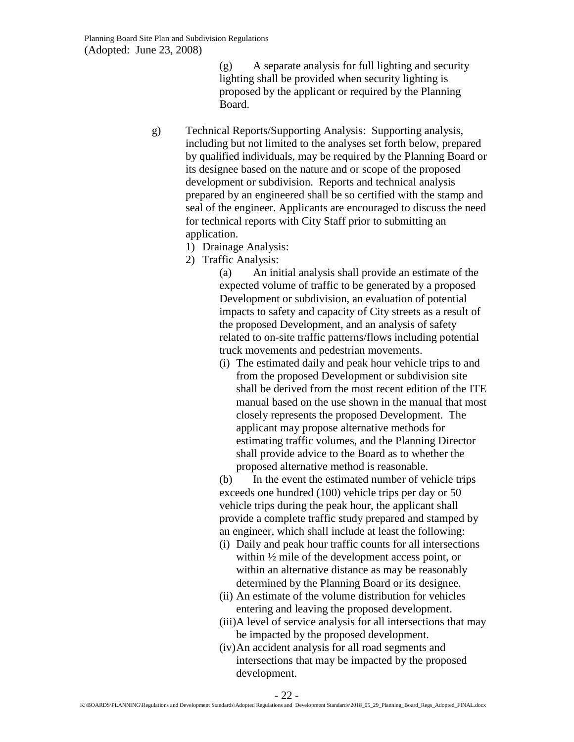(g) A separate analysis for full lighting and security lighting shall be provided when security lighting is proposed by the applicant or required by the Planning Board.

g) Technical Reports/Supporting Analysis: Supporting analysis, including but not limited to the analyses set forth below, prepared by qualified individuals, may be required by the Planning Board or its designee based on the nature and or scope of the proposed development or subdivision. Reports and technical analysis prepared by an engineered shall be so certified with the stamp and seal of the engineer. Applicants are encouraged to discuss the need for technical reports with City Staff prior to submitting an application.

1) Drainage Analysis:
2) Traffic Analysis:

(a) An initial analysis shall provide an estimate of the expected volume of traffic to be generated by a proposed Development or subdivision, an evaluation of potential impacts to safety and capacity of City streets as a result of the proposed Development, and an analysis of safety related to on-site traffic patterns/flows including potential truck movements and pedestrian movements.

(i) The estimated daily and peak hour vehicle trips to and from the proposed Development or subdivision site shall be derived from the most recent edition of the ITE manual based on the use shown in the manual that most closely represents the proposed Development. The applicant may propose alternative methods for estimating traffic volumes, and the Planning Director shall provide advice to the Board as to whether the proposed alternative method is reasonable.

(b) In the event the estimated number of vehicle trips exceeds one hundred (100) vehicle trips per day or 50 vehicle trips during the peak hour, the applicant shall provide a complete traffic study prepared and stamped by an engineer, which shall include at least the following:

(i) Daily and peak hour traffic counts for all intersections within ½ mile of the development access point, or within an alternative distance as may be reasonably determined by the Planning Board or its designee.
(ii) An estimate of the volume distribution for vehicles entering and leaving the proposed development.
(iii) A level of service analysis for all intersections that may be impacted by the proposed development.
(iv) An accident analysis for all road segments and intersections that may be impacted by the proposed development.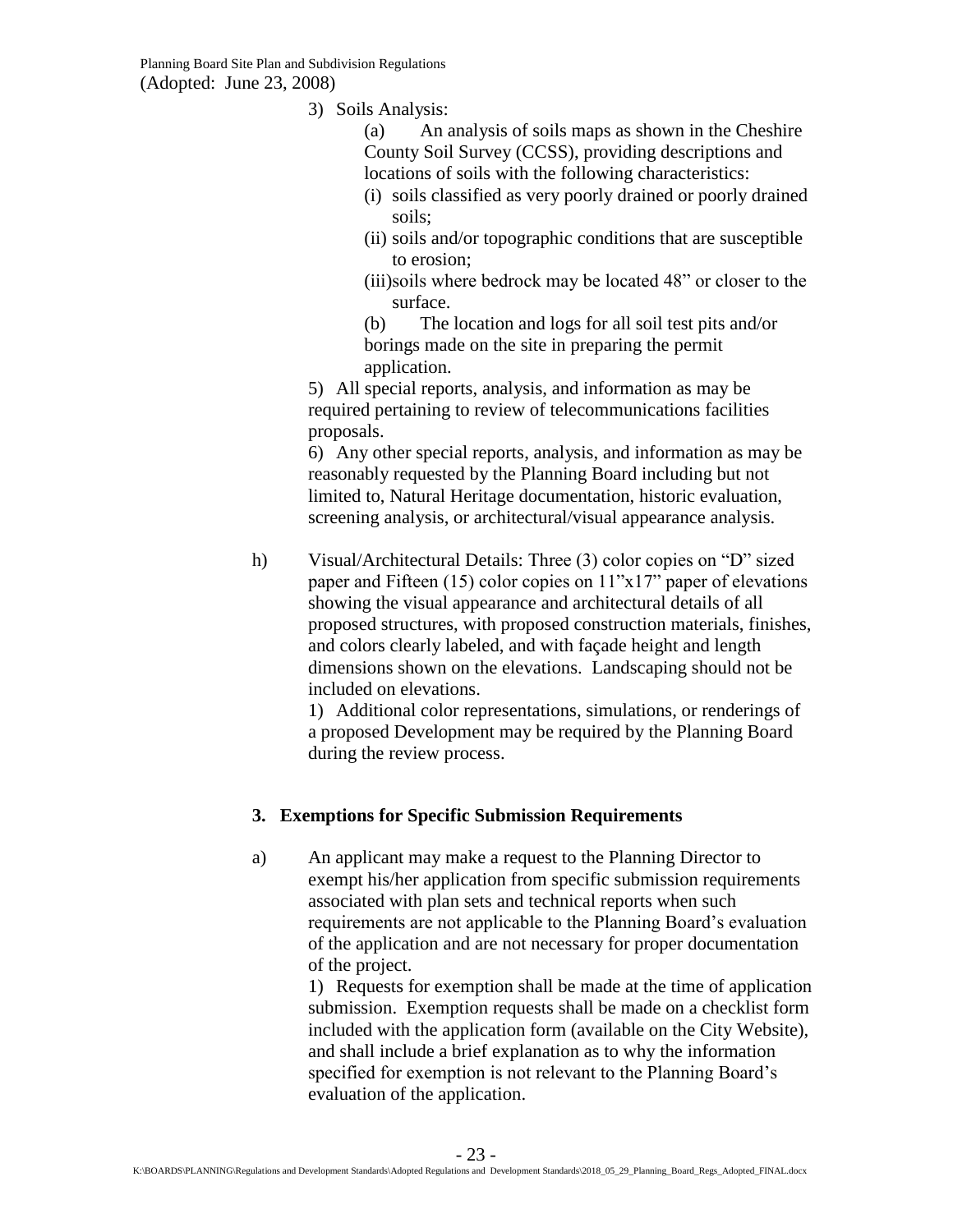3) Soils Analysis:

(a) An analysis of soils maps as shown in the Cheshire County Soil Survey (CCSS), providing descriptions and locations of soils with the following characteristics:

(i) soils classified as very poorly drained or poorly drained soils;

(ii) soils and/or topographic conditions that are susceptible to erosion;

(iii)soils where bedrock may be located 48" or closer to the surface.

(b) The location and logs for all soil test pits and/or borings made on the site in preparing the permit application.

5) All special reports, analysis, and information as may be required pertaining to review of telecommunications facilities proposals.

6) Any other special reports, analysis, and information as may be reasonably requested by the Planning Board including but not limited to, Natural Heritage documentation, historic evaluation, screening analysis, or architectural/visual appearance analysis.

h) Visual/Architectural Details: Three (3) color copies on "D" sized paper and Fifteen (15) color copies on 11"x17" paper of elevations showing the visual appearance and architectural details of all proposed structures, with proposed construction materials, finishes, and colors clearly labeled, and with façade height and length dimensions shown on the elevations. Landscaping should not be included on elevations.

1) Additional color representations, simulations, or renderings of a proposed Development may be required by the Planning Board during the review process.

### 3. Exemptions for Specific Submission Requirements

a) An applicant may make a request to the Planning Director to exempt his/her application from specific submission requirements associated with plan sets and technical reports when such requirements are not applicable to the Planning Board's evaluation of the application and are not necessary for proper documentation of the project.

1) Requests for exemption shall be made at the time of application submission. Exemption requests shall be made on a checklist form included with the application form (available on the City Website), and shall include a brief explanation as to why the information specified for exemption is not relevant to the Planning Board's evaluation of the application.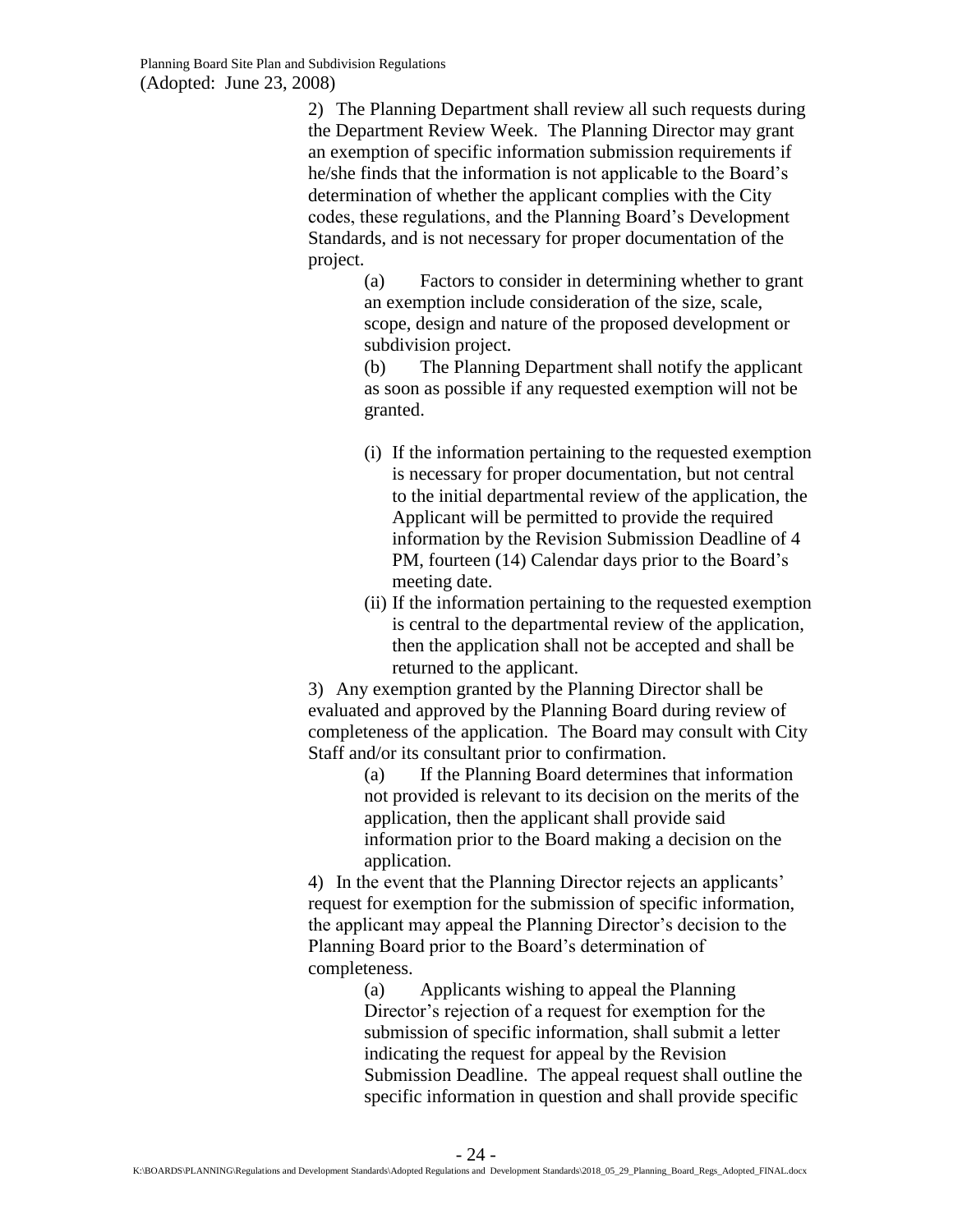2) The Planning Department shall review all such requests during the Department Review Week. The Planning Director may grant an exemption of specific information submission requirements if he/she finds that the information is not applicable to the Board's determination of whether the applicant complies with the City codes, these regulations, and the Planning Board's Development Standards, and is not necessary for proper documentation of the project.

(a) Factors to consider in determining whether to grant an exemption include consideration of the size, scale, scope, design and nature of the proposed development or subdivision project.

(b) The Planning Department shall notify the applicant as soon as possible if any requested exemption will not be granted.

(i) If the information pertaining to the requested exemption is necessary for proper documentation, but not central to the initial departmental review of the application, the Applicant will be permitted to provide the required information by the Revision Submission Deadline of 4 PM, fourteen (14) Calendar days prior to the Board's meeting date.

(ii) If the information pertaining to the requested exemption is central to the departmental review of the application, then the application shall not be accepted and shall be returned to the applicant.

3) Any exemption granted by the Planning Director shall be evaluated and approved by the Planning Board during review of completeness of the application. The Board may consult with City Staff and/or its consultant prior to confirmation.

(a) If the Planning Board determines that information not provided is relevant to its decision on the merits of the application, then the applicant shall provide said information prior to the Board making a decision on the application.

4) In the event that the Planning Director rejects an applicants' request for exemption for the submission of specific information, the applicant may appeal the Planning Director's decision to the Planning Board prior to the Board's determination of completeness.

(a) Applicants wishing to appeal the Planning Director's rejection of a request for exemption for the submission of specific information, shall submit a letter indicating the request for appeal by the Revision Submission Deadline. The appeal request shall outline the specific information in question and shall provide specific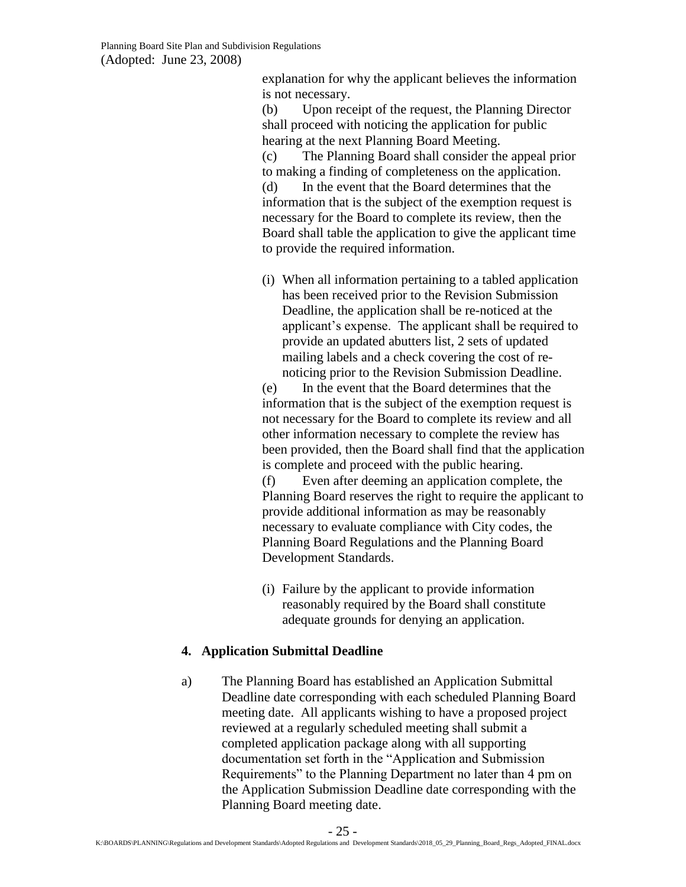explanation for why the applicant believes the information is not necessary.

(b) Upon receipt of the request, the Planning Director shall proceed with noticing the application for public hearing at the next Planning Board Meeting.

(c) The Planning Board shall consider the appeal prior to making a finding of completeness on the application.

(d) In the event that the Board determines that the information that is the subject of the exemption request is necessary for the Board to complete its review, then the Board shall table the application to give the applicant time to provide the required information.

(i) When all information pertaining to a tabled application has been received prior to the Revision Submission Deadline, the application shall be re-noticed at the applicant's expense. The applicant shall be required to provide an updated abutters list, 2 sets of updated mailing labels and a check covering the cost of re-noticing prior to the Revision Submission Deadline.

(e) In the event that the Board determines that the information that is the subject of the exemption request is not necessary for the Board to complete its review and all other information necessary to complete the review has been provided, then the Board shall find that the application is complete and proceed with the public hearing.

(f) Even after deeming an application complete, the Planning Board reserves the right to require the applicant to provide additional information as may be reasonably necessary to evaluate compliance with City codes, the Planning Board Regulations and the Planning Board Development Standards.

(i) Failure by the applicant to provide information reasonably required by the Board shall constitute adequate grounds for denying an application.

### 4. Application Submittal Deadline

a) The Planning Board has established an Application Submittal Deadline date corresponding with each scheduled Planning Board meeting date. All applicants wishing to have a proposed project reviewed at a regularly scheduled meeting shall submit a completed application package along with all supporting documentation set forth in the "Application and Submission Requirements" to the Planning Department no later than 4 pm on the Application Submission Deadline date corresponding with the Planning Board meeting date.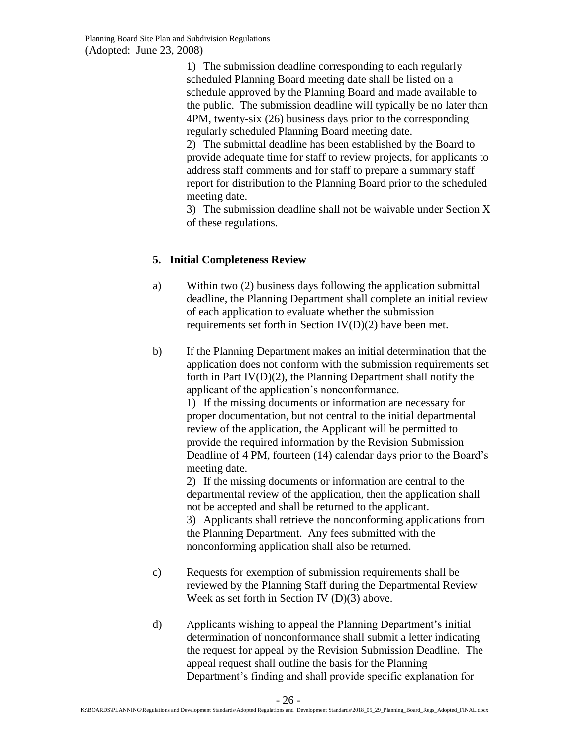1) The submission deadline corresponding to each regularly scheduled Planning Board meeting date shall be listed on a schedule approved by the Planning Board and made available to the public. The submission deadline will typically be no later than 4PM, twenty-six (26) business days prior to the corresponding regularly scheduled Planning Board meeting date.

2) The submittal deadline has been established by the Board to provide adequate time for staff to review projects, for applicants to address staff comments and for staff to prepare a summary staff report for distribution to the Planning Board prior to the scheduled meeting date.

3) The submission deadline shall not be waivable under Section X of these regulations.

**5. Initial Completeness Review**

a) Within two (2) business days following the application submittal deadline, the Planning Department shall complete an initial review of each application to evaluate whether the submission requirements set forth in Section IV(D)(2) have been met.

b) If the Planning Department makes an initial determination that the application does not conform with the submission requirements set forth in Part IV(D)(2), the Planning Department shall notify the applicant of the application's nonconformance.

1) If the missing documents or information are necessary for proper documentation, but not central to the initial departmental review of the application, the Applicant will be permitted to provide the required information by the Revision Submission Deadline of 4 PM, fourteen (14) calendar days prior to the Board's meeting date.

2) If the missing documents or information are central to the departmental review of the application, then the application shall not be accepted and shall be returned to the applicant.

3) Applicants shall retrieve the nonconforming applications from the Planning Department. Any fees submitted with the nonconforming application shall also be returned.

c) Requests for exemption of submission requirements shall be reviewed by the Planning Staff during the Departmental Review Week as set forth in Section IV (D)(3) above.

d) Applicants wishing to appeal the Planning Department's initial determination of nonconformance shall submit a letter indicating the request for appeal by the Revision Submission Deadline. The appeal request shall outline the basis for the Planning Department's finding and shall provide specific explanation for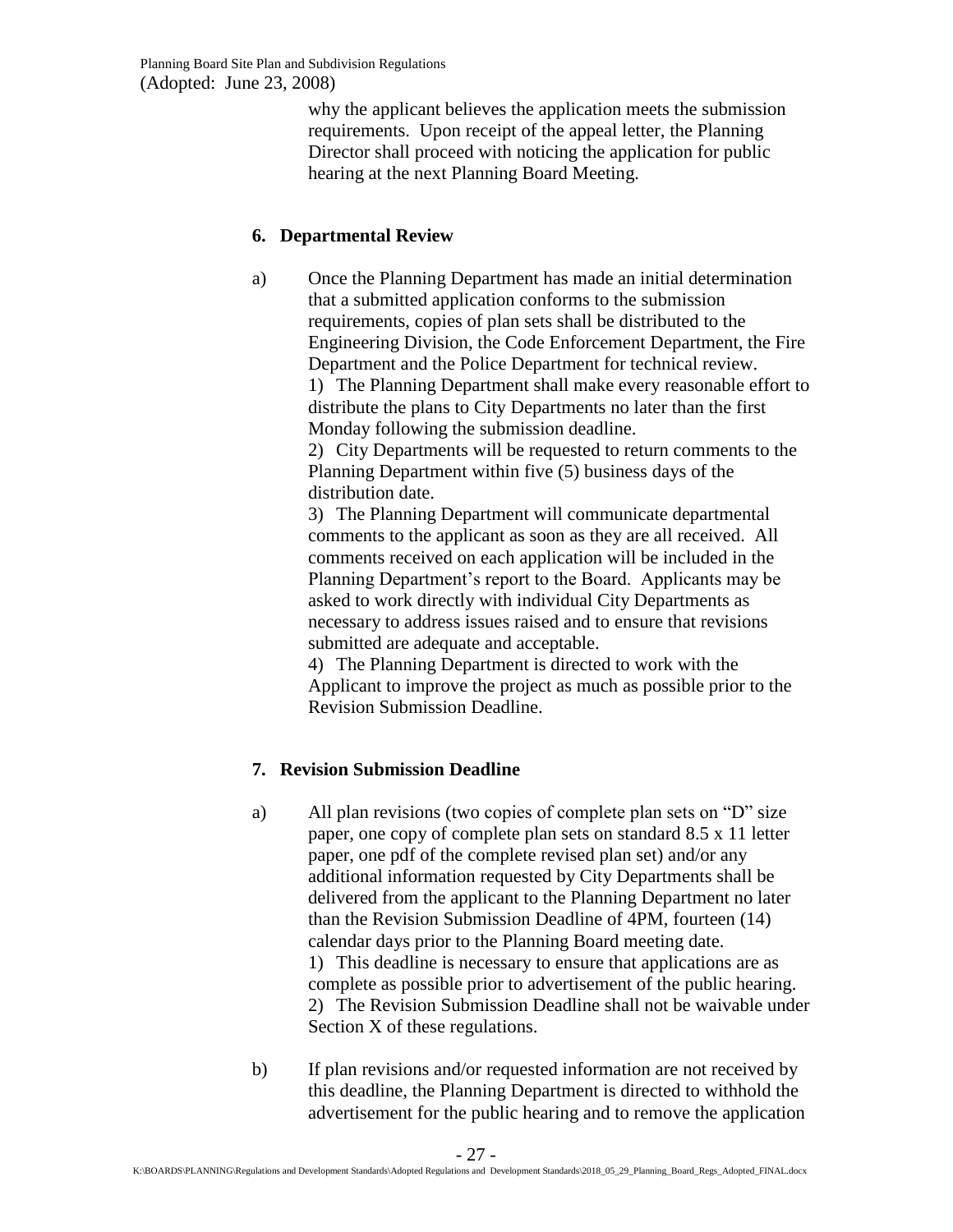why the applicant believes the application meets the submission requirements. Upon receipt of the appeal letter, the Planning Director shall proceed with noticing the application for public hearing at the next Planning Board Meeting.

### 6. Departmental Review

a) Once the Planning Department has made an initial determination that a submitted application conforms to the submission requirements, copies of plan sets shall be distributed to the Engineering Division, the Code Enforcement Department, the Fire Department and the Police Department for technical review.
   1) The Planning Department shall make every reasonable effort to distribute the plans to City Departments no later than the first Monday following the submission deadline.
   2) City Departments will be requested to return comments to the Planning Department within five (5) business days of the distribution date.
   3) The Planning Department will communicate departmental comments to the applicant as soon as they are all received. All comments received on each application will be included in the Planning Department's report to the Board. Applicants may be asked to work directly with individual City Departments as necessary to address issues raised and to ensure that revisions submitted are adequate and acceptable.
   4) The Planning Department is directed to work with the Applicant to improve the project as much as possible prior to the Revision Submission Deadline.

### 7. Revision Submission Deadline

a) All plan revisions (two copies of complete plan sets on "D" size paper, one copy of complete plan sets on standard 8.5 x 11 letter paper, one pdf of the complete revised plan set) and/or any additional information requested by City Departments shall be delivered from the applicant to the Planning Department no later than the Revision Submission Deadline of 4PM, fourteen (14) calendar days prior to the Planning Board meeting date.
   1) This deadline is necessary to ensure that applications are as complete as possible prior to advertisement of the public hearing.
   2) The Revision Submission Deadline shall not be waivable under Section X of these regulations.

b) If plan revisions and/or requested information are not received by this deadline, the Planning Department is directed to withhold the advertisement for the public hearing and to remove the application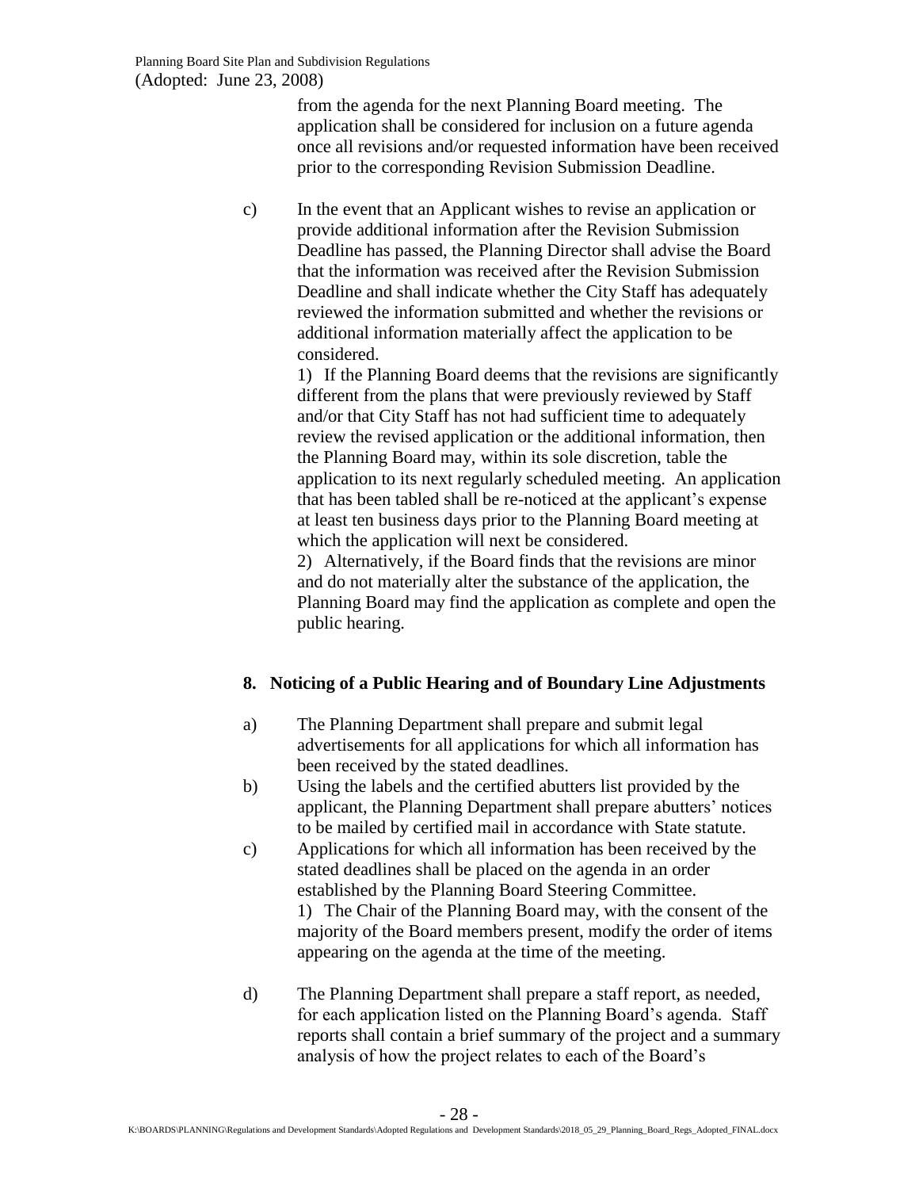from the agenda for the next Planning Board meeting. The application shall be considered for inclusion on a future agenda once all revisions and/or requested information have been received prior to the corresponding Revision Submission Deadline.

c) In the event that an Applicant wishes to revise an application or provide additional information after the Revision Submission Deadline has passed, the Planning Director shall advise the Board that the information was received after the Revision Submission Deadline and shall indicate whether the City Staff has adequately reviewed the information submitted and whether the revisions or additional information materially affect the application to be considered.

1) If the Planning Board deems that the revisions are significantly different from the plans that were previously reviewed by Staff and/or that City Staff has not had sufficient time to adequately review the revised application or the additional information, then the Planning Board may, within its sole discretion, table the application to its next regularly scheduled meeting. An application that has been tabled shall be re-noticed at the applicant's expense at least ten business days prior to the Planning Board meeting at which the application will next be considered.

2) Alternatively, if the Board finds that the revisions are minor and do not materially alter the substance of the application, the Planning Board may find the application as complete and open the public hearing.

**8. Noticing of a Public Hearing and of Boundary Line Adjustments**

a) The Planning Department shall prepare and submit legal advertisements for all applications for which all information has been received by the stated deadlines.

b) Using the labels and the certified abutters list provided by the applicant, the Planning Department shall prepare abutters' notices to be mailed by certified mail in accordance with State statute.

c) Applications for which all information has been received by the stated deadlines shall be placed on the agenda in an order established by the Planning Board Steering Committee.

1) The Chair of the Planning Board may, with the consent of the majority of the Board members present, modify the order of items appearing on the agenda at the time of the meeting.

d) The Planning Department shall prepare a staff report, as needed, for each application listed on the Planning Board's agenda. Staff reports shall contain a brief summary of the project and a summary analysis of how the project relates to each of the Board's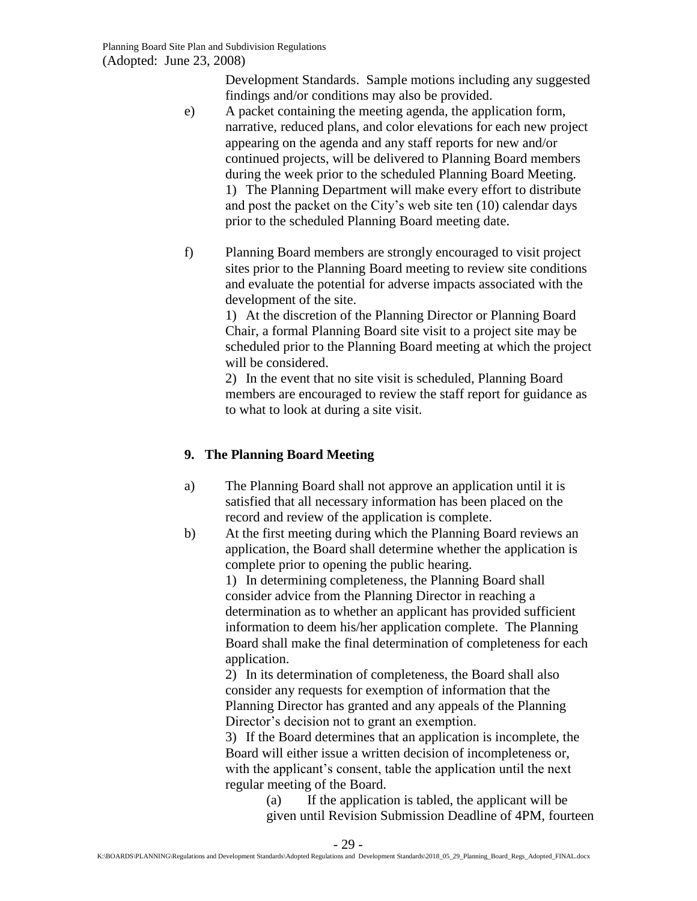Development Standards. Sample motions including any suggested findings and/or conditions may also be provided.

e) A packet containing the meeting agenda, the application form, narrative, reduced plans, and color elevations for each new project appearing on the agenda and any staff reports for new and/or continued projects, will be delivered to Planning Board members during the week prior to the scheduled Planning Board Meeting.
1) The Planning Department will make every effort to distribute and post the packet on the City's web site ten (10) calendar days prior to the scheduled Planning Board meeting date.

f) Planning Board members are strongly encouraged to visit project sites prior to the Planning Board meeting to review site conditions and evaluate the potential for adverse impacts associated with the development of the site.
1) At the discretion of the Planning Director or Planning Board Chair, a formal Planning Board site visit to a project site may be scheduled prior to the Planning Board meeting at which the project will be considered.
2) In the event that no site visit is scheduled, Planning Board members are encouraged to review the staff report for guidance as to what to look at during a site visit.

## 9. The Planning Board Meeting

a) The Planning Board shall not approve an application until it is satisfied that all necessary information has been placed on the record and review of the application is complete.

b) At the first meeting during which the Planning Board reviews an application, the Board shall determine whether the application is complete prior to opening the public hearing.
1) In determining completeness, the Planning Board shall consider advice from the Planning Director in reaching a determination as to whether an applicant has provided sufficient information to deem his/her application complete. The Planning Board shall make the final determination of completeness for each application.
2) In its determination of completeness, the Board shall also consider any requests for exemption of information that the Planning Director has granted and any appeals of the Planning Director's decision not to grant an exemption.
3) If the Board determines that an application is incomplete, the Board will either issue a written decision of incompleteness or, with the applicant's consent, table the application until the next regular meeting of the Board.
(a) If the application is tabled, the applicant will be given until Revision Submission Deadline of 4PM, fourteen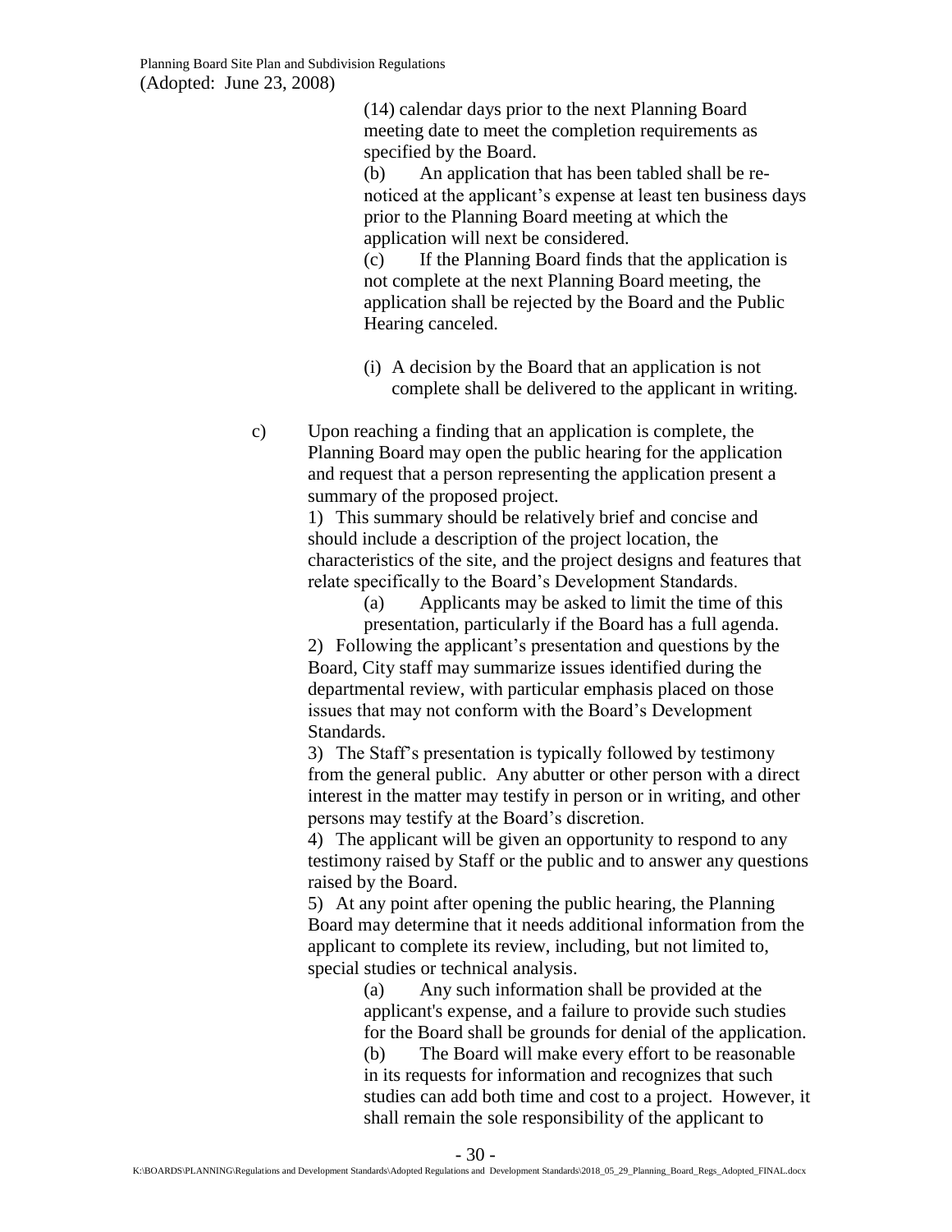(14) calendar days prior to the next Planning Board meeting date to meet the completion requirements as specified by the Board.

(b) An application that has been tabled shall be re-noticed at the applicant's expense at least ten business days prior to the Planning Board meeting at which the application will next be considered.

(c) If the Planning Board finds that the application is not complete at the next Planning Board meeting, the application shall be rejected by the Board and the Public Hearing canceled.

(i) A decision by the Board that an application is not complete shall be delivered to the applicant in writing.

c) Upon reaching a finding that an application is complete, the Planning Board may open the public hearing for the application and request that a person representing the application present a summary of the proposed project.

1) This summary should be relatively brief and concise and should include a description of the project location, the characteristics of the site, and the project designs and features that relate specifically to the Board's Development Standards.

(a) Applicants may be asked to limit the time of this presentation, particularly if the Board has a full agenda.

2) Following the applicant's presentation and questions by the Board, City staff may summarize issues identified during the departmental review, with particular emphasis placed on those issues that may not conform with the Board's Development Standards.

3) The Staff's presentation is typically followed by testimony from the general public. Any abutter or other person with a direct interest in the matter may testify in person or in writing, and other persons may testify at the Board's discretion.

4) The applicant will be given an opportunity to respond to any testimony raised by Staff or the public and to answer any questions raised by the Board.

5) At any point after opening the public hearing, the Planning Board may determine that it needs additional information from the applicant to complete its review, including, but not limited to, special studies or technical analysis.

(a) Any such information shall be provided at the applicant's expense, and a failure to provide such studies for the Board shall be grounds for denial of the application.

(b) The Board will make every effort to be reasonable in its requests for information and recognizes that such studies can add both time and cost to a project. However, it shall remain the sole responsibility of the applicant to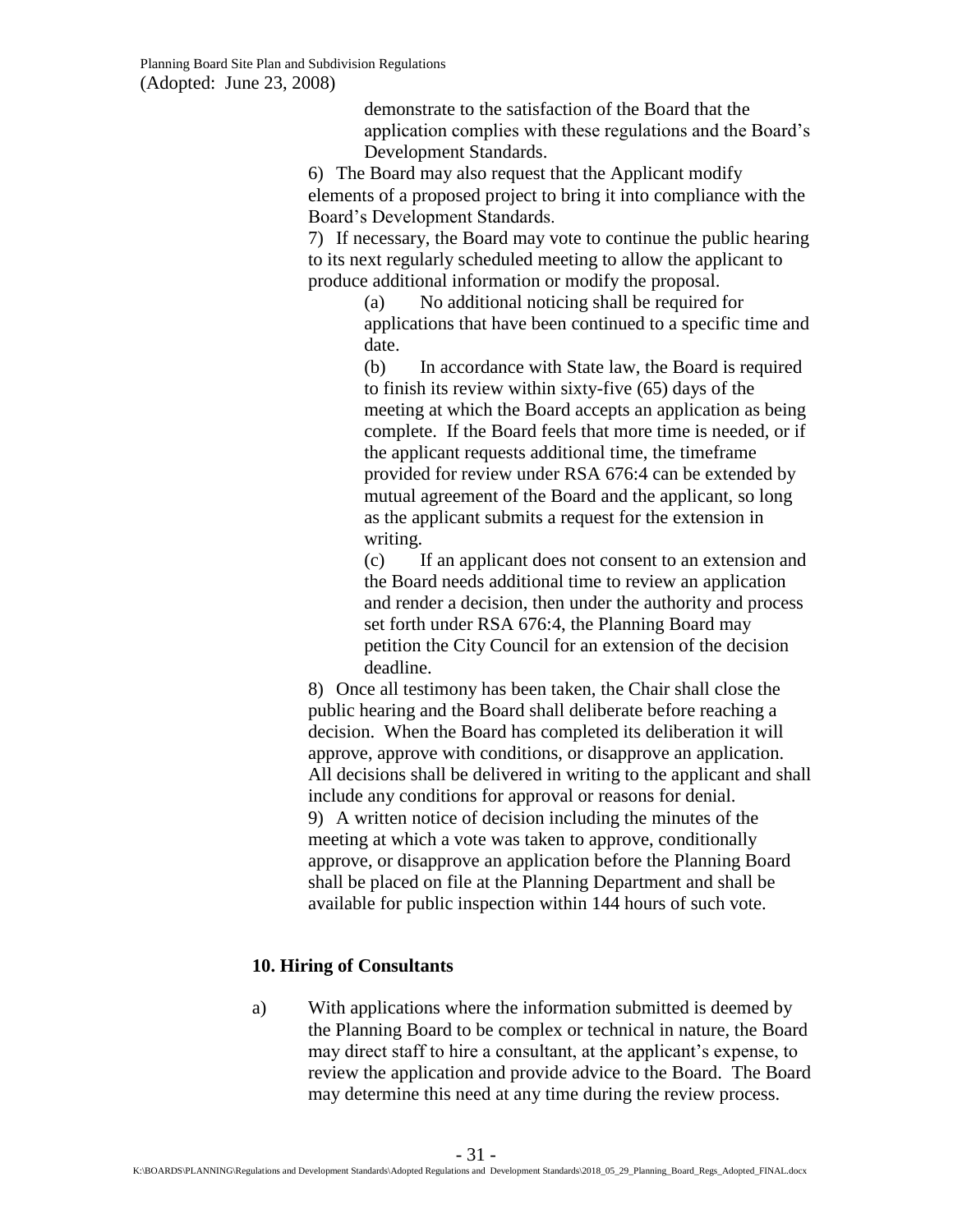demonstrate to the satisfaction of the Board that the application complies with these regulations and the Board's Development Standards.

6) The Board may also request that the Applicant modify elements of a proposed project to bring it into compliance with the Board's Development Standards.

7) If necessary, the Board may vote to continue the public hearing to its next regularly scheduled meeting to allow the applicant to produce additional information or modify the proposal.

(a) No additional noticing shall be required for applications that have been continued to a specific time and date.

(b) In accordance with State law, the Board is required to finish its review within sixty-five (65) days of the meeting at which the Board accepts an application as being complete. If the Board feels that more time is needed, or if the applicant requests additional time, the timeframe provided for review under RSA 676:4 can be extended by mutual agreement of the Board and the applicant, so long as the applicant submits a request for the extension in writing.

(c) If an applicant does not consent to an extension and the Board needs additional time to review an application and render a decision, then under the authority and process set forth under RSA 676:4, the Planning Board may petition the City Council for an extension of the decision deadline.

8) Once all testimony has been taken, the Chair shall close the public hearing and the Board shall deliberate before reaching a decision. When the Board has completed its deliberation it will approve, approve with conditions, or disapprove an application. All decisions shall be delivered in writing to the applicant and shall include any conditions for approval or reasons for denial.

9) A written notice of decision including the minutes of the meeting at which a vote was taken to approve, conditionally approve, or disapprove an application before the Planning Board shall be placed on file at the Planning Department and shall be available for public inspection within 144 hours of such vote.

### 10. Hiring of Consultants

a) With applications where the information submitted is deemed by the Planning Board to be complex or technical in nature, the Board may direct staff to hire a consultant, at the applicant's expense, to review the application and provide advice to the Board. The Board may determine this need at any time during the review process.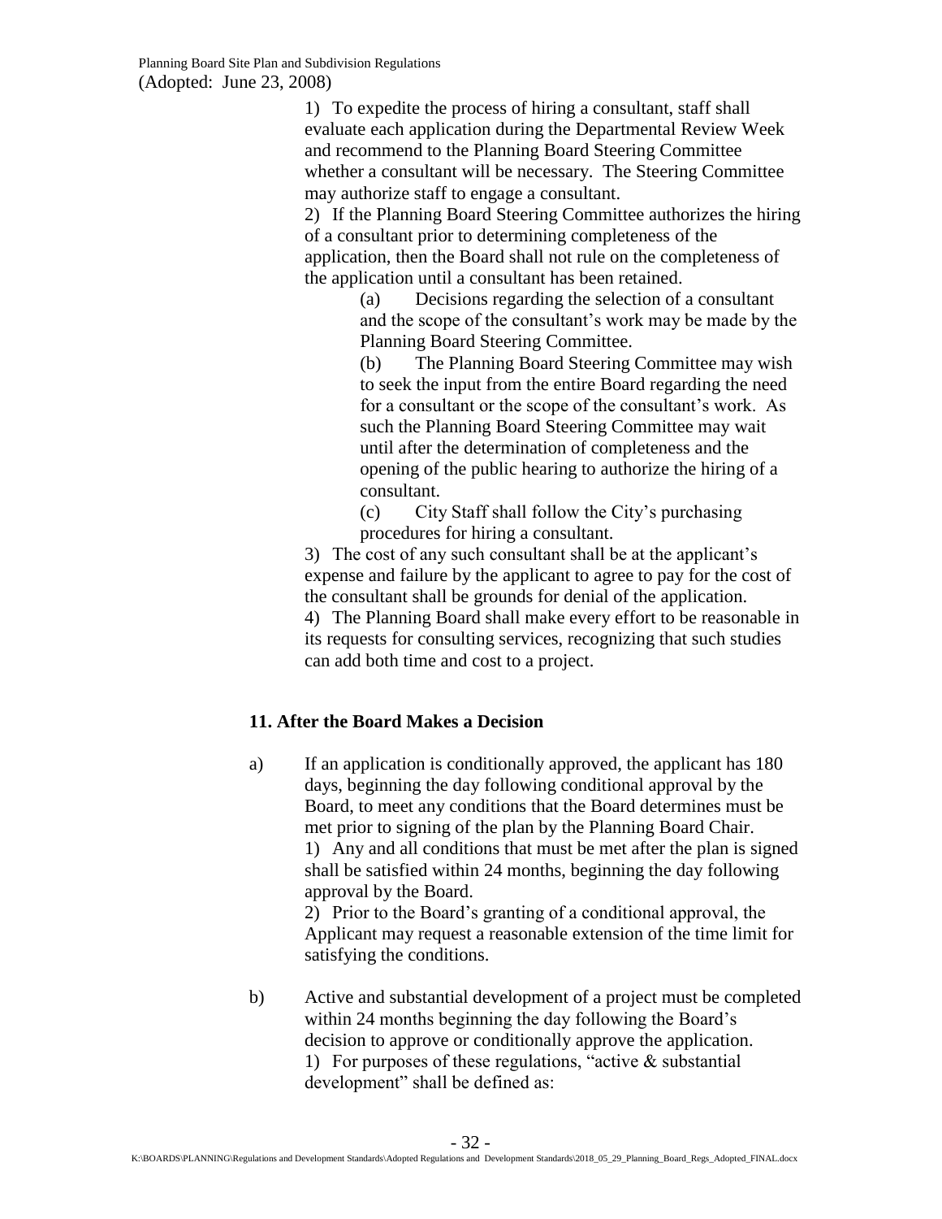1) To expedite the process of hiring a consultant, staff shall evaluate each application during the Departmental Review Week and recommend to the Planning Board Steering Committee whether a consultant will be necessary. The Steering Committee may authorize staff to engage a consultant.

2) If the Planning Board Steering Committee authorizes the hiring of a consultant prior to determining completeness of the application, then the Board shall not rule on the completeness of the application until a consultant has been retained.

(a) Decisions regarding the selection of a consultant and the scope of the consultant's work may be made by the Planning Board Steering Committee.

(b) The Planning Board Steering Committee may wish to seek the input from the entire Board regarding the need for a consultant or the scope of the consultant's work. As such the Planning Board Steering Committee may wait until after the determination of completeness and the opening of the public hearing to authorize the hiring of a consultant.

(c) City Staff shall follow the City's purchasing procedures for hiring a consultant.

3) The cost of any such consultant shall be at the applicant's expense and failure by the applicant to agree to pay for the cost of the consultant shall be grounds for denial of the application.

4) The Planning Board shall make every effort to be reasonable in its requests for consulting services, recognizing that such studies can add both time and cost to a project.

### 11. After the Board Makes a Decision

a) If an application is conditionally approved, the applicant has 180 days, beginning the day following conditional approval by the Board, to meet any conditions that the Board determines must be met prior to signing of the plan by the Planning Board Chair.

1) Any and all conditions that must be met after the plan is signed shall be satisfied within 24 months, beginning the day following approval by the Board.

2) Prior to the Board's granting of a conditional approval, the Applicant may request a reasonable extension of the time limit for satisfying the conditions.

b) Active and substantial development of a project must be completed within 24 months beginning the day following the Board's decision to approve or conditionally approve the application.

1) For purposes of these regulations, "active & substantial development" shall be defined as: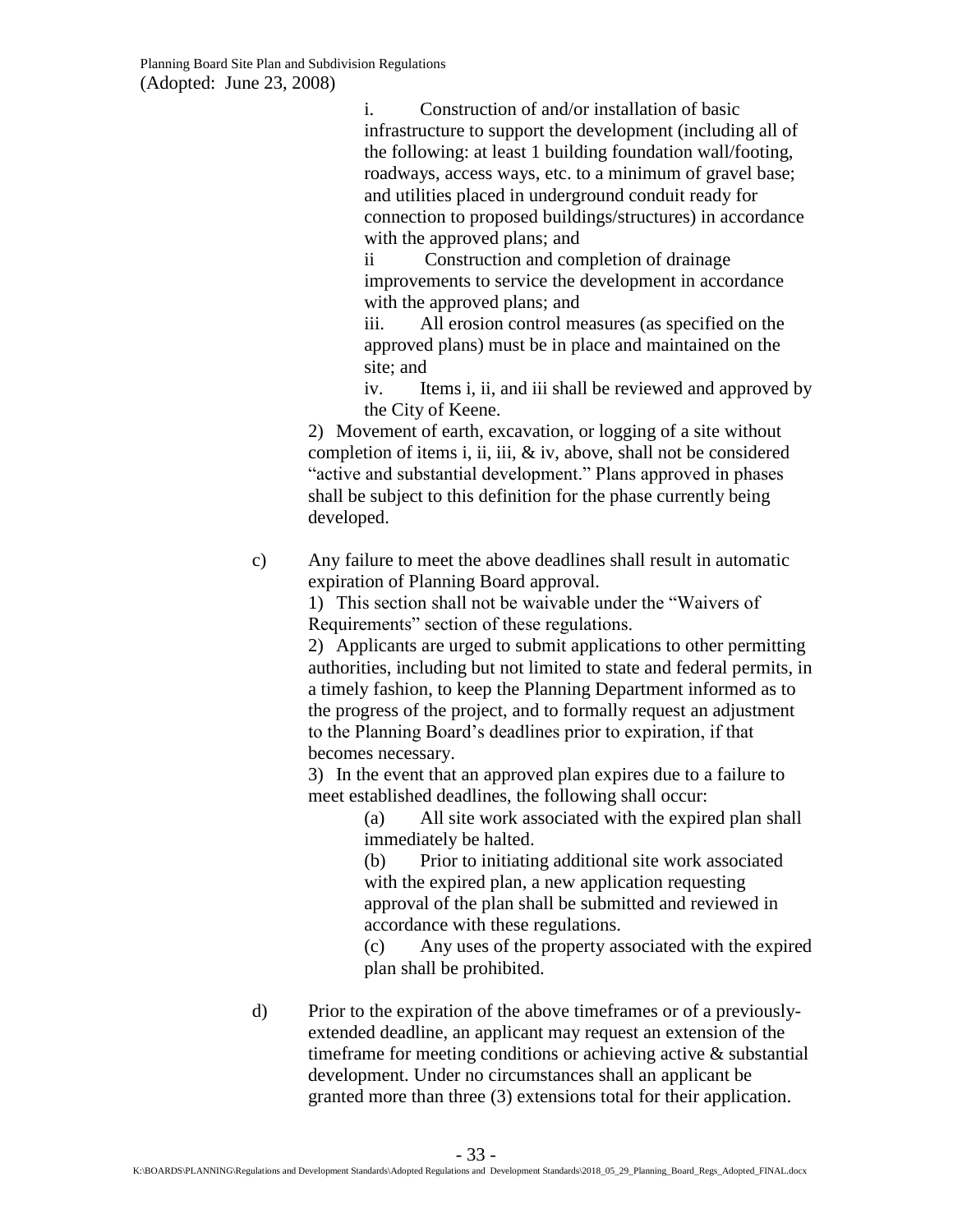i. Construction of and/or installation of basic infrastructure to support the development (including all of the following: at least 1 building foundation wall/footing, roadways, access ways, etc. to a minimum of gravel base; and utilities placed in underground conduit ready for connection to proposed buildings/structures) in accordance with the approved plans; and

ii Construction and completion of drainage improvements to service the development in accordance with the approved plans; and

iii. All erosion control measures (as specified on the approved plans) must be in place and maintained on the site; and

iv. Items i, ii, and iii shall be reviewed and approved by the City of Keene.

2) Movement of earth, excavation, or logging of a site without completion of items i, ii, iii, & iv, above, shall not be considered "active and substantial development." Plans approved in phases shall be subject to this definition for the phase currently being developed.

c) Any failure to meet the above deadlines shall result in automatic expiration of Planning Board approval.

1) This section shall not be waivable under the "Waivers of Requirements" section of these regulations.

2) Applicants are urged to submit applications to other permitting authorities, including but not limited to state and federal permits, in a timely fashion, to keep the Planning Department informed as to the progress of the project, and to formally request an adjustment to the Planning Board's deadlines prior to expiration, if that becomes necessary.

3) In the event that an approved plan expires due to a failure to meet established deadlines, the following shall occur:

(a) All site work associated with the expired plan shall immediately be halted.

(b) Prior to initiating additional site work associated with the expired plan, a new application requesting approval of the plan shall be submitted and reviewed in accordance with these regulations.

(c) Any uses of the property associated with the expired plan shall be prohibited.

d) Prior to the expiration of the above timeframes or of a previously-extended deadline, an applicant may request an extension of the timeframe for meeting conditions or achieving active & substantial development. Under no circumstances shall an applicant be granted more than three (3) extensions total for their application.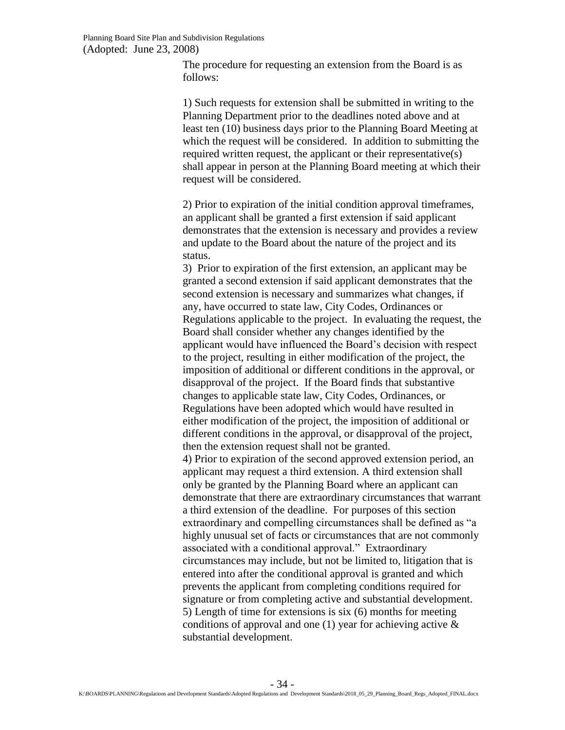The procedure for requesting an extension from the Board is as follows:

1) Such requests for extension shall be submitted in writing to the Planning Department prior to the deadlines noted above and at least ten (10) business days prior to the Planning Board Meeting at which the request will be considered. In addition to submitting the required written request, the applicant or their representative(s) shall appear in person at the Planning Board meeting at which their request will be considered.

2) Prior to expiration of the initial condition approval timeframes, an applicant shall be granted a first extension if said applicant demonstrates that the extension is necessary and provides a review and update to the Board about the nature of the project and its status.

3) Prior to expiration of the first extension, an applicant may be granted a second extension if said applicant demonstrates that the second extension is necessary and summarizes what changes, if any, have occurred to state law, City Codes, Ordinances or Regulations applicable to the project. In evaluating the request, the Board shall consider whether any changes identified by the applicant would have influenced the Board's decision with respect to the project, resulting in either modification of the project, the imposition of additional or different conditions in the approval, or disapproval of the project. If the Board finds that substantive changes to applicable state law, City Codes, Ordinances, or Regulations have been adopted which would have resulted in either modification of the project, the imposition of additional or different conditions in the approval, or disapproval of the project, then the extension request shall not be granted.

4) Prior to expiration of the second approved extension period, an applicant may request a third extension. A third extension shall only be granted by the Planning Board where an applicant can demonstrate that there are extraordinary circumstances that warrant a third extension of the deadline. For purposes of this section extraordinary and compelling circumstances shall be defined as "a highly unusual set of facts or circumstances that are not commonly associated with a conditional approval." Extraordinary circumstances may include, but not be limited to, litigation that is entered into after the conditional approval is granted and which prevents the applicant from completing conditions required for signature or from completing active and substantial development.

5) Length of time for extensions is six (6) months for meeting conditions of approval and one (1) year for achieving active & substantial development.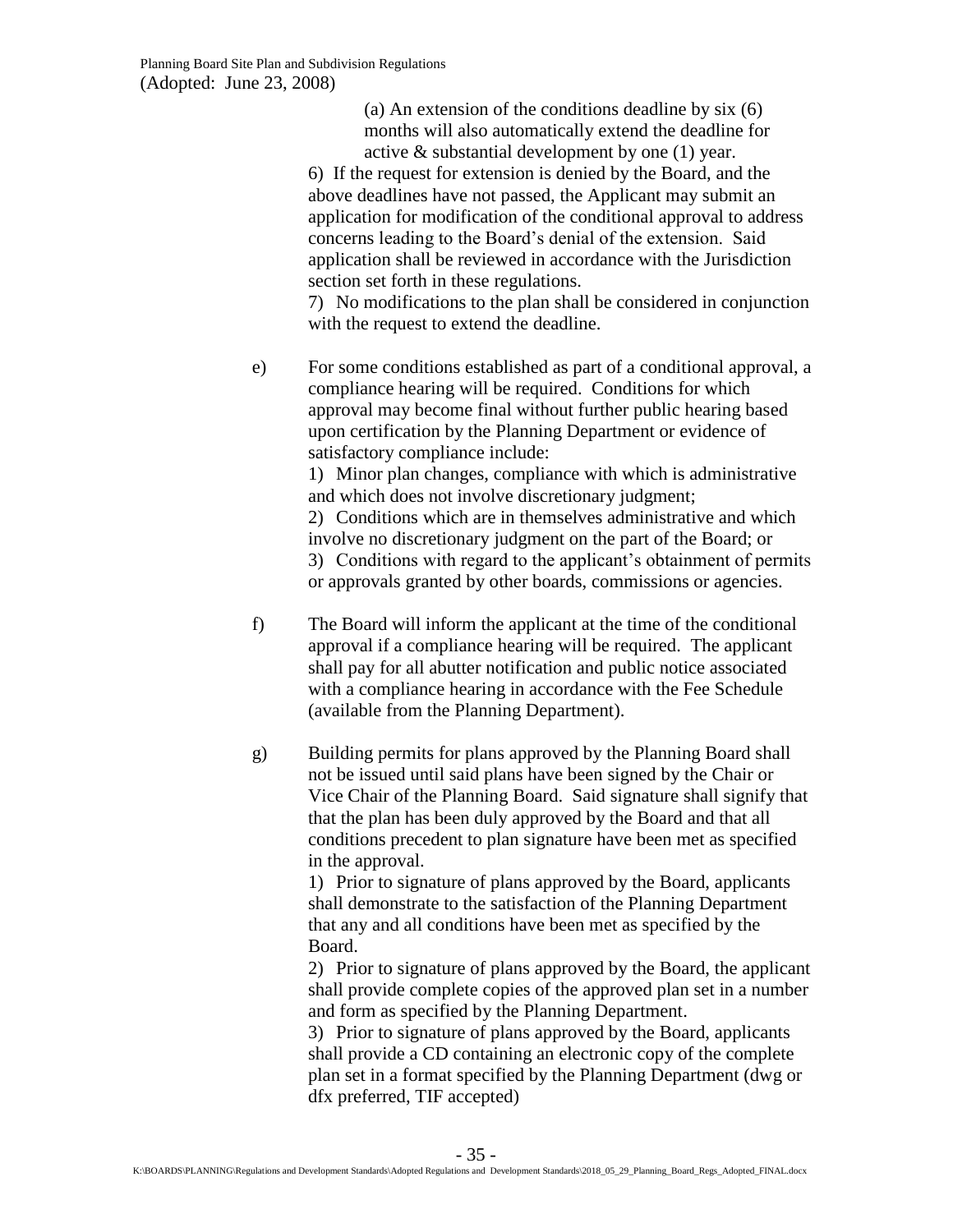(a) An extension of the conditions deadline by six (6) months will also automatically extend the deadline for active & substantial development by one (1) year.

6) If the request for extension is denied by the Board, and the above deadlines have not passed, the Applicant may submit an application for modification of the conditional approval to address concerns leading to the Board's denial of the extension. Said application shall be reviewed in accordance with the Jurisdiction section set forth in these regulations.

7) No modifications to the plan shall be considered in conjunction with the request to extend the deadline.

e) For some conditions established as part of a conditional approval, a compliance hearing will be required. Conditions for which approval may become final without further public hearing based upon certification by the Planning Department or evidence of satisfactory compliance include:

1) Minor plan changes, compliance with which is administrative and which does not involve discretionary judgment;
2) Conditions which are in themselves administrative and which involve no discretionary judgment on the part of the Board; or
3) Conditions with regard to the applicant's obtainment of permits or approvals granted by other boards, commissions or agencies.

f) The Board will inform the applicant at the time of the conditional approval if a compliance hearing will be required. The applicant shall pay for all abutter notification and public notice associated with a compliance hearing in accordance with the Fee Schedule (available from the Planning Department).

g) Building permits for plans approved by the Planning Board shall not be issued until said plans have been signed by the Chair or Vice Chair of the Planning Board. Said signature shall signify that that the plan has been duly approved by the Board and that all conditions precedent to plan signature have been met as specified in the approval.

1) Prior to signature of plans approved by the Board, applicants shall demonstrate to the satisfaction of the Planning Department that any and all conditions have been met as specified by the Board.
2) Prior to signature of plans approved by the Board, the applicant shall provide complete copies of the approved plan set in a number and form as specified by the Planning Department.
3) Prior to signature of plans approved by the Board, applicants shall provide a CD containing an electronic copy of the complete plan set in a format specified by the Planning Department (dwg or dfx preferred, TIF accepted)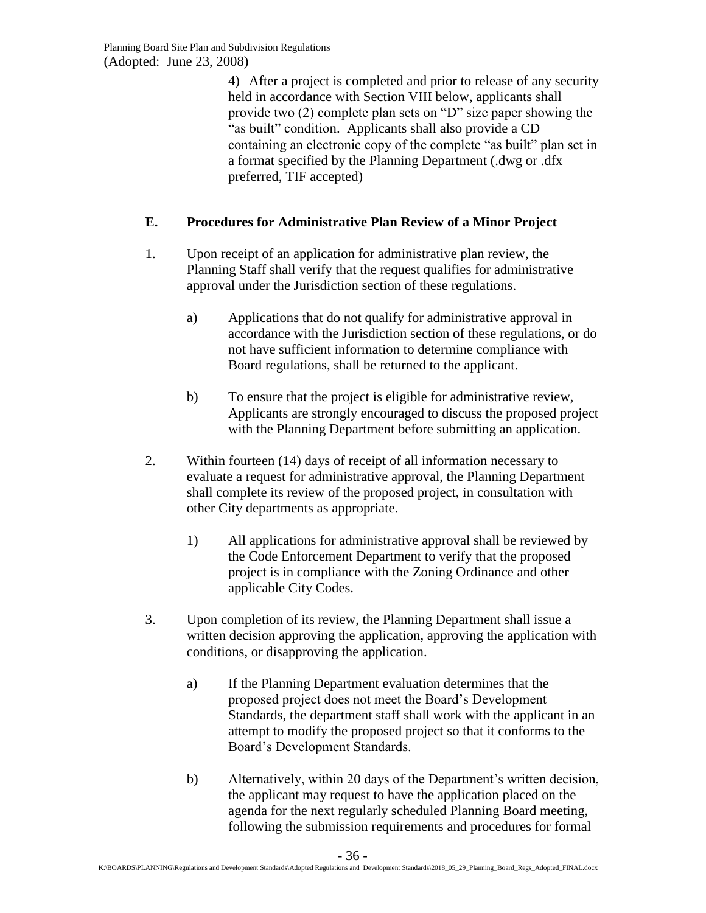4) After a project is completed and prior to release of any security held in accordance with Section VIII below, applicants shall provide two (2) complete plan sets on "D" size paper showing the "as built" condition. Applicants shall also provide a CD containing an electronic copy of the complete "as built" plan set in a format specified by the Planning Department (.dwg or .dfx preferred, TIF accepted)

## E. Procedures for Administrative Plan Review of a Minor Project

1. Upon receipt of an application for administrative plan review, the Planning Staff shall verify that the request qualifies for administrative approval under the Jurisdiction section of these regulations.

   a) Applications that do not qualify for administrative approval in accordance with the Jurisdiction section of these regulations, or do not have sufficient information to determine compliance with Board regulations, shall be returned to the applicant.

   b) To ensure that the project is eligible for administrative review, Applicants are strongly encouraged to discuss the proposed project with the Planning Department before submitting an application.

2. Within fourteen (14) days of receipt of all information necessary to evaluate a request for administrative approval, the Planning Department shall complete its review of the proposed project, in consultation with other City departments as appropriate.

   1) All applications for administrative approval shall be reviewed by the Code Enforcement Department to verify that the proposed project is in compliance with the Zoning Ordinance and other applicable City Codes.

3. Upon completion of its review, the Planning Department shall issue a written decision approving the application, approving the application with conditions, or disapproving the application.

   a) If the Planning Department evaluation determines that the proposed project does not meet the Board's Development Standards, the department staff shall work with the applicant in an attempt to modify the proposed project so that it conforms to the Board's Development Standards.

   b) Alternatively, within 20 days of the Department's written decision, the applicant may request to have the application placed on the agenda for the next regularly scheduled Planning Board meeting, following the submission requirements and procedures for formal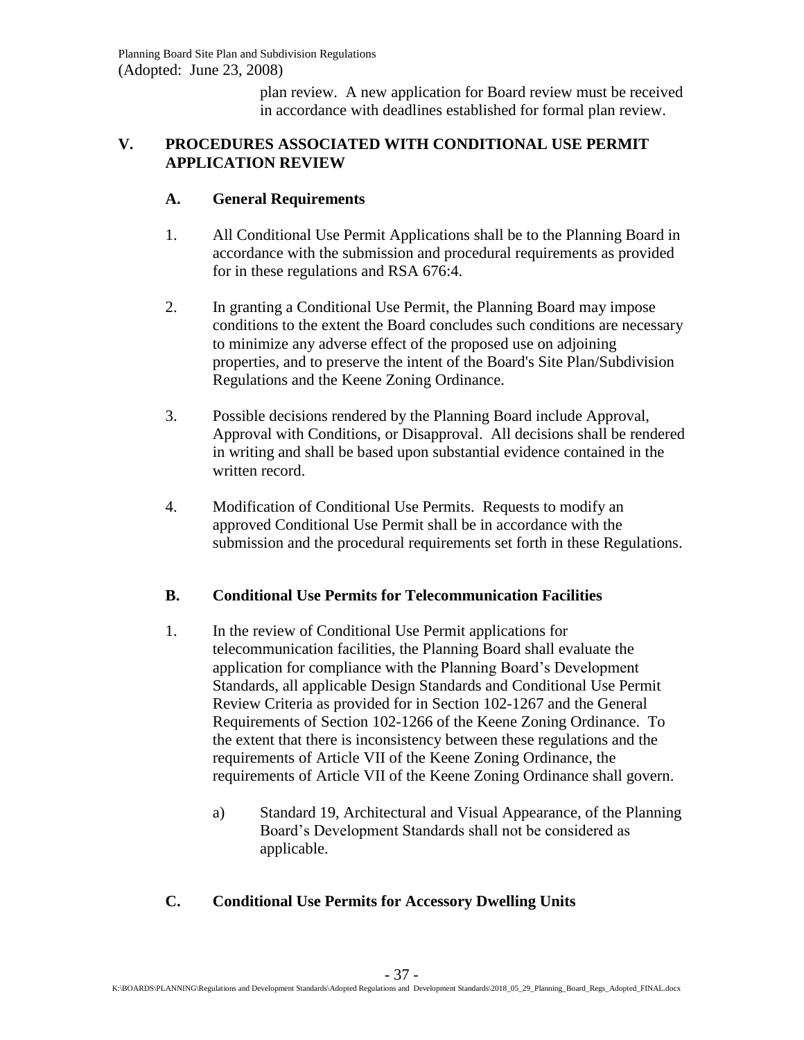plan review. A new application for Board review must be received in accordance with deadlines established for formal plan review.

## V. PROCEDURES ASSOCIATED WITH CONDITIONAL USE PERMIT APPLICATION REVIEW

### A. General Requirements

1. All Conditional Use Permit Applications shall be to the Planning Board in accordance with the submission and procedural requirements as provided for in these regulations and RSA 676:4.

2. In granting a Conditional Use Permit, the Planning Board may impose conditions to the extent the Board concludes such conditions are necessary to minimize any adverse effect of the proposed use on adjoining properties, and to preserve the intent of the Board's Site Plan/Subdivision Regulations and the Keene Zoning Ordinance.

3. Possible decisions rendered by the Planning Board include Approval, Approval with Conditions, or Disapproval. All decisions shall be rendered in writing and shall be based upon substantial evidence contained in the written record.

4. Modification of Conditional Use Permits. Requests to modify an approved Conditional Use Permit shall be in accordance with the submission and the procedural requirements set forth in these Regulations.

### B. Conditional Use Permits for Telecommunication Facilities

1. In the review of Conditional Use Permit applications for telecommunication facilities, the Planning Board shall evaluate the application for compliance with the Planning Board's Development Standards, all applicable Design Standards and Conditional Use Permit Review Criteria as provided for in Section 102-1267 and the General Requirements of Section 102-1266 of the Keene Zoning Ordinance. To the extent that there is inconsistency between these regulations and the requirements of Article VII of the Keene Zoning Ordinance, the requirements of Article VII of the Keene Zoning Ordinance shall govern.

   a) Standard 19, Architectural and Visual Appearance, of the Planning Board's Development Standards shall not be considered as applicable.

### C. Conditional Use Permits for Accessory Dwelling Units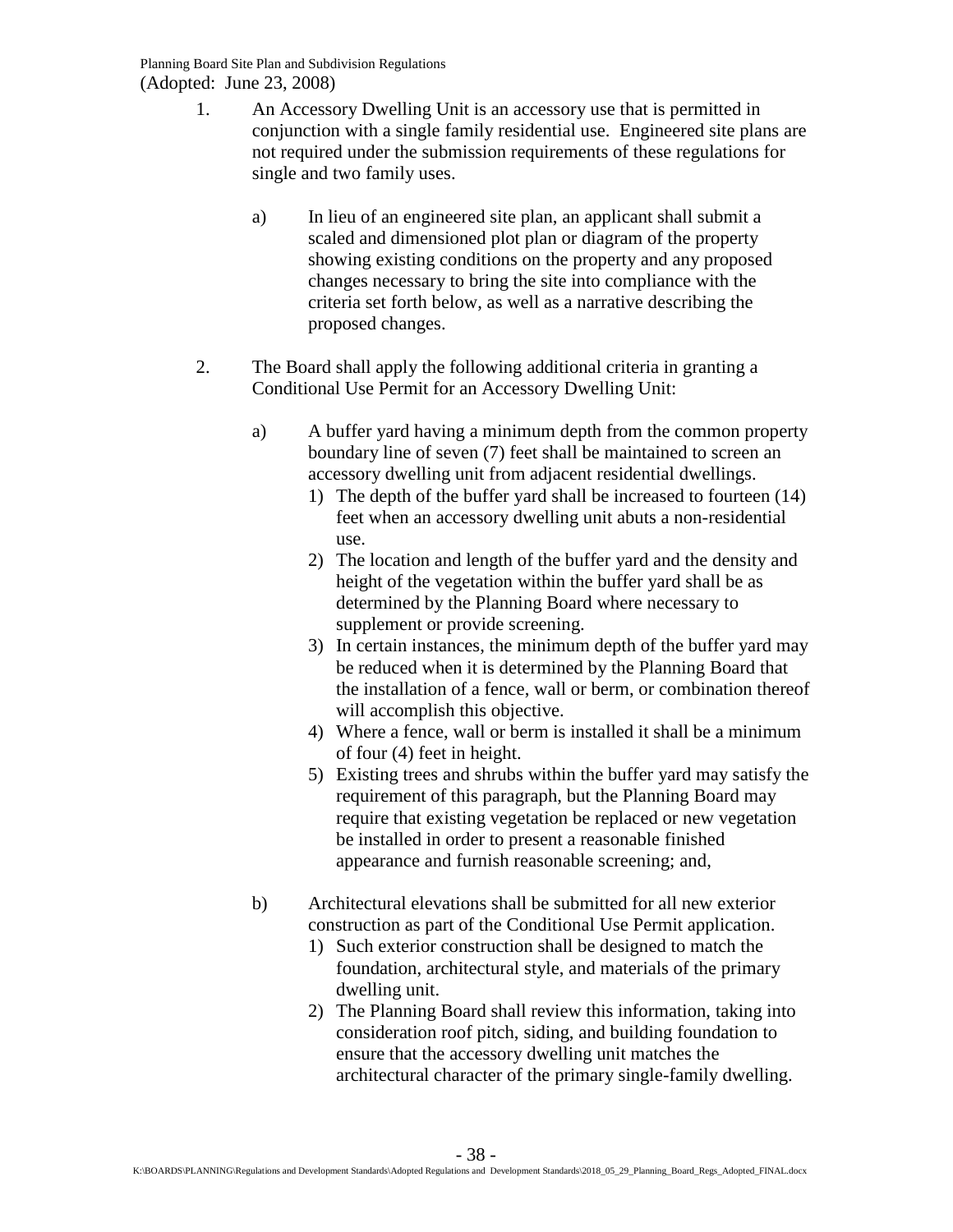1. An Accessory Dwelling Unit is an accessory use that is permitted in conjunction with a single family residential use. Engineered site plans are not required under the submission requirements of these regulations for single and two family uses.

   a) In lieu of an engineered site plan, an applicant shall submit a scaled and dimensioned plot plan or diagram of the property showing existing conditions on the property and any proposed changes necessary to bring the site into compliance with the criteria set forth below, as well as a narrative describing the proposed changes.

2. The Board shall apply the following additional criteria in granting a Conditional Use Permit for an Accessory Dwelling Unit:

   a) A buffer yard having a minimum depth from the common property boundary line of seven (7) feet shall be maintained to screen an accessory dwelling unit from adjacent residential dwellings.
      1) The depth of the buffer yard shall be increased to fourteen (14) feet when an accessory dwelling unit abuts a non-residential use.
      2) The location and length of the buffer yard and the density and height of the vegetation within the buffer yard shall be as determined by the Planning Board where necessary to supplement or provide screening.
      3) In certain instances, the minimum depth of the buffer yard may be reduced when it is determined by the Planning Board that the installation of a fence, wall or berm, or combination thereof will accomplish this objective.
      4) Where a fence, wall or berm is installed it shall be a minimum of four (4) feet in height.
      5) Existing trees and shrubs within the buffer yard may satisfy the requirement of this paragraph, but the Planning Board may require that existing vegetation be replaced or new vegetation be installed in order to present a reasonable finished appearance and furnish reasonable screening; and,

   b) Architectural elevations shall be submitted for all new exterior construction as part of the Conditional Use Permit application.
      1) Such exterior construction shall be designed to match the foundation, architectural style, and materials of the primary dwelling unit.
      2) The Planning Board shall review this information, taking into consideration roof pitch, siding, and building foundation to ensure that the accessory dwelling unit matches the architectural character of the primary single-family dwelling.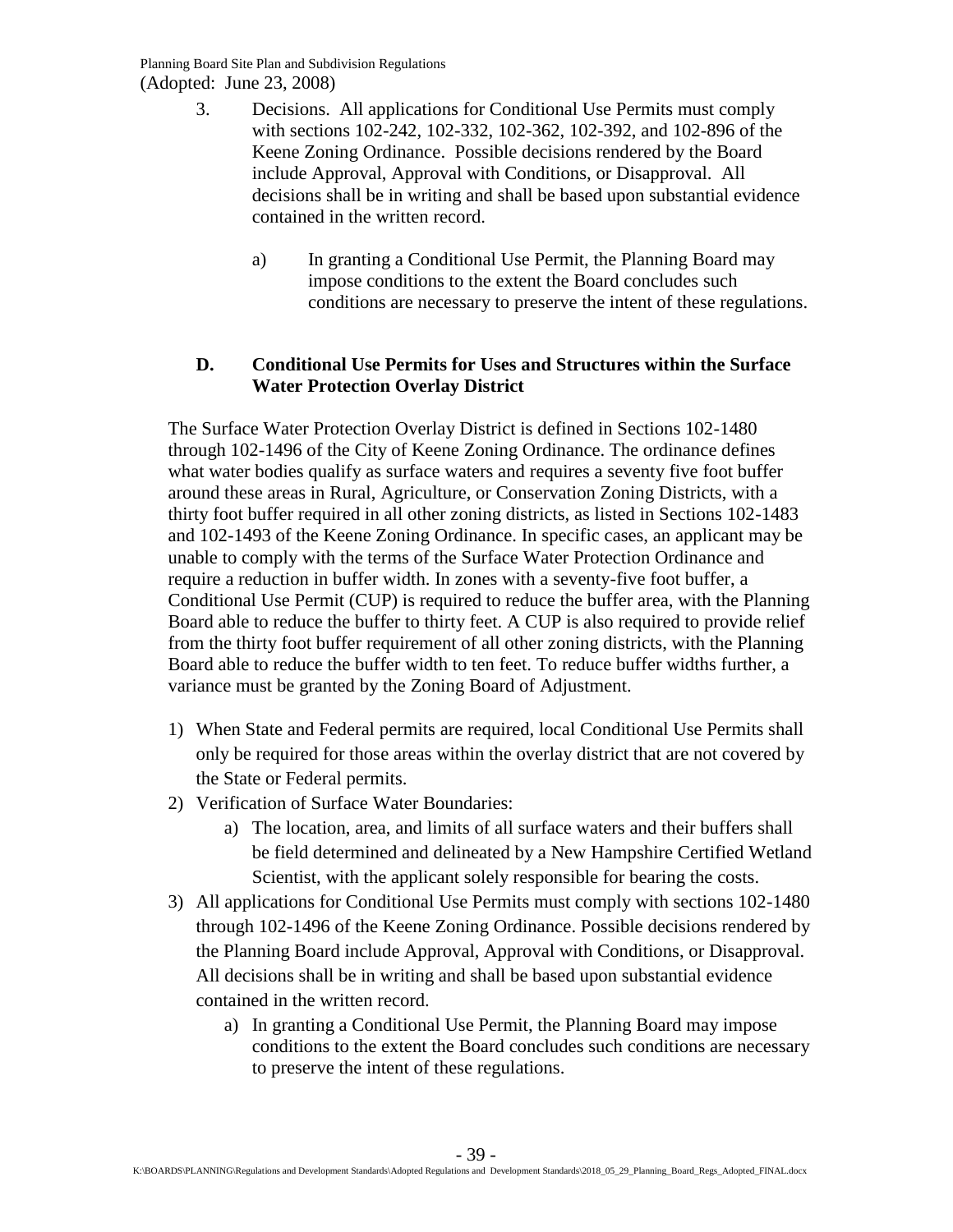3. Decisions. All applications for Conditional Use Permits must comply with sections 102-242, 102-332, 102-362, 102-392, and 102-896 of the Keene Zoning Ordinance. Possible decisions rendered by the Board include Approval, Approval with Conditions, or Disapproval. All decisions shall be in writing and shall be based upon substantial evidence contained in the written record.

   a) In granting a Conditional Use Permit, the Planning Board may impose conditions to the extent the Board concludes such conditions are necessary to preserve the intent of these regulations.

### D. Conditional Use Permits for Uses and Structures within the Surface Water Protection Overlay District

The Surface Water Protection Overlay District is defined in Sections 102-1480 through 102-1496 of the City of Keene Zoning Ordinance. The ordinance defines what water bodies qualify as surface waters and requires a seventy five foot buffer around these areas in Rural, Agriculture, or Conservation Zoning Districts, with a thirty foot buffer required in all other zoning districts, as listed in Sections 102-1483 and 102-1493 of the Keene Zoning Ordinance. In specific cases, an applicant may be unable to comply with the terms of the Surface Water Protection Ordinance and require a reduction in buffer width. In zones with a seventy-five foot buffer, a Conditional Use Permit (CUP) is required to reduce the buffer area, with the Planning Board able to reduce the buffer to thirty feet. A CUP is also required to provide relief from the thirty foot buffer requirement of all other zoning districts, with the Planning Board able to reduce the buffer width to ten feet. To reduce buffer widths further, a variance must be granted by the Zoning Board of Adjustment.

1) When State and Federal permits are required, local Conditional Use Permits shall only be required for those areas within the overlay district that are not covered by the State or Federal permits.
2) Verification of Surface Water Boundaries:
   a) The location, area, and limits of all surface waters and their buffers shall be field determined and delineated by a New Hampshire Certified Wetland Scientist, with the applicant solely responsible for bearing the costs.
3) All applications for Conditional Use Permits must comply with sections 102-1480 through 102-1496 of the Keene Zoning Ordinance. Possible decisions rendered by the Planning Board include Approval, Approval with Conditions, or Disapproval. All decisions shall be in writing and shall be based upon substantial evidence contained in the written record.
   a) In granting a Conditional Use Permit, the Planning Board may impose conditions to the extent the Board concludes such conditions are necessary to preserve the intent of these regulations.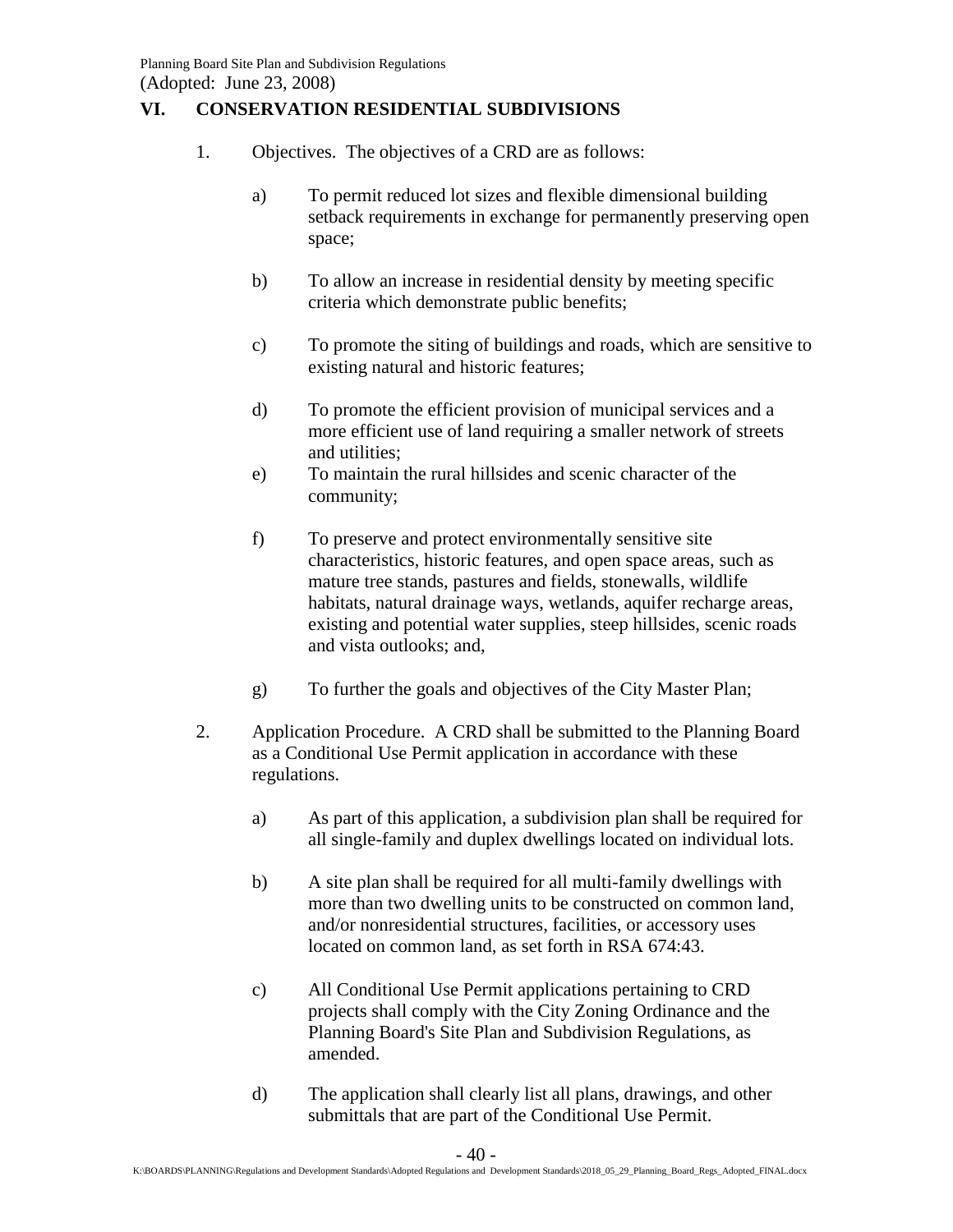## VI. CONSERVATION RESIDENTIAL SUBDIVISIONS

1. Objectives. The objectives of a CRD are as follows:

   a) To permit reduced lot sizes and flexible dimensional building setback requirements in exchange for permanently preserving open space;

   b) To allow an increase in residential density by meeting specific criteria which demonstrate public benefits;

   c) To promote the siting of buildings and roads, which are sensitive to existing natural and historic features;

   d) To promote the efficient provision of municipal services and a more efficient use of land requiring a smaller network of streets and utilities;

   e) To maintain the rural hillsides and scenic character of the community;

   f) To preserve and protect environmentally sensitive site characteristics, historic features, and open space areas, such as mature tree stands, pastures and fields, stonewalls, wildlife habitats, natural drainage ways, wetlands, aquifer recharge areas, existing and potential water supplies, steep hillsides, scenic roads and vista outlooks; and,

   g) To further the goals and objectives of the City Master Plan;

2. Application Procedure. A CRD shall be submitted to the Planning Board as a Conditional Use Permit application in accordance with these regulations.

   a) As part of this application, a subdivision plan shall be required for all single-family and duplex dwellings located on individual lots.

   b) A site plan shall be required for all multi-family dwellings with more than two dwelling units to be constructed on common land, and/or nonresidential structures, facilities, or accessory uses located on common land, as set forth in RSA 674:43.

   c) All Conditional Use Permit applications pertaining to CRD projects shall comply with the City Zoning Ordinance and the Planning Board's Site Plan and Subdivision Regulations, as amended.

   d) The application shall clearly list all plans, drawings, and other submittals that are part of the Conditional Use Permit.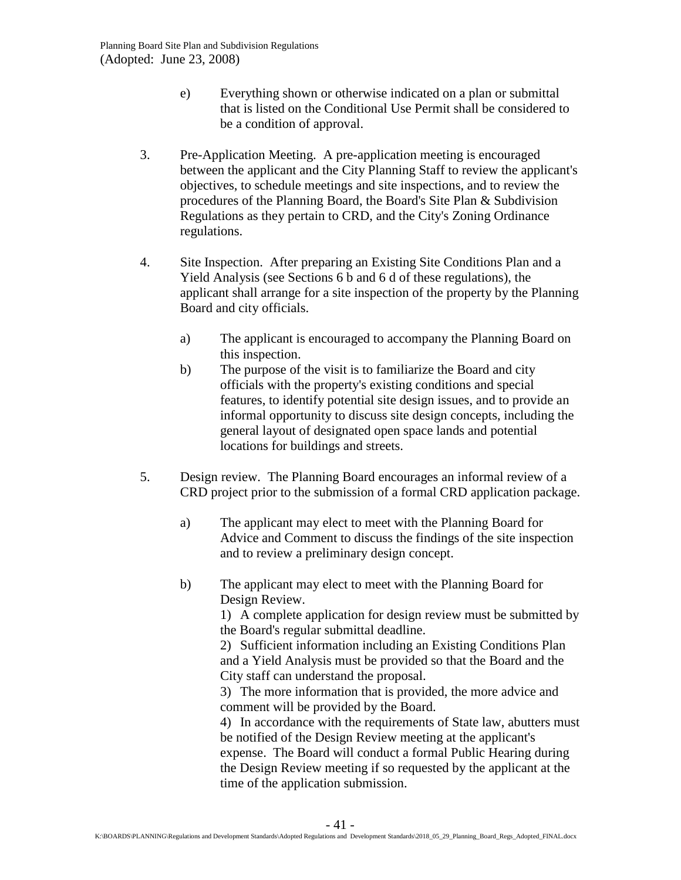e) Everything shown or otherwise indicated on a plan or submittal that is listed on the Conditional Use Permit shall be considered to be a condition of approval.

3. Pre-Application Meeting. A pre-application meeting is encouraged between the applicant and the City Planning Staff to review the applicant's objectives, to schedule meetings and site inspections, and to review the procedures of the Planning Board, the Board's Site Plan & Subdivision Regulations as they pertain to CRD, and the City's Zoning Ordinance regulations.

4. Site Inspection. After preparing an Existing Site Conditions Plan and a Yield Analysis (see Sections 6 b and 6 d of these regulations), the applicant shall arrange for a site inspection of the property by the Planning Board and city officials.

   a) The applicant is encouraged to accompany the Planning Board on this inspection.
   b) The purpose of the visit is to familiarize the Board and city officials with the property's existing conditions and special features, to identify potential site design issues, and to provide an informal opportunity to discuss site design concepts, including the general layout of designated open space lands and potential locations for buildings and streets.

5. Design review. The Planning Board encourages an informal review of a CRD project prior to the submission of a formal CRD application package.

   a) The applicant may elect to meet with the Planning Board for Advice and Comment to discuss the findings of the site inspection and to review a preliminary design concept.

   b) The applicant may elect to meet with the Planning Board for Design Review.
      1) A complete application for design review must be submitted by the Board's regular submittal deadline.
      2) Sufficient information including an Existing Conditions Plan and a Yield Analysis must be provided so that the Board and the City staff can understand the proposal.
      3) The more information that is provided, the more advice and comment will be provided by the Board.
      4) In accordance with the requirements of State law, abutters must be notified of the Design Review meeting at the applicant's expense. The Board will conduct a formal Public Hearing during the Design Review meeting if so requested by the applicant at the time of the application submission.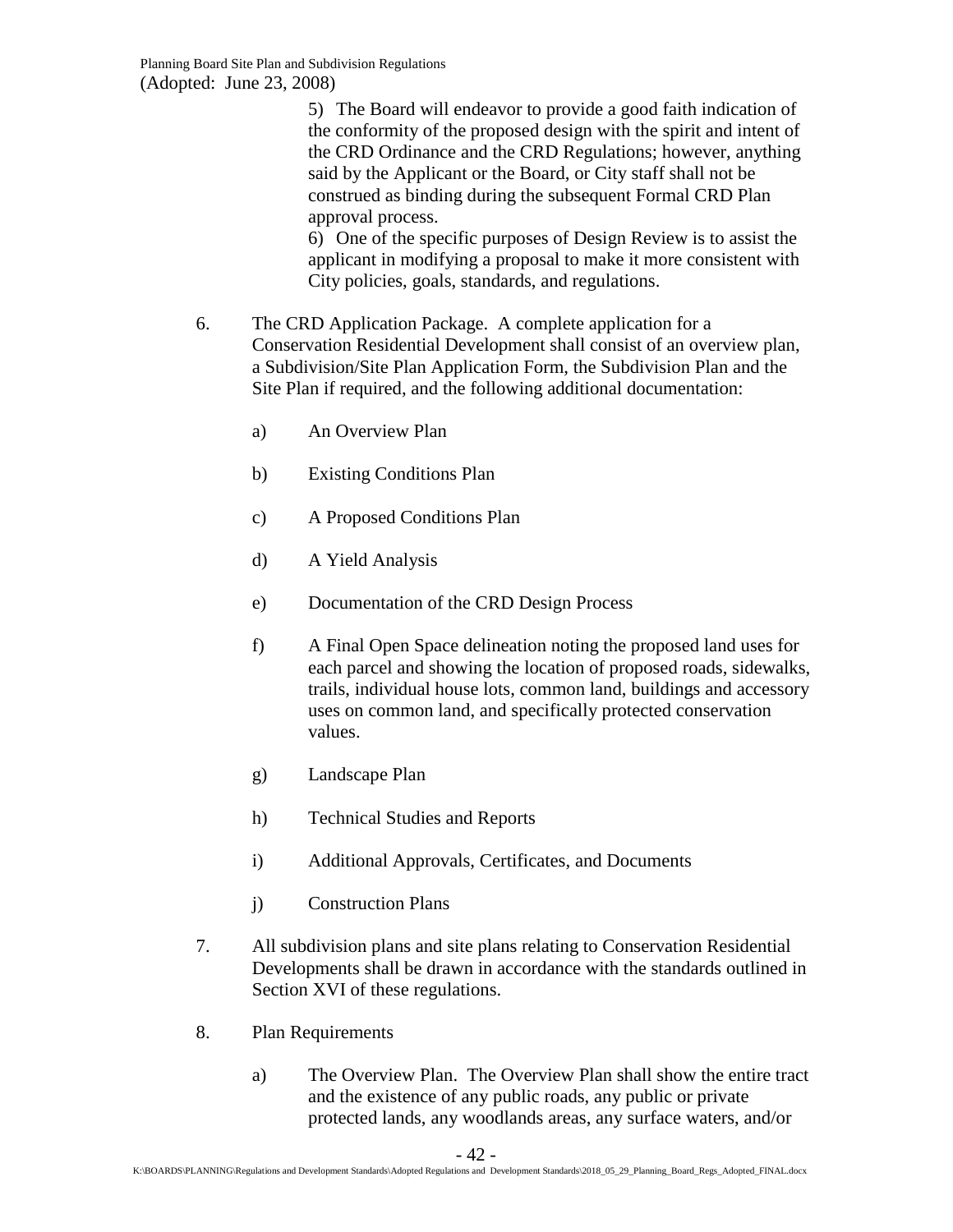5) The Board will endeavor to provide a good faith indication of the conformity of the proposed design with the spirit and intent of the CRD Ordinance and the CRD Regulations; however, anything said by the Applicant or the Board, or City staff shall not be construed as binding during the subsequent Formal CRD Plan approval process.

6) One of the specific purposes of Design Review is to assist the applicant in modifying a proposal to make it more consistent with City policies, goals, standards, and regulations.

6. The CRD Application Package. A complete application for a Conservation Residential Development shall consist of an overview plan, a Subdivision/Site Plan Application Form, the Subdivision Plan and the Site Plan if required, and the following additional documentation:

   a) An Overview Plan

   b) Existing Conditions Plan

   c) A Proposed Conditions Plan

   d) A Yield Analysis

   e) Documentation of the CRD Design Process

   f) A Final Open Space delineation noting the proposed land uses for each parcel and showing the location of proposed roads, sidewalks, trails, individual house lots, common land, buildings and accessory uses on common land, and specifically protected conservation values.

   g) Landscape Plan

   h) Technical Studies and Reports

   i) Additional Approvals, Certificates, and Documents

   j) Construction Plans

7. All subdivision plans and site plans relating to Conservation Residential Developments shall be drawn in accordance with the standards outlined in Section XVI of these regulations.

8. Plan Requirements

   a) The Overview Plan. The Overview Plan shall show the entire tract and the existence of any public roads, any public or private protected lands, any woodlands areas, any surface waters, and/or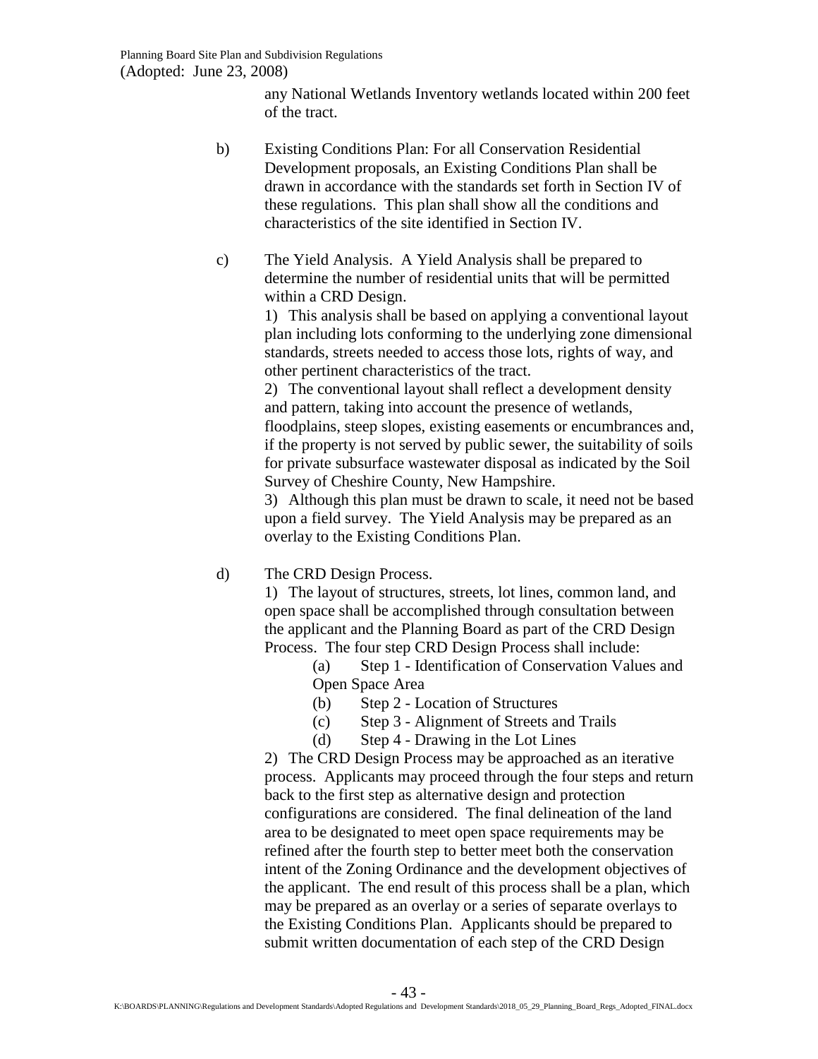any National Wetlands Inventory wetlands located within 200 feet of the tract.

b) Existing Conditions Plan: For all Conservation Residential Development proposals, an Existing Conditions Plan shall be drawn in accordance with the standards set forth in Section IV of these regulations. This plan shall show all the conditions and characteristics of the site identified in Section IV.

c) The Yield Analysis. A Yield Analysis shall be prepared to determine the number of residential units that will be permitted within a CRD Design.

1) This analysis shall be based on applying a conventional layout plan including lots conforming to the underlying zone dimensional standards, streets needed to access those lots, rights of way, and other pertinent characteristics of the tract.

2) The conventional layout shall reflect a development density and pattern, taking into account the presence of wetlands, floodplains, steep slopes, existing easements or encumbrances and, if the property is not served by public sewer, the suitability of soils for private subsurface wastewater disposal as indicated by the Soil Survey of Cheshire County, New Hampshire.

3) Although this plan must be drawn to scale, it need not be based upon a field survey. The Yield Analysis may be prepared as an overlay to the Existing Conditions Plan.

d) The CRD Design Process.

1) The layout of structures, streets, lot lines, common land, and open space shall be accomplished through consultation between the applicant and the Planning Board as part of the CRD Design Process. The four step CRD Design Process shall include:

(a) Step 1 - Identification of Conservation Values and Open Space Area

(b) Step 2 - Location of Structures

(c) Step 3 - Alignment of Streets and Trails

(d) Step 4 - Drawing in the Lot Lines

2) The CRD Design Process may be approached as an iterative process. Applicants may proceed through the four steps and return back to the first step as alternative design and protection configurations are considered. The final delineation of the land area to be designated to meet open space requirements may be refined after the fourth step to better meet both the conservation intent of the Zoning Ordinance and the development objectives of the applicant. The end result of this process shall be a plan, which may be prepared as an overlay or a series of separate overlays to the Existing Conditions Plan. Applicants should be prepared to submit written documentation of each step of the CRD Design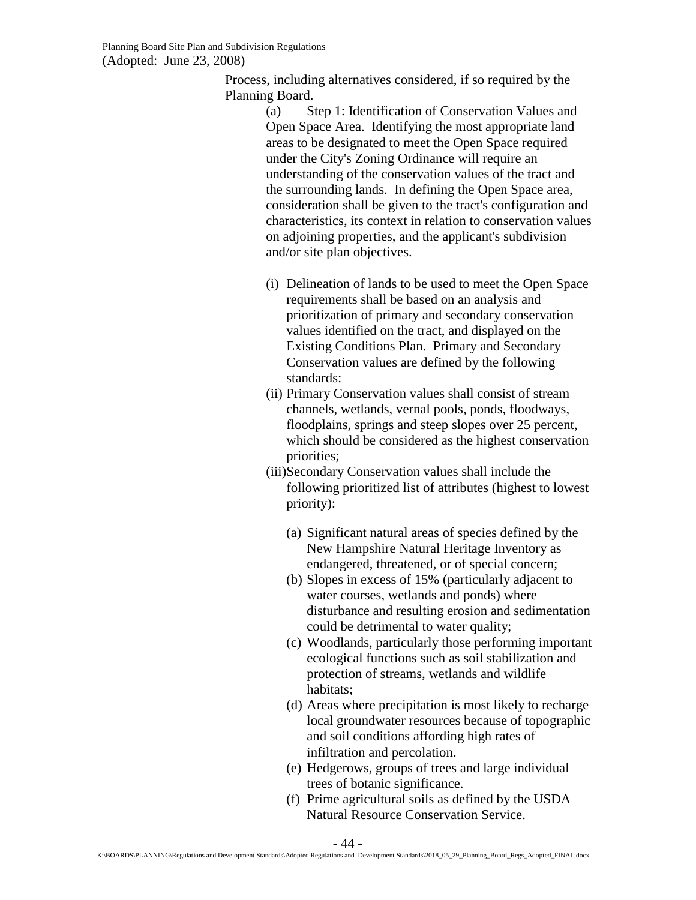Process, including alternatives considered, if so required by the Planning Board.

(a) Step 1: Identification of Conservation Values and Open Space Area. Identifying the most appropriate land areas to be designated to meet the Open Space required under the City's Zoning Ordinance will require an understanding of the conservation values of the tract and the surrounding lands. In defining the Open Space area, consideration shall be given to the tract's configuration and characteristics, its context in relation to conservation values on adjoining properties, and the applicant's subdivision and/or site plan objectives.

(i) Delineation of lands to be used to meet the Open Space requirements shall be based on an analysis and prioritization of primary and secondary conservation values identified on the tract, and displayed on the Existing Conditions Plan. Primary and Secondary Conservation values are defined by the following standards:

(ii) Primary Conservation values shall consist of stream channels, wetlands, vernal pools, ponds, floodways, floodplains, springs and steep slopes over 25 percent, which should be considered as the highest conservation priorities;

(iii) Secondary Conservation values shall include the following prioritized list of attributes (highest to lowest priority):

(a) Significant natural areas of species defined by the New Hampshire Natural Heritage Inventory as endangered, threatened, or of special concern;

(b) Slopes in excess of 15% (particularly adjacent to water courses, wetlands and ponds) where disturbance and resulting erosion and sedimentation could be detrimental to water quality;

(c) Woodlands, particularly those performing important ecological functions such as soil stabilization and protection of streams, wetlands and wildlife habitats;

(d) Areas where precipitation is most likely to recharge local groundwater resources because of topographic and soil conditions affording high rates of infiltration and percolation.

(e) Hedgerows, groups of trees and large individual trees of botanic significance.

(f) Prime agricultural soils as defined by the USDA Natural Resource Conservation Service.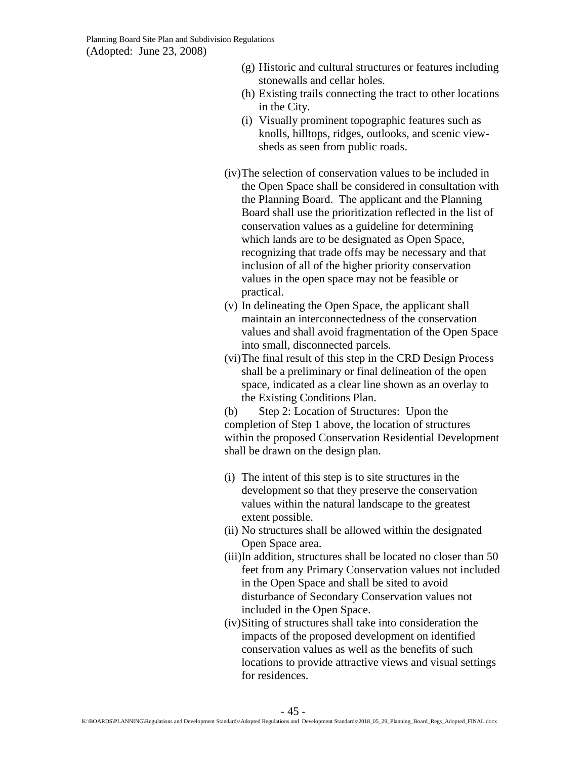(g) Historic and cultural structures or features including stonewalls and cellar holes.
(h) Existing trails connecting the tract to other locations in the City.
(i) Visually prominent topographic features such as knolls, hilltops, ridges, outlooks, and scenic view-sheds as seen from public roads.

(iv) The selection of conservation values to be included in the Open Space shall be considered in consultation with the Planning Board. The applicant and the Planning Board shall use the prioritization reflected in the list of conservation values as a guideline for determining which lands are to be designated as Open Space, recognizing that trade offs may be necessary and that inclusion of all of the higher priority conservation values in the open space may not be feasible or practical.

(v) In delineating the Open Space, the applicant shall maintain an interconnectedness of the conservation values and shall avoid fragmentation of the Open Space into small, disconnected parcels.

(vi) The final result of this step in the CRD Design Process shall be a preliminary or final delineation of the open space, indicated as a clear line shown as an overlay to the Existing Conditions Plan.

(b) Step 2: Location of Structures: Upon the completion of Step 1 above, the location of structures within the proposed Conservation Residential Development shall be drawn on the design plan.

(i) The intent of this step is to site structures in the development so that they preserve the conservation values within the natural landscape to the greatest extent possible.

(ii) No structures shall be allowed within the designated Open Space area.

(iii) In addition, structures shall be located no closer than 50 feet from any Primary Conservation values not included in the Open Space and shall be sited to avoid disturbance of Secondary Conservation values not included in the Open Space.

(iv) Siting of structures shall take into consideration the impacts of the proposed development on identified conservation values as well as the benefits of such locations to provide attractive views and visual settings for residences.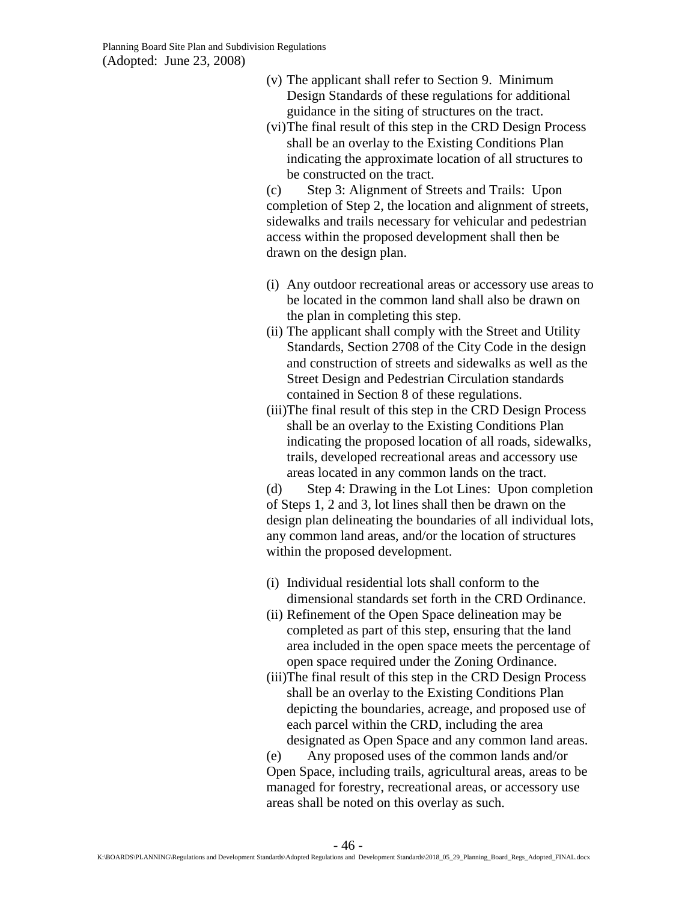(v) The applicant shall refer to Section 9. Minimum Design Standards of these regulations for additional guidance in the siting of structures on the tract.

(vi) The final result of this step in the CRD Design Process shall be an overlay to the Existing Conditions Plan indicating the approximate location of all structures to be constructed on the tract.

(c) Step 3: Alignment of Streets and Trails: Upon completion of Step 2, the location and alignment of streets, sidewalks and trails necessary for vehicular and pedestrian access within the proposed development shall then be drawn on the design plan.

(i) Any outdoor recreational areas or accessory use areas to be located in the common land shall also be drawn on the plan in completing this step.

(ii) The applicant shall comply with the Street and Utility Standards, Section 2708 of the City Code in the design and construction of streets and sidewalks as well as the Street Design and Pedestrian Circulation standards contained in Section 8 of these regulations.

(iii) The final result of this step in the CRD Design Process shall be an overlay to the Existing Conditions Plan indicating the proposed location of all roads, sidewalks, trails, developed recreational areas and accessory use areas located in any common lands on the tract.

(d) Step 4: Drawing in the Lot Lines: Upon completion of Steps 1, 2 and 3, lot lines shall then be drawn on the design plan delineating the boundaries of all individual lots, any common land areas, and/or the location of structures within the proposed development.

(i) Individual residential lots shall conform to the dimensional standards set forth in the CRD Ordinance.

(ii) Refinement of the Open Space delineation may be completed as part of this step, ensuring that the land area included in the open space meets the percentage of open space required under the Zoning Ordinance.

(iii) The final result of this step in the CRD Design Process shall be an overlay to the Existing Conditions Plan depicting the boundaries, acreage, and proposed use of each parcel within the CRD, including the area designated as Open Space and any common land areas.

(e) Any proposed uses of the common lands and/or Open Space, including trails, agricultural areas, areas to be managed for forestry, recreational areas, or accessory use areas shall be noted on this overlay as such.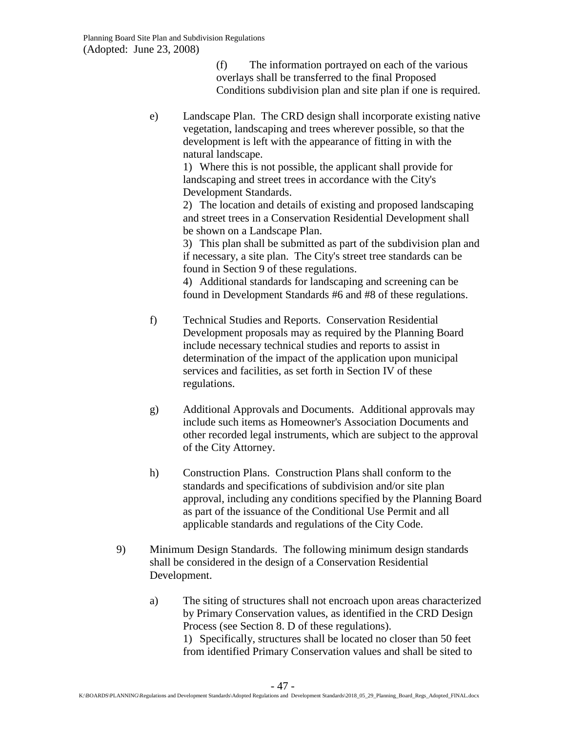(f) The information portrayed on each of the various overlays shall be transferred to the final Proposed Conditions subdivision plan and site plan if one is required.

e) Landscape Plan. The CRD design shall incorporate existing native vegetation, landscaping and trees wherever possible, so that the development is left with the appearance of fitting in with the natural landscape.

1) Where this is not possible, the applicant shall provide for landscaping and street trees in accordance with the City's Development Standards.

2) The location and details of existing and proposed landscaping and street trees in a Conservation Residential Development shall be shown on a Landscape Plan.

3) This plan shall be submitted as part of the subdivision plan and if necessary, a site plan. The City's street tree standards can be found in Section 9 of these regulations.

4) Additional standards for landscaping and screening can be found in Development Standards #6 and #8 of these regulations.

f) Technical Studies and Reports. Conservation Residential Development proposals may as required by the Planning Board include necessary technical studies and reports to assist in determination of the impact of the application upon municipal services and facilities, as set forth in Section IV of these regulations.

g) Additional Approvals and Documents. Additional approvals may include such items as Homeowner's Association Documents and other recorded legal instruments, which are subject to the approval of the City Attorney.

h) Construction Plans. Construction Plans shall conform to the standards and specifications of subdivision and/or site plan approval, including any conditions specified by the Planning Board as part of the issuance of the Conditional Use Permit and all applicable standards and regulations of the City Code.

9) Minimum Design Standards. The following minimum design standards shall be considered in the design of a Conservation Residential Development.

a) The siting of structures shall not encroach upon areas characterized by Primary Conservation values, as identified in the CRD Design Process (see Section 8. D of these regulations).

1) Specifically, structures shall be located no closer than 50 feet from identified Primary Conservation values and shall be sited to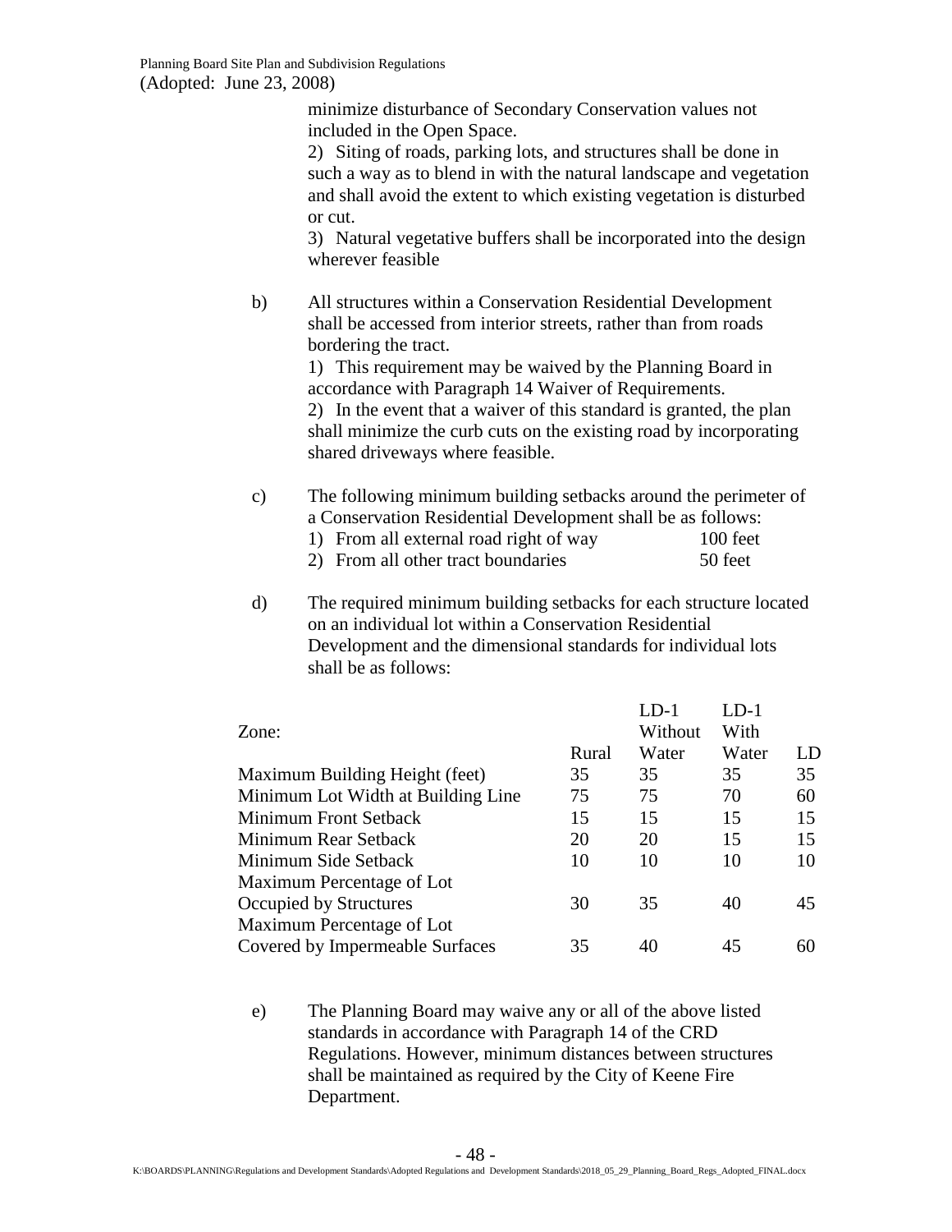minimize disturbance of Secondary Conservation values not included in the Open Space.

2) Siting of roads, parking lots, and structures shall be done in such a way as to blend in with the natural landscape and vegetation and shall avoid the extent to which existing vegetation is disturbed or cut.

3) Natural vegetative buffers shall be incorporated into the design wherever feasible

b) All structures within a Conservation Residential Development shall be accessed from interior streets, rather than from roads bordering the tract.

1) This requirement may be waived by the Planning Board in accordance with Paragraph 14 Waiver of Requirements.

2) In the event that a waiver of this standard is granted, the plan shall minimize the curb cuts on the existing road by incorporating shared driveways where feasible.

c) The following minimum building setbacks around the perimeter of a Conservation Residential Development shall be as follows:

1) From all external road right of way 100 feet
2) From all other tract boundaries 50 feet

d) The required minimum building setbacks for each structure located on an individual lot within a Conservation Residential Development and the dimensional standards for individual lots shall be as follows:

| Zone: | Rural | LD-1 Without Water | LD-1 With Water | LD |
|---|---|---|---|---|
| Maximum Building Height (feet) | 35 | 35 | 35 | 35 |
| Minimum Lot Width at Building Line | 75 | 75 | 70 | 60 |
| Minimum Front Setback | 15 | 15 | 15 | 15 |
| Minimum Rear Setback | 20 | 20 | 15 | 15 |
| Minimum Side Setback | 10 | 10 | 10 | 10 |
| Maximum Percentage of Lot Occupied by Structures | 30 | 35 | 40 | 45 |
| Maximum Percentage of Lot Covered by Impermeable Surfaces | 35 | 40 | 45 | 60 |

e) The Planning Board may waive any or all of the above listed standards in accordance with Paragraph 14 of the CRD Regulations. However, minimum distances between structures shall be maintained as required by the City of Keene Fire Department.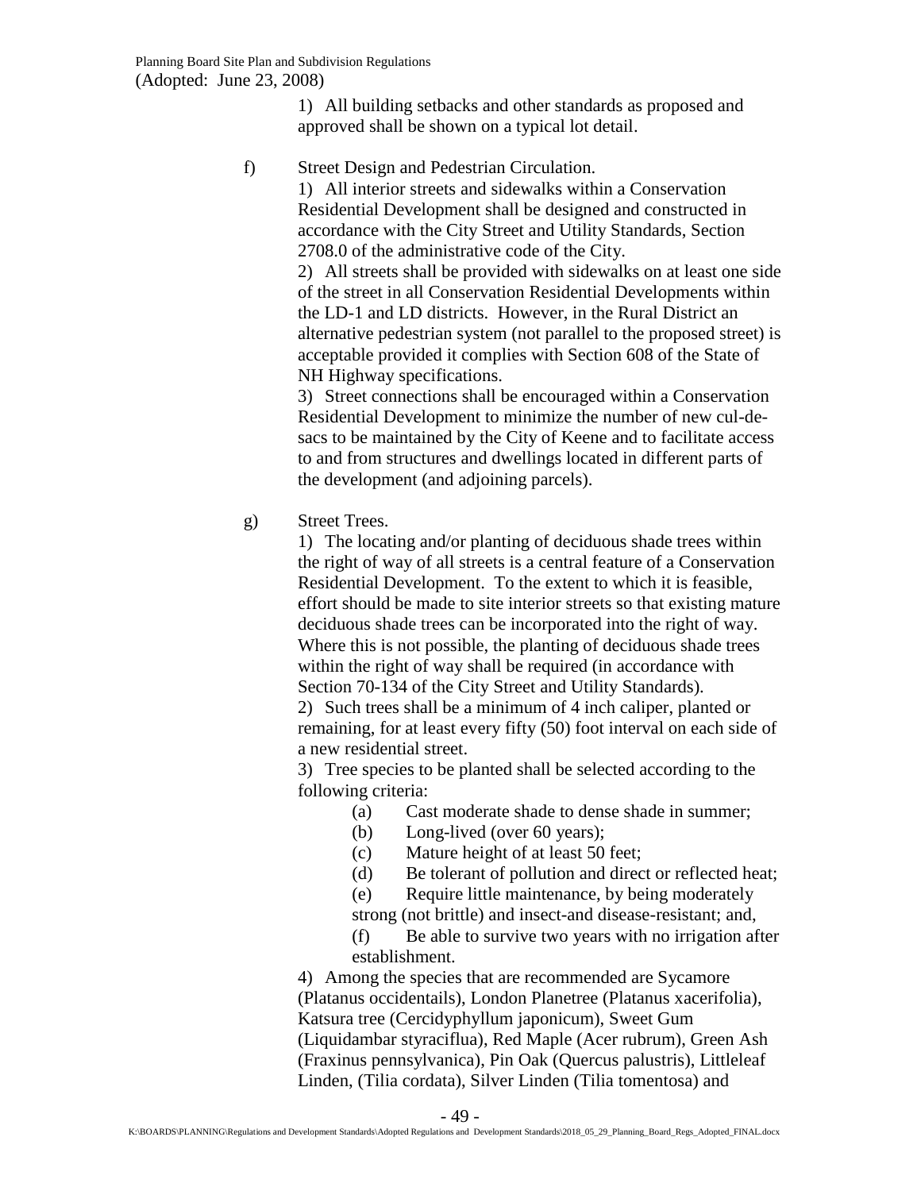1) All building setbacks and other standards as proposed and approved shall be shown on a typical lot detail.

f) Street Design and Pedestrian Circulation.

1) All interior streets and sidewalks within a Conservation Residential Development shall be designed and constructed in accordance with the City Street and Utility Standards, Section 2708.0 of the administrative code of the City.

2) All streets shall be provided with sidewalks on at least one side of the street in all Conservation Residential Developments within the LD-1 and LD districts. However, in the Rural District an alternative pedestrian system (not parallel to the proposed street) is acceptable provided it complies with Section 608 of the State of NH Highway specifications.

3) Street connections shall be encouraged within a Conservation Residential Development to minimize the number of new cul-de-sacs to be maintained by the City of Keene and to facilitate access to and from structures and dwellings located in different parts of the development (and adjoining parcels).

g) Street Trees.

1) The locating and/or planting of deciduous shade trees within the right of way of all streets is a central feature of a Conservation Residential Development. To the extent to which it is feasible, effort should be made to site interior streets so that existing mature deciduous shade trees can be incorporated into the right of way. Where this is not possible, the planting of deciduous shade trees within the right of way shall be required (in accordance with Section 70-134 of the City Street and Utility Standards).

2) Such trees shall be a minimum of 4 inch caliper, planted or remaining, for at least every fifty (50) foot interval on each side of a new residential street.

3) Tree species to be planted shall be selected according to the following criteria:

(a) Cast moderate shade to dense shade in summer;
(b) Long-lived (over 60 years);
(c) Mature height of at least 50 feet;
(d) Be tolerant of pollution and direct or reflected heat;
(e) Require little maintenance, by being moderately strong (not brittle) and insect-and disease-resistant; and,
(f) Be able to survive two years with no irrigation after establishment.

4) Among the species that are recommended are Sycamore (Platanus occidentails), London Planetree (Platanus xacerifolia), Katsura tree (Cercidyphyllum japonicum), Sweet Gum (Liquidambar styraciflua), Red Maple (Acer rubrum), Green Ash (Fraxinus pennsylvanica), Pin Oak (Quercus palustris), Littleleaf Linden, (Tilia cordata), Silver Linden (Tilia tomentosa) and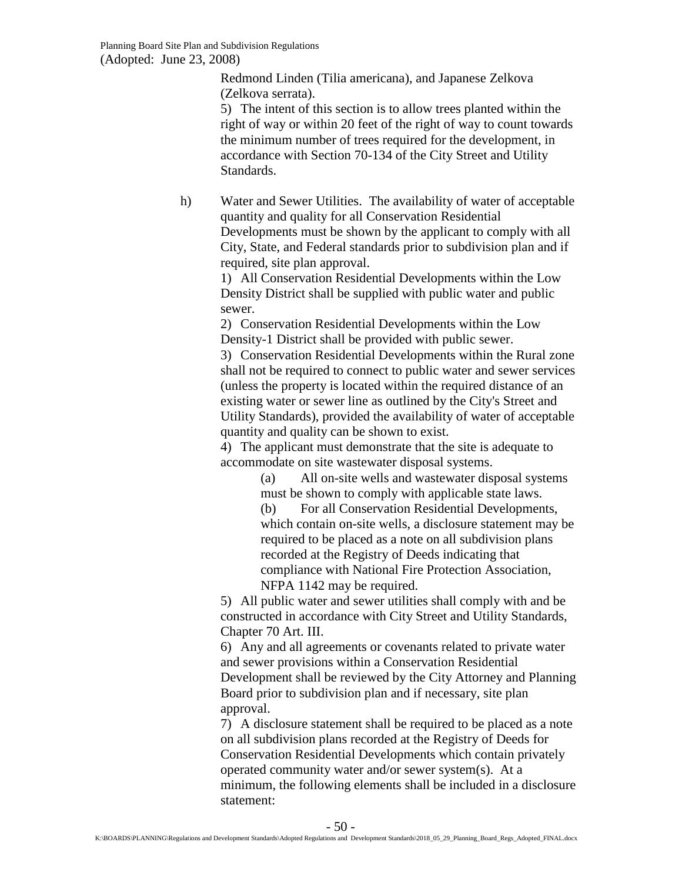Redmond Linden (Tilia americana), and Japanese Zelkova (Zelkova serrata).

5) The intent of this section is to allow trees planted within the right of way or within 20 feet of the right of way to count towards the minimum number of trees required for the development, in accordance with Section 70-134 of the City Street and Utility Standards.

h) Water and Sewer Utilities. The availability of water of acceptable quantity and quality for all Conservation Residential Developments must be shown by the applicant to comply with all City, State, and Federal standards prior to subdivision plan and if required, site plan approval.

1) All Conservation Residential Developments within the Low Density District shall be supplied with public water and public sewer.

2) Conservation Residential Developments within the Low Density-1 District shall be provided with public sewer.

3) Conservation Residential Developments within the Rural zone shall not be required to connect to public water and sewer services (unless the property is located within the required distance of an existing water or sewer line as outlined by the City's Street and Utility Standards), provided the availability of water of acceptable quantity and quality can be shown to exist.

4) The applicant must demonstrate that the site is adequate to accommodate on site wastewater disposal systems.

(a) All on-site wells and wastewater disposal systems must be shown to comply with applicable state laws.

(b) For all Conservation Residential Developments, which contain on-site wells, a disclosure statement may be required to be placed as a note on all subdivision plans recorded at the Registry of Deeds indicating that compliance with National Fire Protection Association, NFPA 1142 may be required.

5) All public water and sewer utilities shall comply with and be constructed in accordance with City Street and Utility Standards, Chapter 70 Art. III.

6) Any and all agreements or covenants related to private water and sewer provisions within a Conservation Residential Development shall be reviewed by the City Attorney and Planning Board prior to subdivision plan and if necessary, site plan approval.

7) A disclosure statement shall be required to be placed as a note on all subdivision plans recorded at the Registry of Deeds for Conservation Residential Developments which contain privately operated community water and/or sewer system(s). At a minimum, the following elements shall be included in a disclosure statement: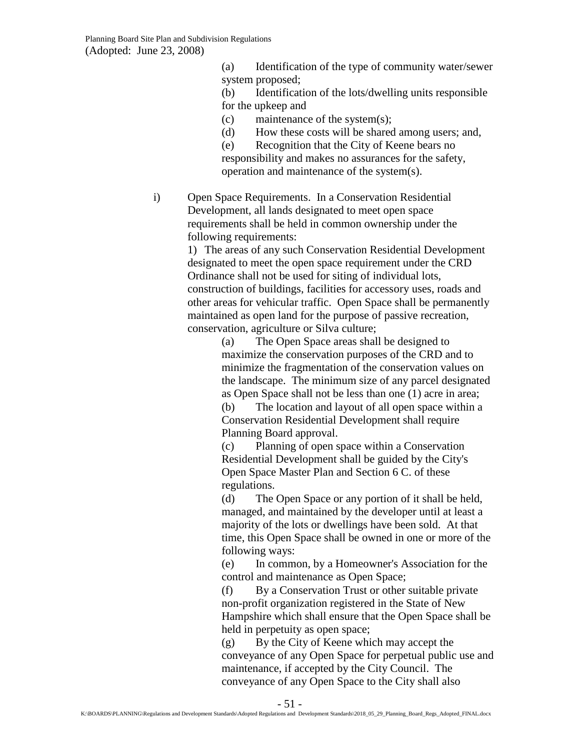(a) Identification of the type of community water/sewer system proposed;

(b) Identification of the lots/dwelling units responsible for the upkeep and

(c) maintenance of the system(s);

(d) How these costs will be shared among users; and,

(e) Recognition that the City of Keene bears no responsibility and makes no assurances for the safety, operation and maintenance of the system(s).

i) Open Space Requirements. In a Conservation Residential Development, all lands designated to meet open space requirements shall be held in common ownership under the following requirements:

1) The areas of any such Conservation Residential Development designated to meet the open space requirement under the CRD Ordinance shall not be used for siting of individual lots, construction of buildings, facilities for accessory uses, roads and other areas for vehicular traffic. Open Space shall be permanently maintained as open land for the purpose of passive recreation, conservation, agriculture or Silva culture;

(a) The Open Space areas shall be designed to maximize the conservation purposes of the CRD and to minimize the fragmentation of the conservation values on the landscape. The minimum size of any parcel designated as Open Space shall not be less than one (1) acre in area;

(b) The location and layout of all open space within a Conservation Residential Development shall require Planning Board approval.

(c) Planning of open space within a Conservation Residential Development shall be guided by the City's Open Space Master Plan and Section 6 C. of these regulations.

(d) The Open Space or any portion of it shall be held, managed, and maintained by the developer until at least a majority of the lots or dwellings have been sold. At that time, this Open Space shall be owned in one or more of the following ways:

(e) In common, by a Homeowner's Association for the control and maintenance as Open Space;

(f) By a Conservation Trust or other suitable private non-profit organization registered in the State of New Hampshire which shall ensure that the Open Space shall be held in perpetuity as open space;

(g) By the City of Keene which may accept the conveyance of any Open Space for perpetual public use and maintenance, if accepted by the City Council. The conveyance of any Open Space to the City shall also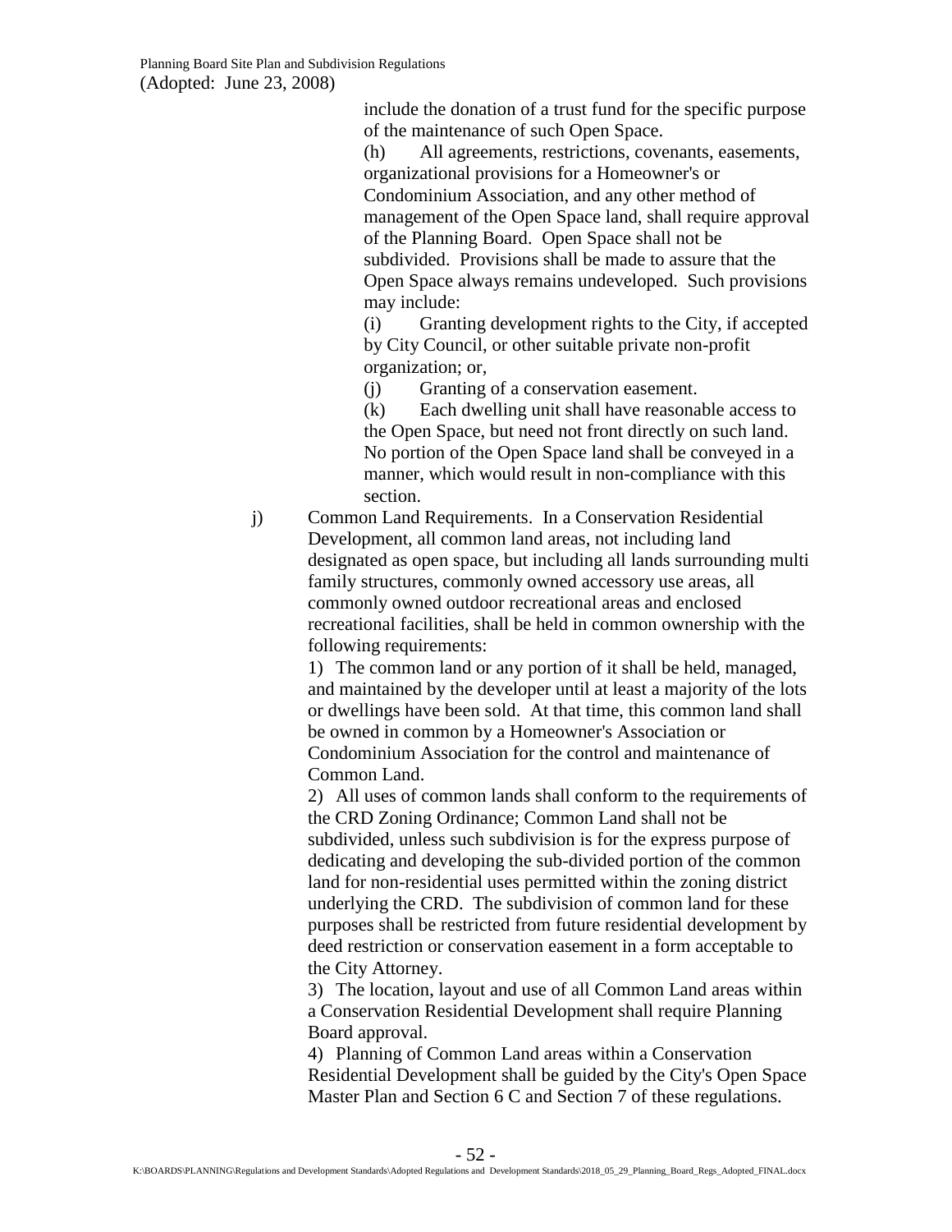include the donation of a trust fund for the specific purpose of the maintenance of such Open Space.

(h) All agreements, restrictions, covenants, easements, organizational provisions for a Homeowner's or Condominium Association, and any other method of management of the Open Space land, shall require approval of the Planning Board. Open Space shall not be subdivided. Provisions shall be made to assure that the Open Space always remains undeveloped. Such provisions may include:

(i) Granting development rights to the City, if accepted by City Council, or other suitable private non-profit organization; or,

(j) Granting of a conservation easement.

(k) Each dwelling unit shall have reasonable access to the Open Space, but need not front directly on such land. No portion of the Open Space land shall be conveyed in a manner, which would result in non-compliance with this section.

j) Common Land Requirements. In a Conservation Residential Development, all common land areas, not including land designated as open space, but including all lands surrounding multi family structures, commonly owned accessory use areas, all commonly owned outdoor recreational areas and enclosed recreational facilities, shall be held in common ownership with the following requirements:

1) The common land or any portion of it shall be held, managed, and maintained by the developer until at least a majority of the lots or dwellings have been sold. At that time, this common land shall be owned in common by a Homeowner's Association or Condominium Association for the control and maintenance of Common Land.

2) All uses of common lands shall conform to the requirements of the CRD Zoning Ordinance; Common Land shall not be subdivided, unless such subdivision is for the express purpose of dedicating and developing the sub-divided portion of the common land for non-residential uses permitted within the zoning district underlying the CRD. The subdivision of common land for these purposes shall be restricted from future residential development by deed restriction or conservation easement in a form acceptable to the City Attorney.

3) The location, layout and use of all Common Land areas within a Conservation Residential Development shall require Planning Board approval.

4) Planning of Common Land areas within a Conservation Residential Development shall be guided by the City's Open Space Master Plan and Section 6 C and Section 7 of these regulations.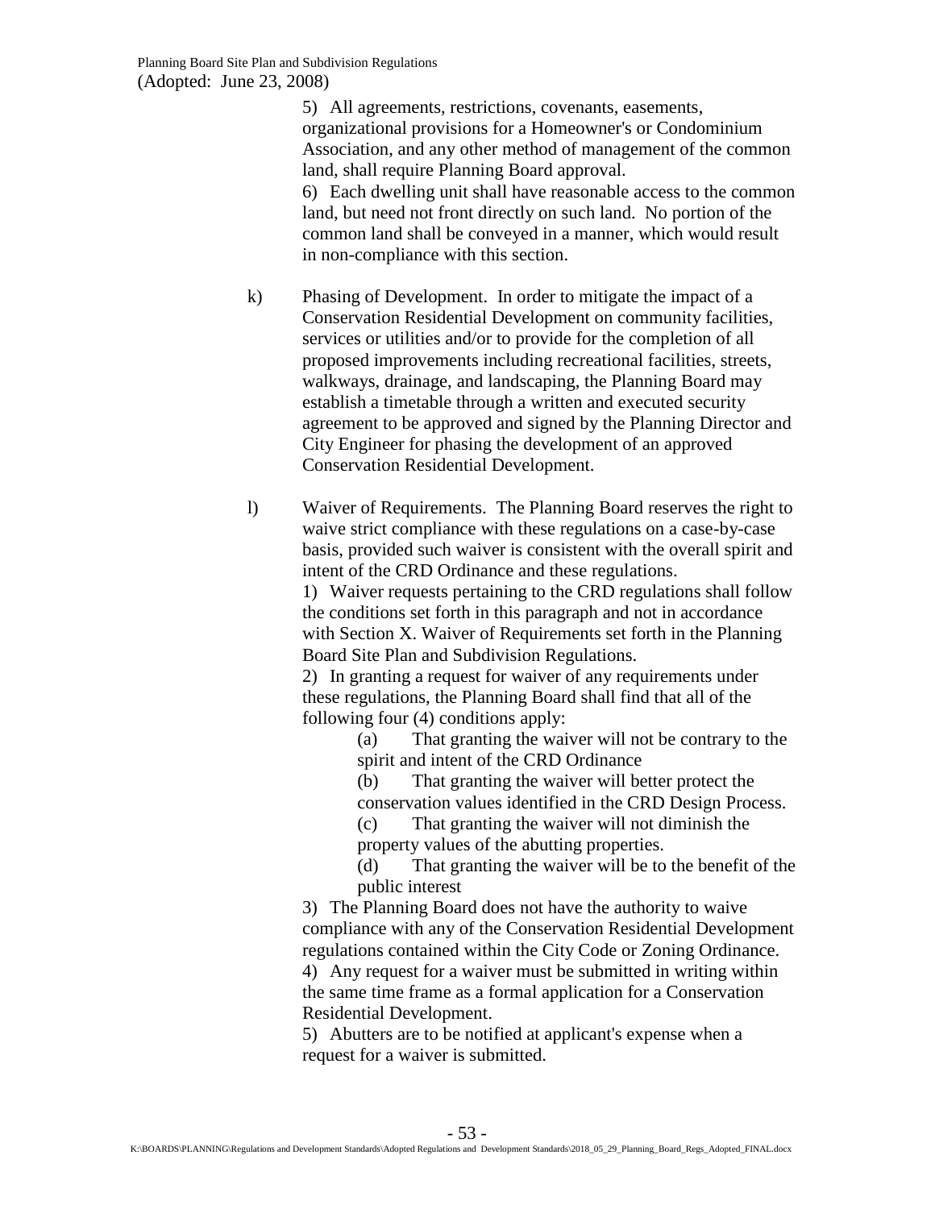5) All agreements, restrictions, covenants, easements, organizational provisions for a Homeowner's or Condominium Association, and any other method of management of the common land, shall require Planning Board approval.

6) Each dwelling unit shall have reasonable access to the common land, but need not front directly on such land. No portion of the common land shall be conveyed in a manner, which would result in non-compliance with this section.

k) Phasing of Development. In order to mitigate the impact of a Conservation Residential Development on community facilities, services or utilities and/or to provide for the completion of all proposed improvements including recreational facilities, streets, walkways, drainage, and landscaping, the Planning Board may establish a timetable through a written and executed security agreement to be approved and signed by the Planning Director and City Engineer for phasing the development of an approved Conservation Residential Development.

l) Waiver of Requirements. The Planning Board reserves the right to waive strict compliance with these regulations on a case-by-case basis, provided such waiver is consistent with the overall spirit and intent of the CRD Ordinance and these regulations.

1) Waiver requests pertaining to the CRD regulations shall follow the conditions set forth in this paragraph and not in accordance with Section X. Waiver of Requirements set forth in the Planning Board Site Plan and Subdivision Regulations.

2) In granting a request for waiver of any requirements under these regulations, the Planning Board shall find that all of the following four (4) conditions apply:

(a) That granting the waiver will not be contrary to the spirit and intent of the CRD Ordinance

(b) That granting the waiver will better protect the conservation values identified in the CRD Design Process.

(c) That granting the waiver will not diminish the property values of the abutting properties.

(d) That granting the waiver will be to the benefit of the public interest

3) The Planning Board does not have the authority to waive compliance with any of the Conservation Residential Development regulations contained within the City Code or Zoning Ordinance.

4) Any request for a waiver must be submitted in writing within the same time frame as a formal application for a Conservation Residential Development.

5) Abutters are to be notified at applicant's expense when a request for a waiver is submitted.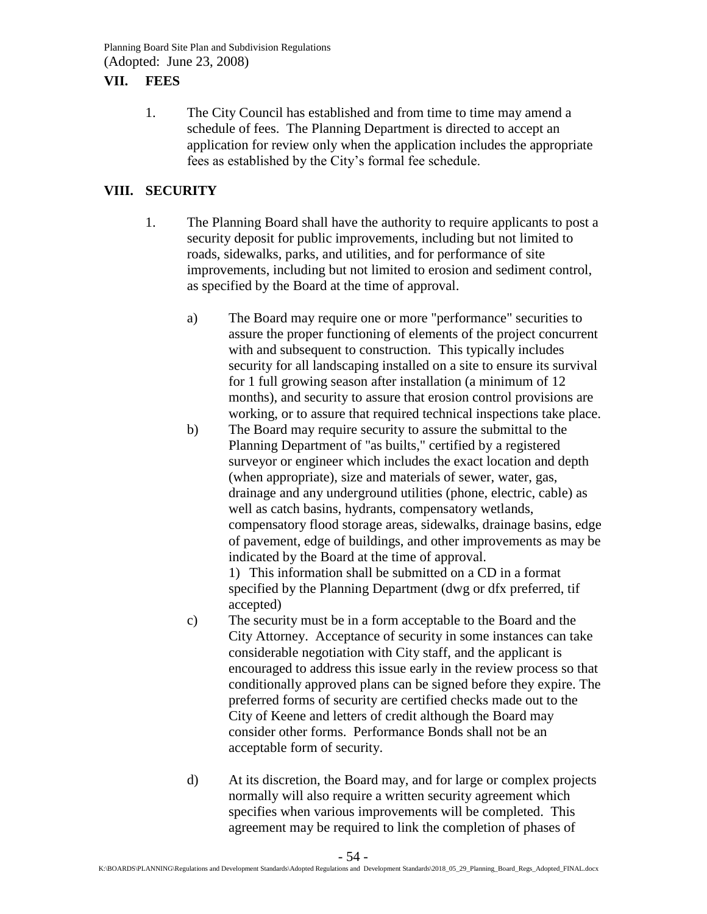## VII. FEES

1. The City Council has established and from time to time may amend a schedule of fees. The Planning Department is directed to accept an application for review only when the application includes the appropriate fees as established by the City's formal fee schedule.

## VIII. SECURITY

1. The Planning Board shall have the authority to require applicants to post a security deposit for public improvements, including but not limited to roads, sidewalks, parks, and utilities, and for performance of site improvements, including but not limited to erosion and sediment control, as specified by the Board at the time of approval.

   a) The Board may require one or more "performance" securities to assure the proper functioning of elements of the project concurrent with and subsequent to construction. This typically includes security for all landscaping installed on a site to ensure its survival for 1 full growing season after installation (a minimum of 12 months), and security to assure that erosion control provisions are working, or to assure that required technical inspections take place.

   b) The Board may require security to assure the submittal to the Planning Department of "as builts," certified by a registered surveyor or engineer which includes the exact location and depth (when appropriate), size and materials of sewer, water, gas, drainage and any underground utilities (phone, electric, cable) as well as catch basins, hydrants, compensatory wetlands, compensatory flood storage areas, sidewalks, drainage basins, edge of pavement, edge of buildings, and other improvements as may be indicated by the Board at the time of approval.
      1) This information shall be submitted on a CD in a format specified by the Planning Department (dwg or dfx preferred, tif accepted)

   c) The security must be in a form acceptable to the Board and the City Attorney. Acceptance of security in some instances can take considerable negotiation with City staff, and the applicant is encouraged to address this issue early in the review process so that conditionally approved plans can be signed before they expire. The preferred forms of security are certified checks made out to the City of Keene and letters of credit although the Board may consider other forms. Performance Bonds shall not be an acceptable form of security.

   d) At its discretion, the Board may, and for large or complex projects normally will also require a written security agreement which specifies when various improvements will be completed. This agreement may be required to link the completion of phases of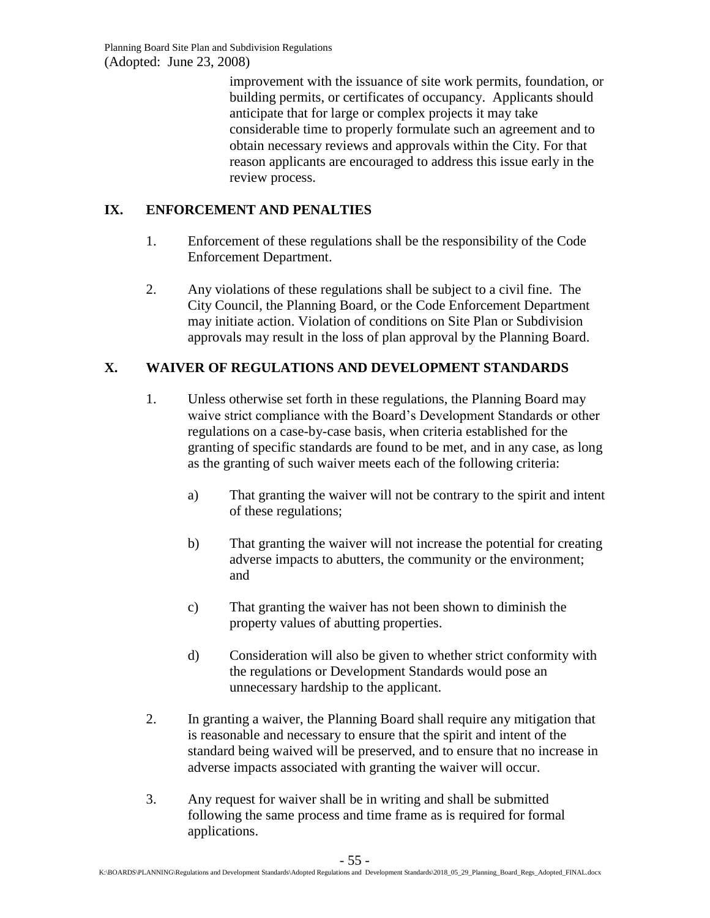improvement with the issuance of site work permits, foundation, or building permits, or certificates of occupancy. Applicants should anticipate that for large or complex projects it may take considerable time to properly formulate such an agreement and to obtain necessary reviews and approvals within the City. For that reason applicants are encouraged to address this issue early in the review process.

## IX. ENFORCEMENT AND PENALTIES

1. Enforcement of these regulations shall be the responsibility of the Code Enforcement Department.

2. Any violations of these regulations shall be subject to a civil fine. The City Council, the Planning Board, or the Code Enforcement Department may initiate action. Violation of conditions on Site Plan or Subdivision approvals may result in the loss of plan approval by the Planning Board.

## X. WAIVER OF REGULATIONS AND DEVELOPMENT STANDARDS

1. Unless otherwise set forth in these regulations, the Planning Board may waive strict compliance with the Board's Development Standards or other regulations on a case-by-case basis, when criteria established for the granting of specific standards are found to be met, and in any case, as long as the granting of such waiver meets each of the following criteria:

   a) That granting the waiver will not be contrary to the spirit and intent of these regulations;

   b) That granting the waiver will not increase the potential for creating adverse impacts to abutters, the community or the environment; and

   c) That granting the waiver has not been shown to diminish the property values of abutting properties.

   d) Consideration will also be given to whether strict conformity with the regulations or Development Standards would pose an unnecessary hardship to the applicant.

2. In granting a waiver, the Planning Board shall require any mitigation that is reasonable and necessary to ensure that the spirit and intent of the standard being waived will be preserved, and to ensure that no increase in adverse impacts associated with granting the waiver will occur.

3. Any request for waiver shall be in writing and shall be submitted following the same process and time frame as is required for formal applications.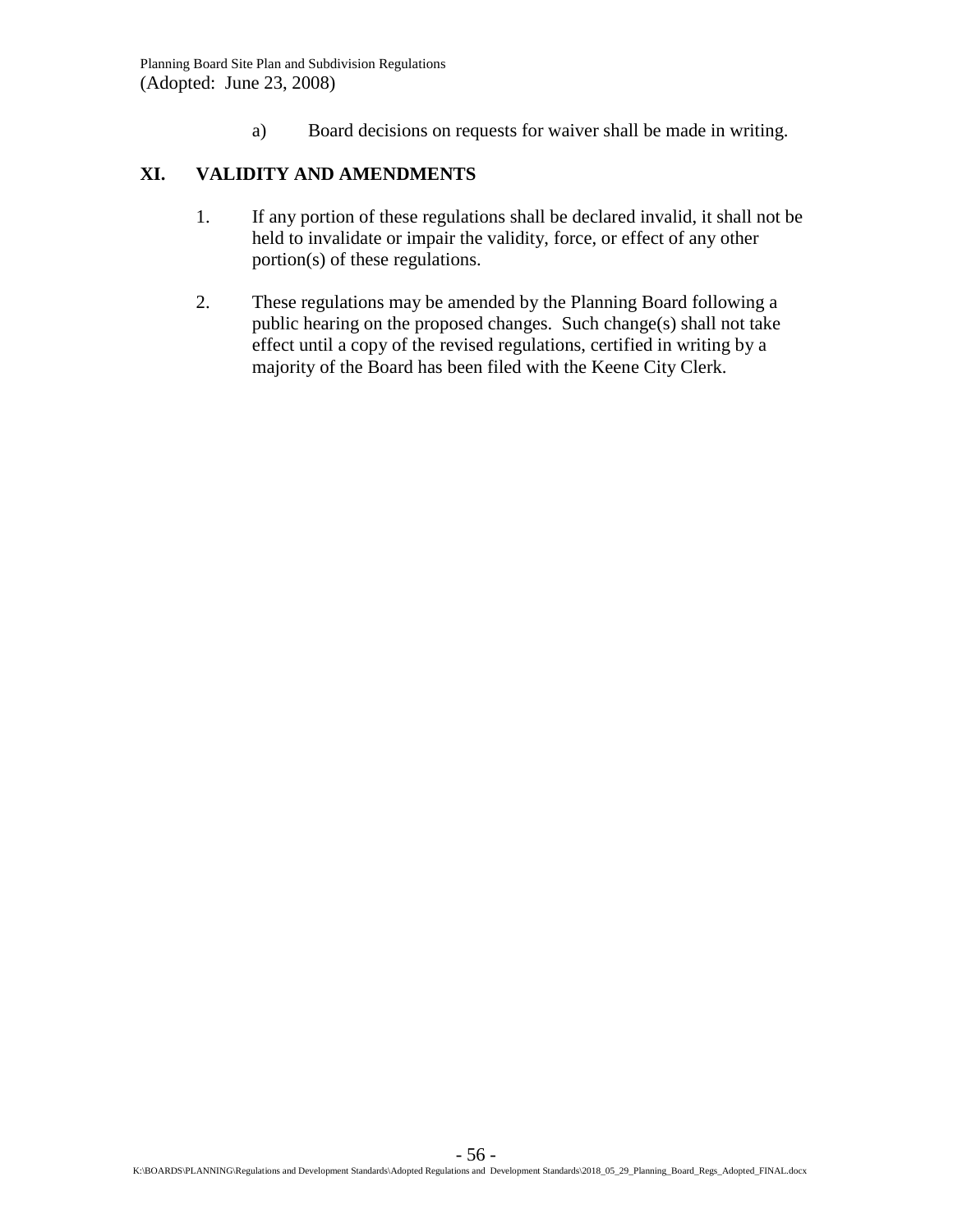a) Board decisions on requests for waiver shall be made in writing.

## XI. VALIDITY AND AMENDMENTS

1. If any portion of these regulations shall be declared invalid, it shall not be held to invalidate or impair the validity, force, or effect of any other portion(s) of these regulations.

2. These regulations may be amended by the Planning Board following a public hearing on the proposed changes. Such change(s) shall not take effect until a copy of the revised regulations, certified in writing by a majority of the Board has been filed with the Keene City Clerk.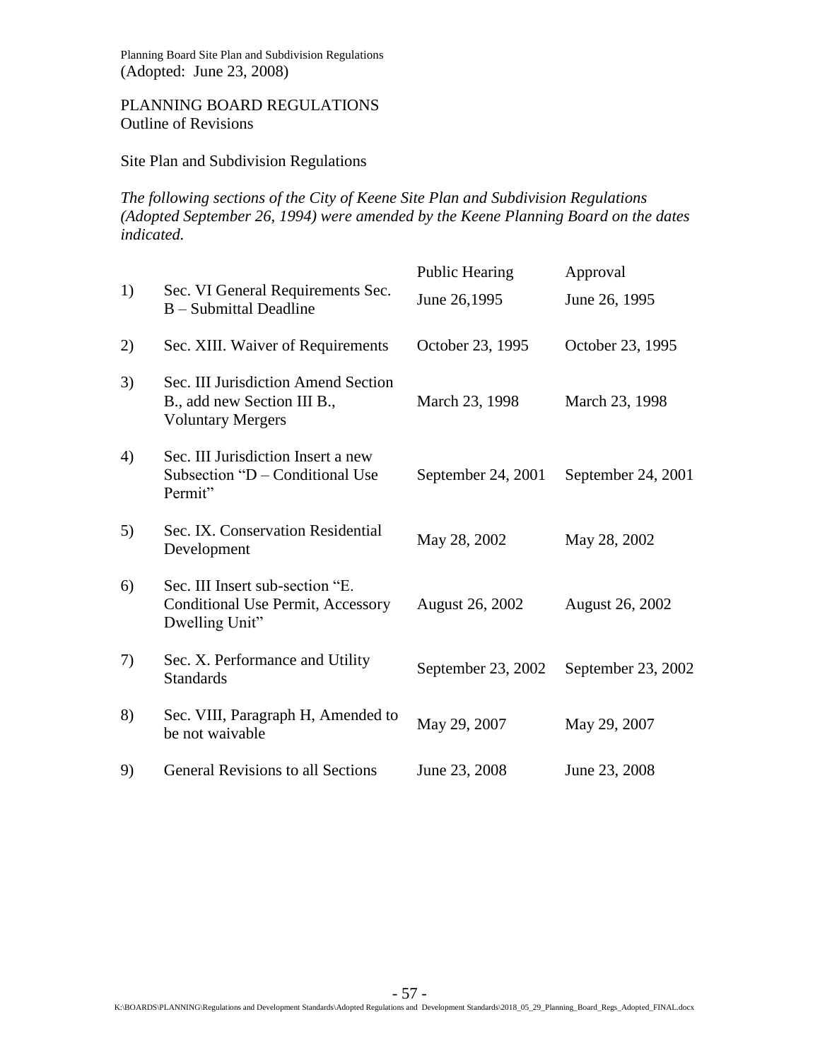PLANNING BOARD REGULATIONS
Outline of Revisions

Site Plan and Subdivision Regulations

*The following sections of the City of Keene Site Plan and Subdivision Regulations (Adopted September 26, 1994) were amended by the Keene Planning Board on the dates indicated.*

| | | Public Hearing | Approval |
|---|---|---|---|
| 1) | Sec. VI General Requirements Sec. B – Submittal Deadline | June 26,1995 | June 26, 1995 |
| 2) | Sec. XIII. Waiver of Requirements | October 23, 1995 | October 23, 1995 |
| 3) | Sec. III Jurisdiction Amend Section B., add new Section III B., Voluntary Mergers | March 23, 1998 | March 23, 1998 |
| 4) | Sec. III Jurisdiction Insert a new Subsection "D – Conditional Use Permit" | September 24, 2001 | September 24, 2001 |
| 5) | Sec. IX. Conservation Residential Development | May 28, 2002 | May 28, 2002 |
| 6) | Sec. III Insert sub-section "E. Conditional Use Permit, Accessory Dwelling Unit" | August 26, 2002 | August 26, 2002 |
| 7) | Sec. X. Performance and Utility Standards | September 23, 2002 | September 23, 2002 |
| 8) | Sec. VIII, Paragraph H, Amended to be not waivable | May 29, 2007 | May 29, 2007 |
| 9) | General Revisions to all Sections | June 23, 2008 | June 23, 2008 |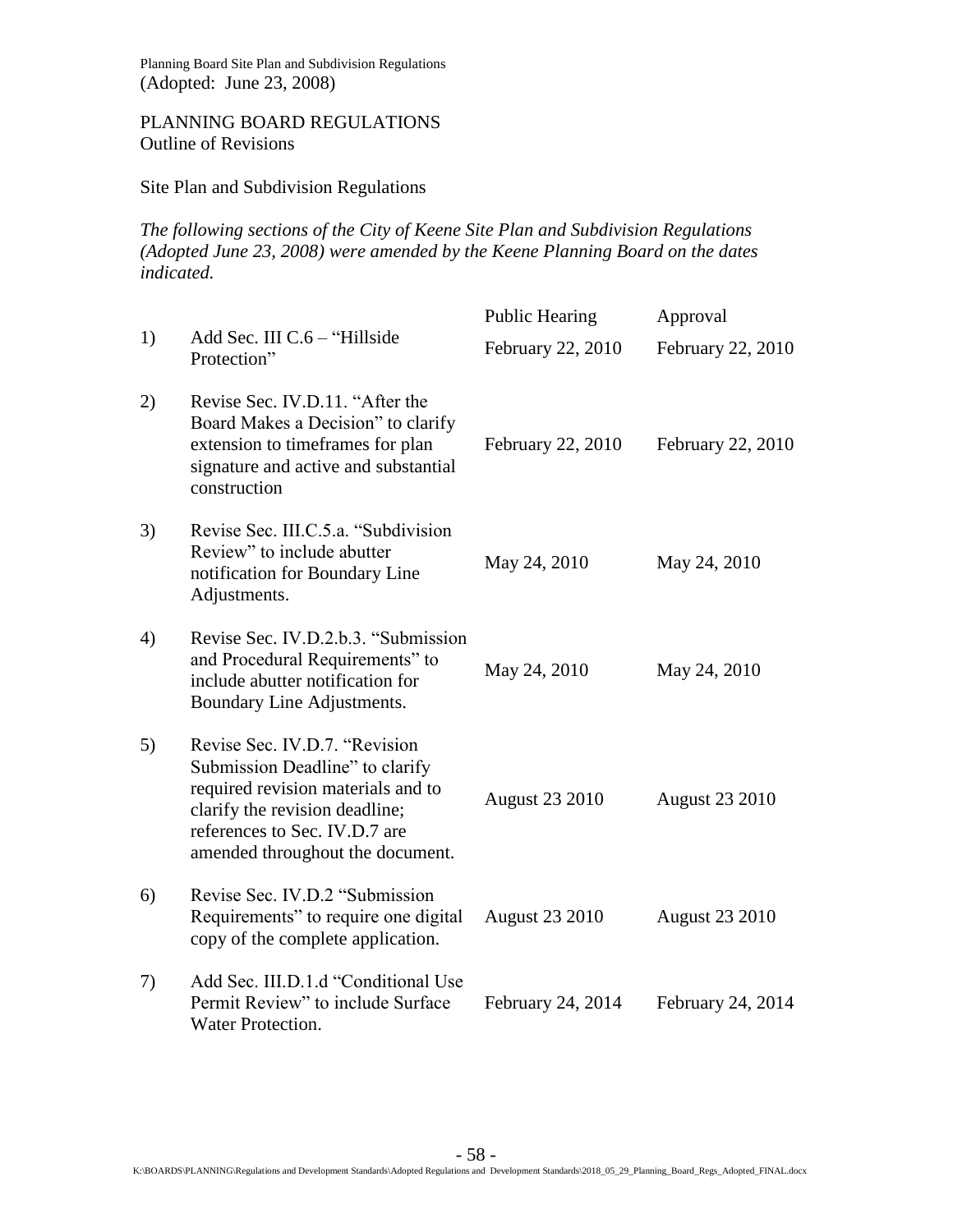Planning Board Site Plan and Subdivision Regulations
(Adopted: June 23, 2008)

## PLANNING BOARD REGULATIONS
Outline of Revisions

Site Plan and Subdivision Regulations

*The following sections of the City of Keene Site Plan and Subdivision Regulations (Adopted June 23, 2008) were amended by the Keene Planning Board on the dates indicated.*

| | | Public Hearing | Approval |
|---|---|---|---|
| 1) | Add Sec. III C.6 – "Hillside Protection" | February 22, 2010 | February 22, 2010 |
| 2) | Revise Sec. IV.D.11. "After the Board Makes a Decision" to clarify extension to timeframes for plan signature and active and substantial construction | February 22, 2010 | February 22, 2010 |
| 3) | Revise Sec. III.C.5.a. "Subdivision Review" to include abutter notification for Boundary Line Adjustments. | May 24, 2010 | May 24, 2010 |
| 4) | Revise Sec. IV.D.2.b.3. "Submission and Procedural Requirements" to include abutter notification for Boundary Line Adjustments. | May 24, 2010 | May 24, 2010 |
| 5) | Revise Sec. IV.D.7. "Revision Submission Deadline" to clarify required revision materials and to clarify the revision deadline; references to Sec. IV.D.7 are amended throughout the document. | August 23 2010 | August 23 2010 |
| 6) | Revise Sec. IV.D.2 "Submission Requirements" to require one digital copy of the complete application. | August 23 2010 | August 23 2010 |
| 7) | Add Sec. III.D.1.d "Conditional Use Permit Review" to include Surface Water Protection. | February 24, 2014 | February 24, 2014 |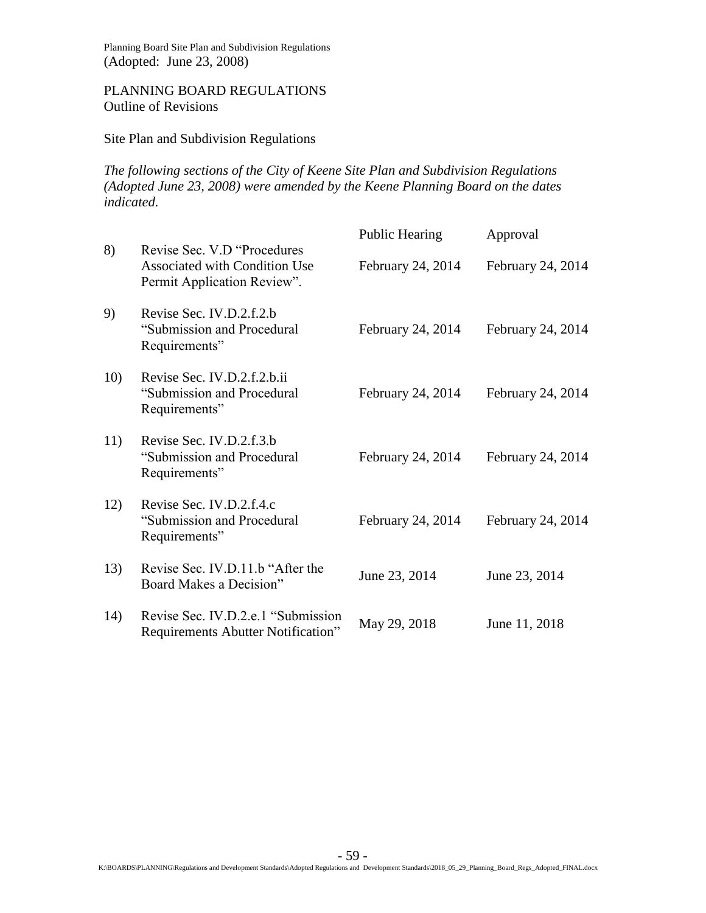Planning Board Site Plan and Subdivision Regulations
(Adopted: June 23, 2008)

PLANNING BOARD REGULATIONS
Outline of Revisions

Site Plan and Subdivision Regulations

*The following sections of the City of Keene Site Plan and Subdivision Regulations (Adopted June 23, 2008) were amended by the Keene Planning Board on the dates indicated.*

| | | Public Hearing | Approval |
|---|---|---|---|
| 8) | Revise Sec. V.D "Procedures Associated with Condition Use Permit Application Review". | February 24, 2014 | February 24, 2014 |
| 9) | Revise Sec. IV.D.2.f.2.b "Submission and Procedural Requirements" | February 24, 2014 | February 24, 2014 |
| 10) | Revise Sec. IV.D.2.f.2.b.ii "Submission and Procedural Requirements" | February 24, 2014 | February 24, 2014 |
| 11) | Revise Sec. IV.D.2.f.3.b "Submission and Procedural Requirements" | February 24, 2014 | February 24, 2014 |
| 12) | Revise Sec. IV.D.2.f.4.c "Submission and Procedural Requirements" | February 24, 2014 | February 24, 2014 |
| 13) | Revise Sec. IV.D.11.b "After the Board Makes a Decision" | June 23, 2014 | June 23, 2014 |
| 14) | Revise Sec. IV.D.2.e.1 "Submission Requirements Abutter Notification" | May 29, 2018 | June 11, 2018 |